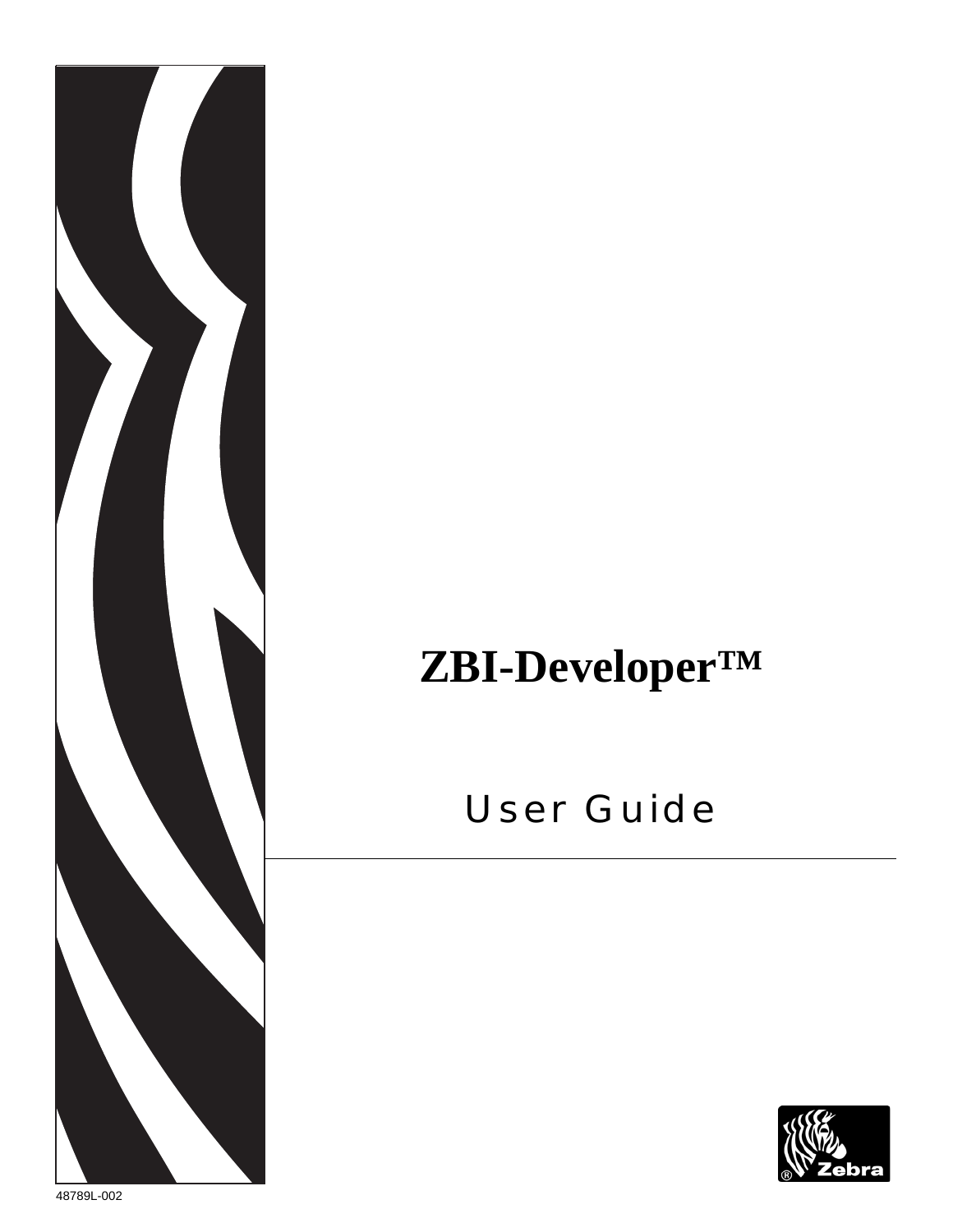# ZBI-Developer™

## User Guide

48789L-002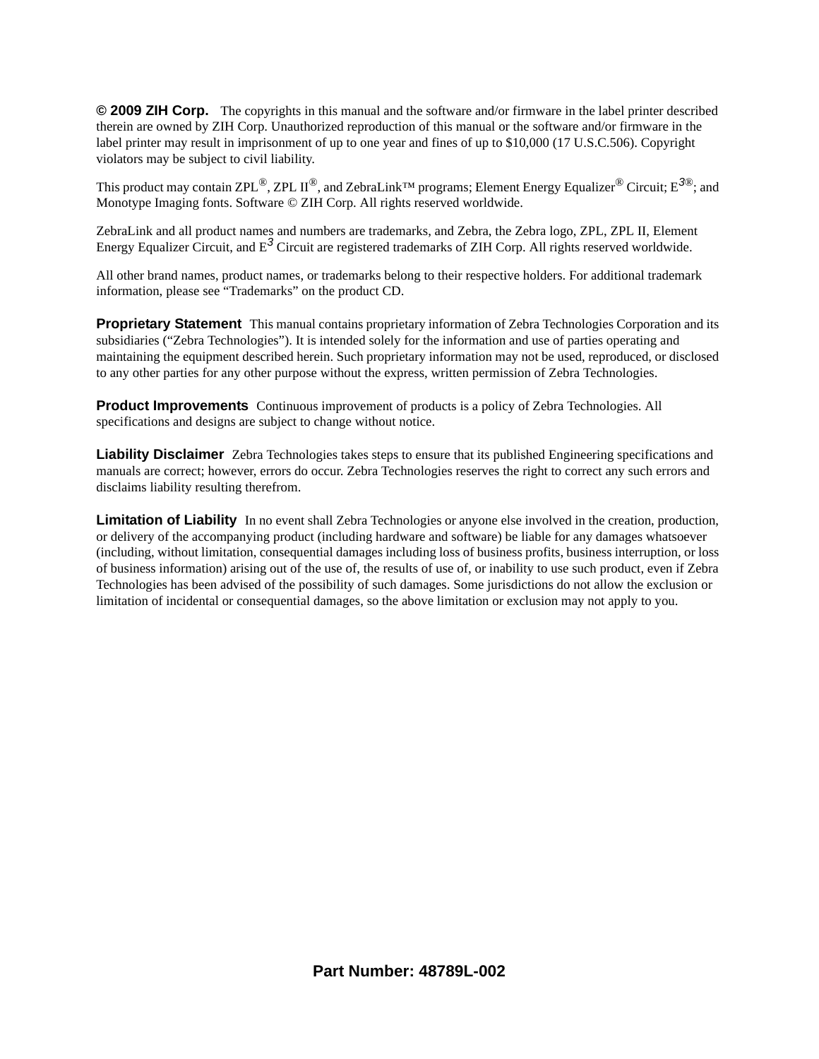**© 2009 ZIH Corp.** The copyrights in this manual and the software and/or firmware in the label printer described therein are owned by ZIH Corp. Unauthorized reproduction of this manual or the software and/or firmware in the label printer may result in imprisonment of up to one year and fines of up to $10,000 (17 U.S.C.506). Copyright violators may be subject to civil liability.

This product may contain ZPL®, ZPL II®, and ZebraLink™ programs; Element Energy Equalizer® Circuit; E3®; and Monotype Imaging fonts. Software © ZIH Corp. All rights reserved worldwide.

ZebraLink and all product names and numbers are trademarks, and Zebra, the Zebra logo, ZPL, ZPL II, Element Energy Equalizer Circuit, and E3 Circuit are registered trademarks of ZIH Corp. All rights reserved worldwide.

All other brand names, product names, or trademarks belong to their respective holders. For additional trademark information, please see “Trademarks” on the product CD.

**Proprietary Statement** This manual contains proprietary information of Zebra Technologies Corporation and its subsidiaries (“Zebra Technologies”). It is intended solely for the information and use of parties operating and maintaining the equipment described herein. Such proprietary information may not be used, reproduced, or disclosed to any other parties for any other purpose without the express, written permission of Zebra Technologies.

**Product Improvements** Continuous improvement of products is a policy of Zebra Technologies. All specifications and designs are subject to change without notice.

**Liability Disclaimer** Zebra Technologies takes steps to ensure that its published Engineering specifications and manuals are correct; however, errors do occur. Zebra Technologies reserves the right to correct any such errors and disclaims liability resulting therefrom.

**Limitation of Liability** In no event shall Zebra Technologies or anyone else involved in the creation, production, or delivery of the accompanying product (including hardware and software) be liable for any damages whatsoever (including, without limitation, consequential damages including loss of business profits, business interruption, or loss of business information) arising out of the use of, the results of use of, or inability to use such product, even if Zebra Technologies has been advised of the possibility of such damages. Some jurisdictions do not allow the exclusion or limitation of incidental or consequential damages, so the above limitation or exclusion may not apply to you.

**Part Number: 48789L-002**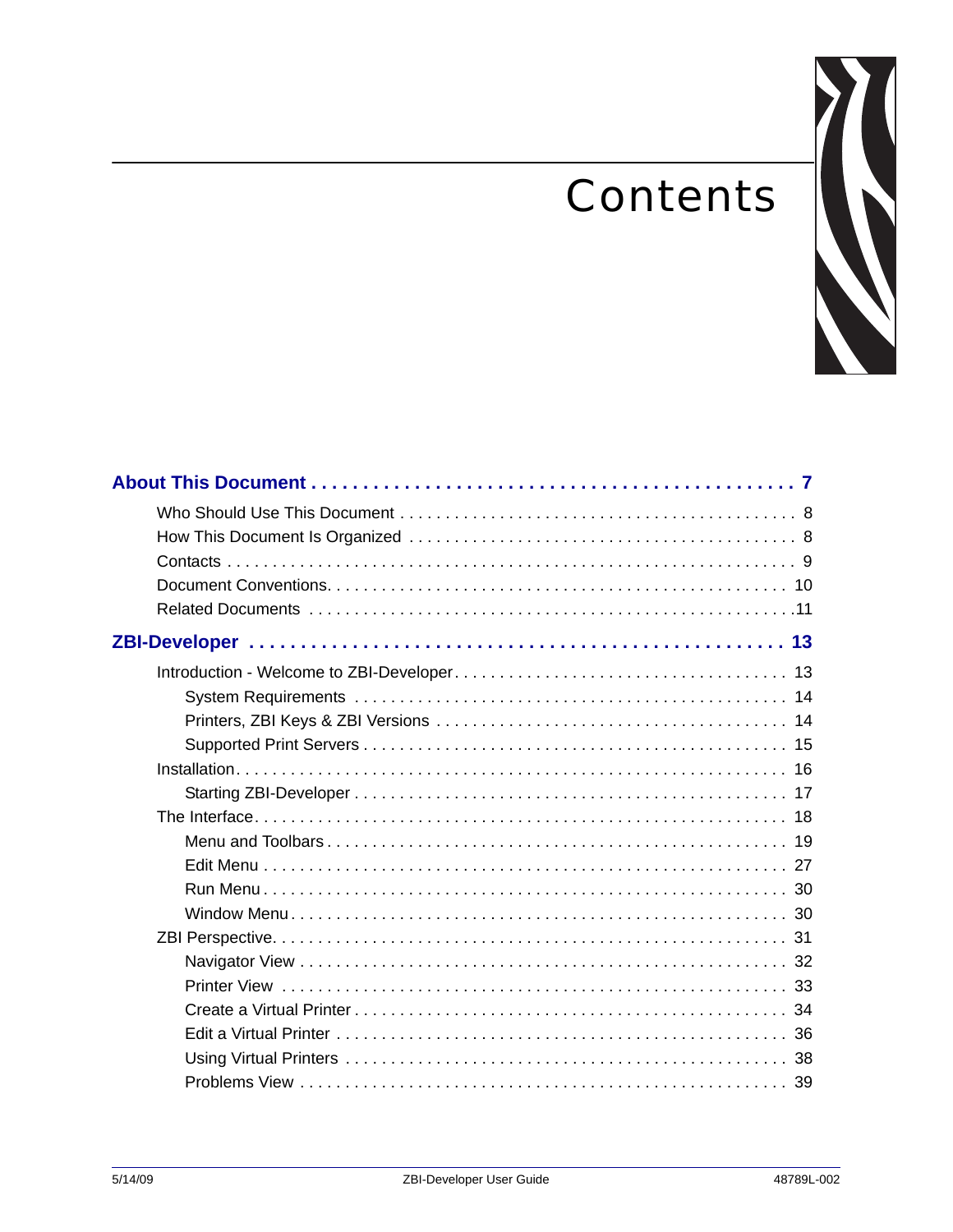# Contents

**About This Document . . . . . . . . . . . . . . . . . . . . . . . . . . . . . . . . . . . . . . . . . . . . 7**

- Who Should Use This Document . . . . . . . . . . . . . . . . . . . . . . . . . . . . . . . . . . . . . . . . . . 8
- How This Document Is Organized . . . . . . . . . . . . . . . . . . . . . . . . . . . . . . . . . . . . . . . . . 8
- Contacts . . . . . . . . . . . . . . . . . . . . . . . . . . . . . . . . . . . . . . . . . . . . . . . . . . . . . . . . . . . . . 9
- Document Conventions. . . . . . . . . . . . . . . . . . . . . . . . . . . . . . . . . . . . . . . . . . . . . . . . . . 10
- Related Documents . . . . . . . . . . . . . . . . . . . . . . . . . . . . . . . . . . . . . . . . . . . . . . . . . . . .11

**ZBI-Developer . . . . . . . . . . . . . . . . . . . . . . . . . . . . . . . . . . . . . . . . . . . . . . . . . . . . 13**

- Introduction - Welcome to ZBI-Developer. . . . . . . . . . . . . . . . . . . . . . . . . . . . . . . . . . . . 13
  - System Requirements . . . . . . . . . . . . . . . . . . . . . . . . . . . . . . . . . . . . . . . . . . . . . . . 14
  - Printers, ZBI Keys & ZBI Versions . . . . . . . . . . . . . . . . . . . . . . . . . . . . . . . . . . . . . . 14
  - Supported Print Servers . . . . . . . . . . . . . . . . . . . . . . . . . . . . . . . . . . . . . . . . . . . . . . 15
- Installation. . . . . . . . . . . . . . . . . . . . . . . . . . . . . . . . . . . . . . . . . . . . . . . . . . . . . . . . . . . 16
  - Starting ZBI-Developer . . . . . . . . . . . . . . . . . . . . . . . . . . . . . . . . . . . . . . . . . . . . . . . 17
- The Interface. . . . . . . . . . . . . . . . . . . . . . . . . . . . . . . . . . . . . . . . . . . . . . . . . . . . . . . . . 18
  - Menu and Toolbars . . . . . . . . . . . . . . . . . . . . . . . . . . . . . . . . . . . . . . . . . . . . . . . . . . 19
  - Edit Menu . . . . . . . . . . . . . . . . . . . . . . . . . . . . . . . . . . . . . . . . . . . . . . . . . . . . . . . . . 27
  - Run Menu . . . . . . . . . . . . . . . . . . . . . . . . . . . . . . . . . . . . . . . . . . . . . . . . . . . . . . . . . 30
  - Window Menu . . . . . . . . . . . . . . . . . . . . . . . . . . . . . . . . . . . . . . . . . . . . . . . . . . . . . . 30
- ZBI Perspective. . . . . . . . . . . . . . . . . . . . . . . . . . . . . . . . . . . . . . . . . . . . . . . . . . . . . . . 31
  - Navigator View . . . . . . . . . . . . . . . . . . . . . . . . . . . . . . . . . . . . . . . . . . . . . . . . . . . . . 32
  - Printer View . . . . . . . . . . . . . . . . . . . . . . . . . . . . . . . . . . . . . . . . . . . . . . . . . . . . . . . 33
  - Create a Virtual Printer . . . . . . . . . . . . . . . . . . . . . . . . . . . . . . . . . . . . . . . . . . . . . . . 34
  - Edit a Virtual Printer . . . . . . . . . . . . . . . . . . . . . . . . . . . . . . . . . . . . . . . . . . . . . . . . . 36
  - Using Virtual Printers . . . . . . . . . . . . . . . . . . . . . . . . . . . . . . . . . . . . . . . . . . . . . . . . 38
  - Problems View . . . . . . . . . . . . . . . . . . . . . . . . . . . . . . . . . . . . . . . . . . . . . . . . . . . . . . 39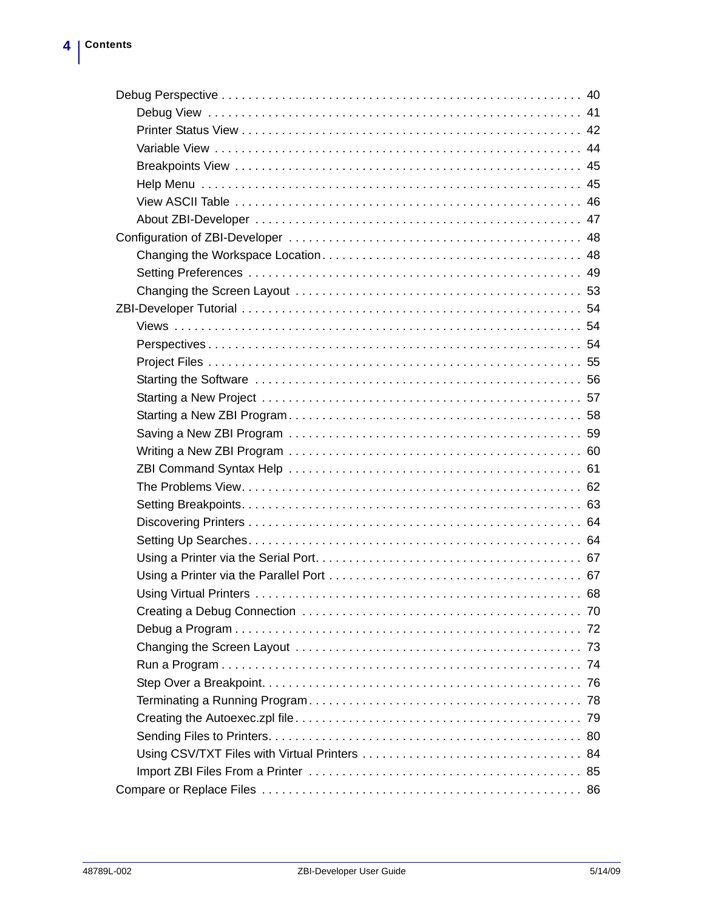Debug Perspective . . . . . . . . . . . . . . . . . . . . . . . . . . . . . . . . . . . . . . . . . . . . . . . . . . . 40
- Debug View . . . . . . . . . . . . . . . . . . . . . . . . . . . . . . . . . . . . . . . . . . . . . . . . . . . . 41
- Printer Status View . . . . . . . . . . . . . . . . . . . . . . . . . . . . . . . . . . . . . . . . . . . . . . 42
- Variable View . . . . . . . . . . . . . . . . . . . . . . . . . . . . . . . . . . . . . . . . . . . . . . . . . . 44
- Breakpoints View . . . . . . . . . . . . . . . . . . . . . . . . . . . . . . . . . . . . . . . . . . . . . . . 45
- Help Menu . . . . . . . . . . . . . . . . . . . . . . . . . . . . . . . . . . . . . . . . . . . . . . . . . . . . 45
- View ASCII Table . . . . . . . . . . . . . . . . . . . . . . . . . . . . . . . . . . . . . . . . . . . . . . . 46
- About ZBI-Developer . . . . . . . . . . . . . . . . . . . . . . . . . . . . . . . . . . . . . . . . . . . . . 47

Configuration of ZBI-Developer . . . . . . . . . . . . . . . . . . . . . . . . . . . . . . . . . . . . . . . . . 48
- Changing the Workspace Location . . . . . . . . . . . . . . . . . . . . . . . . . . . . . . . . . . . . . 48
- Setting Preferences . . . . . . . . . . . . . . . . . . . . . . . . . . . . . . . . . . . . . . . . . . . . . . . 49
- Changing the Screen Layout . . . . . . . . . . . . . . . . . . . . . . . . . . . . . . . . . . . . . . . . . 53

ZBI-Developer Tutorial . . . . . . . . . . . . . . . . . . . . . . . . . . . . . . . . . . . . . . . . . . . . . . . . 54
- Views . . . . . . . . . . . . . . . . . . . . . . . . . . . . . . . . . . . . . . . . . . . . . . . . . . . . . . . . . 54
- Perspectives . . . . . . . . . . . . . . . . . . . . . . . . . . . . . . . . . . . . . . . . . . . . . . . . . . . . 54
- Project Files . . . . . . . . . . . . . . . . . . . . . . . . . . . . . . . . . . . . . . . . . . . . . . . . . . . . 55
- Starting the Software . . . . . . . . . . . . . . . . . . . . . . . . . . . . . . . . . . . . . . . . . . . . . . 56
- Starting a New Project . . . . . . . . . . . . . . . . . . . . . . . . . . . . . . . . . . . . . . . . . . . . . 57
- Starting a New ZBI Program . . . . . . . . . . . . . . . . . . . . . . . . . . . . . . . . . . . . . . . . . 58
- Saving a New ZBI Program . . . . . . . . . . . . . . . . . . . . . . . . . . . . . . . . . . . . . . . . . . 59
- Writing a New ZBI Program . . . . . . . . . . . . . . . . . . . . . . . . . . . . . . . . . . . . . . . . . 60
- ZBI Command Syntax Help . . . . . . . . . . . . . . . . . . . . . . . . . . . . . . . . . . . . . . . . . . 61
- The Problems View. . . . . . . . . . . . . . . . . . . . . . . . . . . . . . . . . . . . . . . . . . . . . . . . 62
- Setting Breakpoints. . . . . . . . . . . . . . . . . . . . . . . . . . . . . . . . . . . . . . . . . . . . . . . . 63
- Discovering Printers . . . . . . . . . . . . . . . . . . . . . . . . . . . . . . . . . . . . . . . . . . . . . . . 64
- Setting Up Searches. . . . . . . . . . . . . . . . . . . . . . . . . . . . . . . . . . . . . . . . . . . . . . . . 64
- Using a Printer via the Serial Port. . . . . . . . . . . . . . . . . . . . . . . . . . . . . . . . . . . . . . 67
- Using a Printer via the Parallel Port . . . . . . . . . . . . . . . . . . . . . . . . . . . . . . . . . . . . . 67
- Using Virtual Printers . . . . . . . . . . . . . . . . . . . . . . . . . . . . . . . . . . . . . . . . . . . . . . 68
- Creating a Debug Connection . . . . . . . . . . . . . . . . . . . . . . . . . . . . . . . . . . . . . . . . . 70
- Debug a Program . . . . . . . . . . . . . . . . . . . . . . . . . . . . . . . . . . . . . . . . . . . . . . . . . 72
- Changing the Screen Layout . . . . . . . . . . . . . . . . . . . . . . . . . . . . . . . . . . . . . . . . . 73
- Run a Program . . . . . . . . . . . . . . . . . . . . . . . . . . . . . . . . . . . . . . . . . . . . . . . . . . . 74
- Step Over a Breakpoint. . . . . . . . . . . . . . . . . . . . . . . . . . . . . . . . . . . . . . . . . . . . . . 76
- Terminating a Running Program. . . . . . . . . . . . . . . . . . . . . . . . . . . . . . . . . . . . . . . . 78
- Creating the Autoexec.zpl file. . . . . . . . . . . . . . . . . . . . . . . . . . . . . . . . . . . . . . . . . . 79
- Sending Files to Printers. . . . . . . . . . . . . . . . . . . . . . . . . . . . . . . . . . . . . . . . . . . . . . 80
- Using CSV/TXT Files with Virtual Printers . . . . . . . . . . . . . . . . . . . . . . . . . . . . . . . . 84
- Import ZBI Files From a Printer . . . . . . . . . . . . . . . . . . . . . . . . . . . . . . . . . . . . . . . . 85

Compare or Replace Files . . . . . . . . . . . . . . . . . . . . . . . . . . . . . . . . . . . . . . . . . . . . . . 86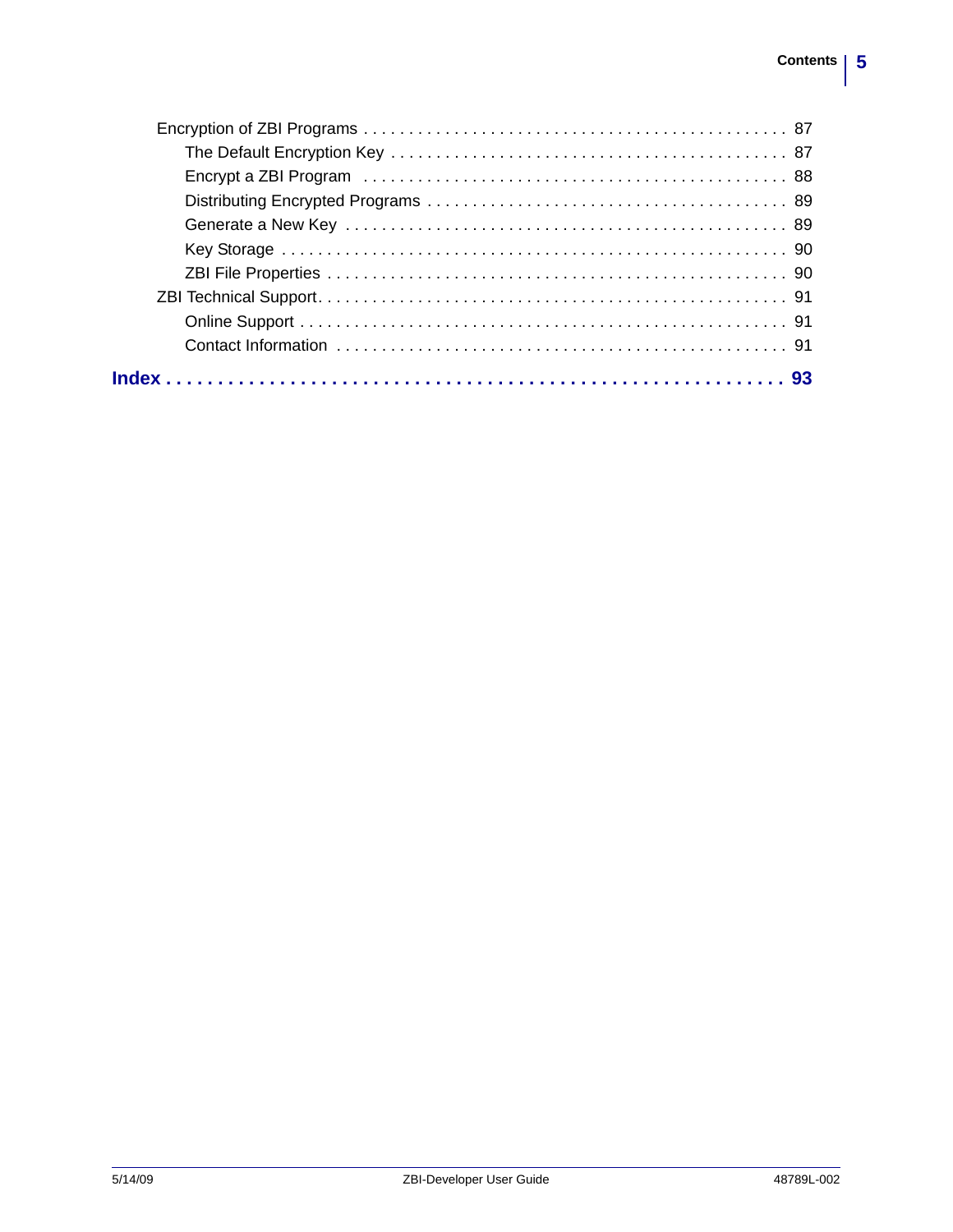Encryption of ZBI Programs . . . . . . . . . . . . . . . . . . . . . . . . . . . . . . . . . . . . . . . . . . . . . . 87

- The Default Encryption Key . . . . . . . . . . . . . . . . . . . . . . . . . . . . . . . . . . . . . . . . . . . 87
- Encrypt a ZBI Program . . . . . . . . . . . . . . . . . . . . . . . . . . . . . . . . . . . . . . . . . . . . . . 88
- Distributing Encrypted Programs . . . . . . . . . . . . . . . . . . . . . . . . . . . . . . . . . . . . . . 89
- Generate a New Key . . . . . . . . . . . . . . . . . . . . . . . . . . . . . . . . . . . . . . . . . . . . . . . . 89
- Key Storage . . . . . . . . . . . . . . . . . . . . . . . . . . . . . . . . . . . . . . . . . . . . . . . . . . . . . . 90
- ZBI File Properties . . . . . . . . . . . . . . . . . . . . . . . . . . . . . . . . . . . . . . . . . . . . . . . . . . 90

ZBI Technical Support. . . . . . . . . . . . . . . . . . . . . . . . . . . . . . . . . . . . . . . . . . . . . . . . . . . 91

- Online Support . . . . . . . . . . . . . . . . . . . . . . . . . . . . . . . . . . . . . . . . . . . . . . . . . . . . . 91
- Contact Information . . . . . . . . . . . . . . . . . . . . . . . . . . . . . . . . . . . . . . . . . . . . . . . . . 91

**Index . . . . . . . . . . . . . . . . . . . . . . . . . . . . . . . . . . . . . . . . . . . . . . . . . . . . . . . . . . . 93**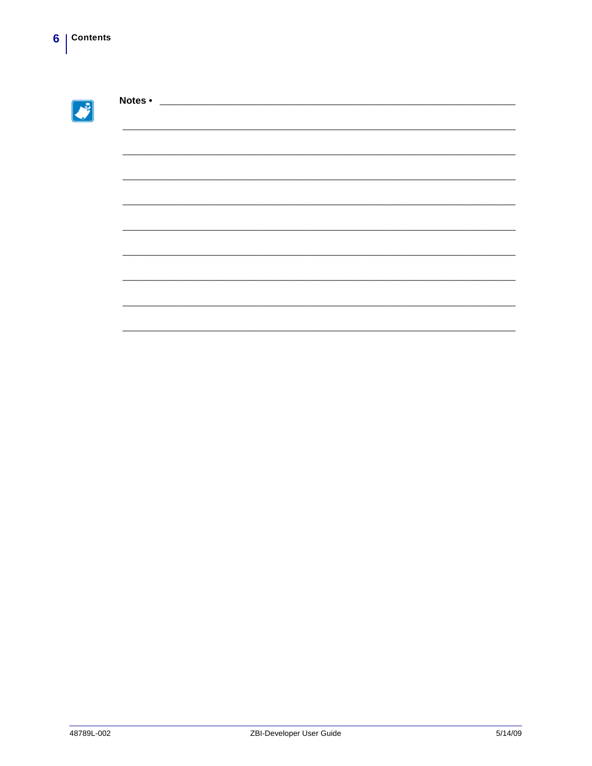**Notes •** ___________________________________________________________________

__________________________________________________________________________

__________________________________________________________________________

__________________________________________________________________________

__________________________________________________________________________

__________________________________________________________________________

__________________________________________________________________________

__________________________________________________________________________

__________________________________________________________________________

__________________________________________________________________________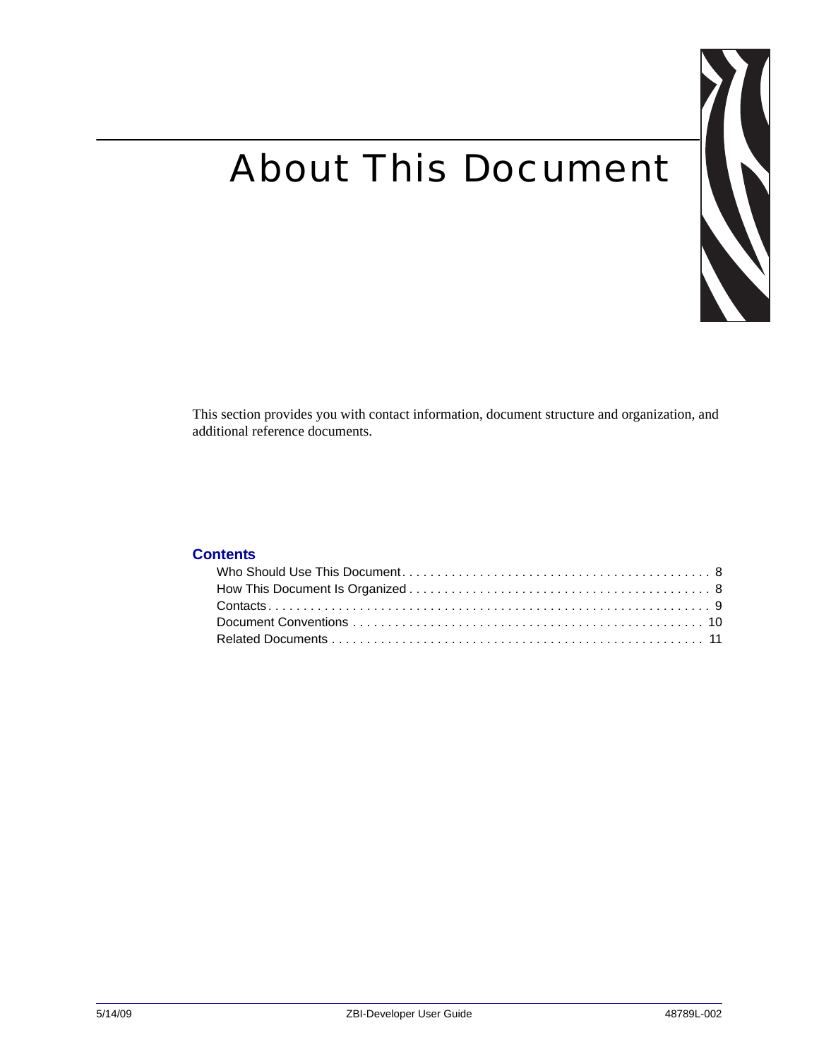# About This Document

This section provides you with contact information, document structure and organization, and additional reference documents.

## Contents

- Who Should Use This Document . . . . . . . . . . . . . . . . . . . . . . . . . . . . . . . . . . . . . . . . . . . 8
- How This Document Is Organized . . . . . . . . . . . . . . . . . . . . . . . . . . . . . . . . . . . . . . . . . . 8
- Contacts . . . . . . . . . . . . . . . . . . . . . . . . . . . . . . . . . . . . . . . . . . . . . . . . . . . . . . . . . . . . . . 9
- Document Conventions . . . . . . . . . . . . . . . . . . . . . . . . . . . . . . . . . . . . . . . . . . . . . . . . . 10
- Related Documents . . . . . . . . . . . . . . . . . . . . . . . . . . . . . . . . . . . . . . . . . . . . . . . . . . . . 11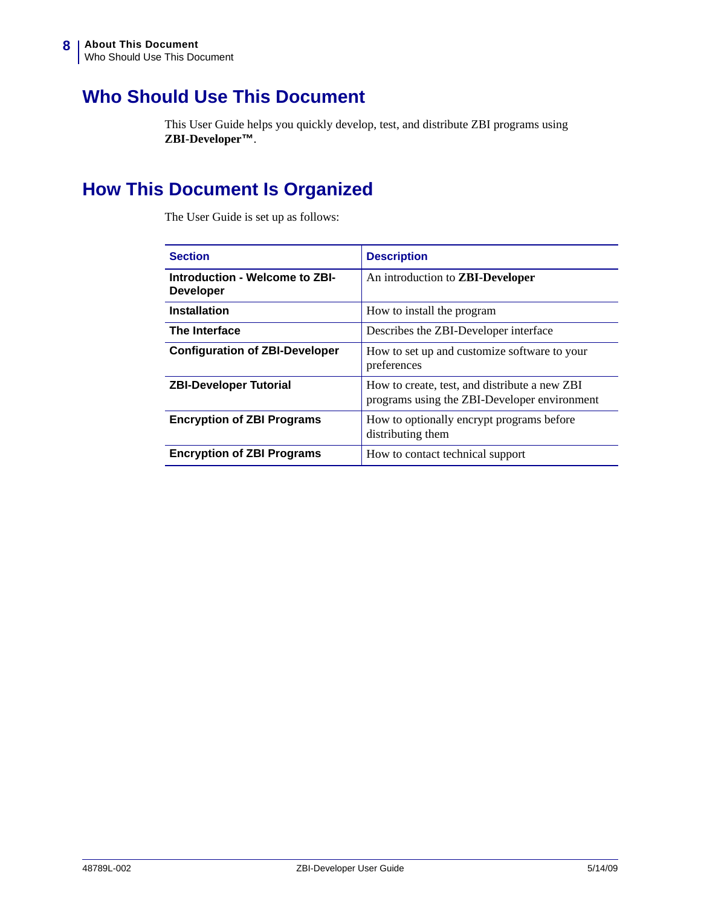## Who Should Use This Document

This User Guide helps you quickly develop, test, and distribute ZBI programs using **ZBI-Developer™**.

## How This Document Is Organized

The User Guide is set up as follows:

| Section | Description |
|---|---|
| **Introduction - Welcome to ZBI-Developer** | An introduction to **ZBI-Developer** |
| **Installation** | How to install the program |
| **The Interface** | Describes the ZBI-Developer interface |
| **Configuration of ZBI-Developer** | How to set up and customize software to your preferences |
| **ZBI-Developer Tutorial** | How to create, test, and distribute a new ZBI programs using the ZBI-Developer environment |
| **Encryption of ZBI Programs** | How to optionally encrypt programs before distributing them |
| **Encryption of ZBI Programs** | How to contact technical support |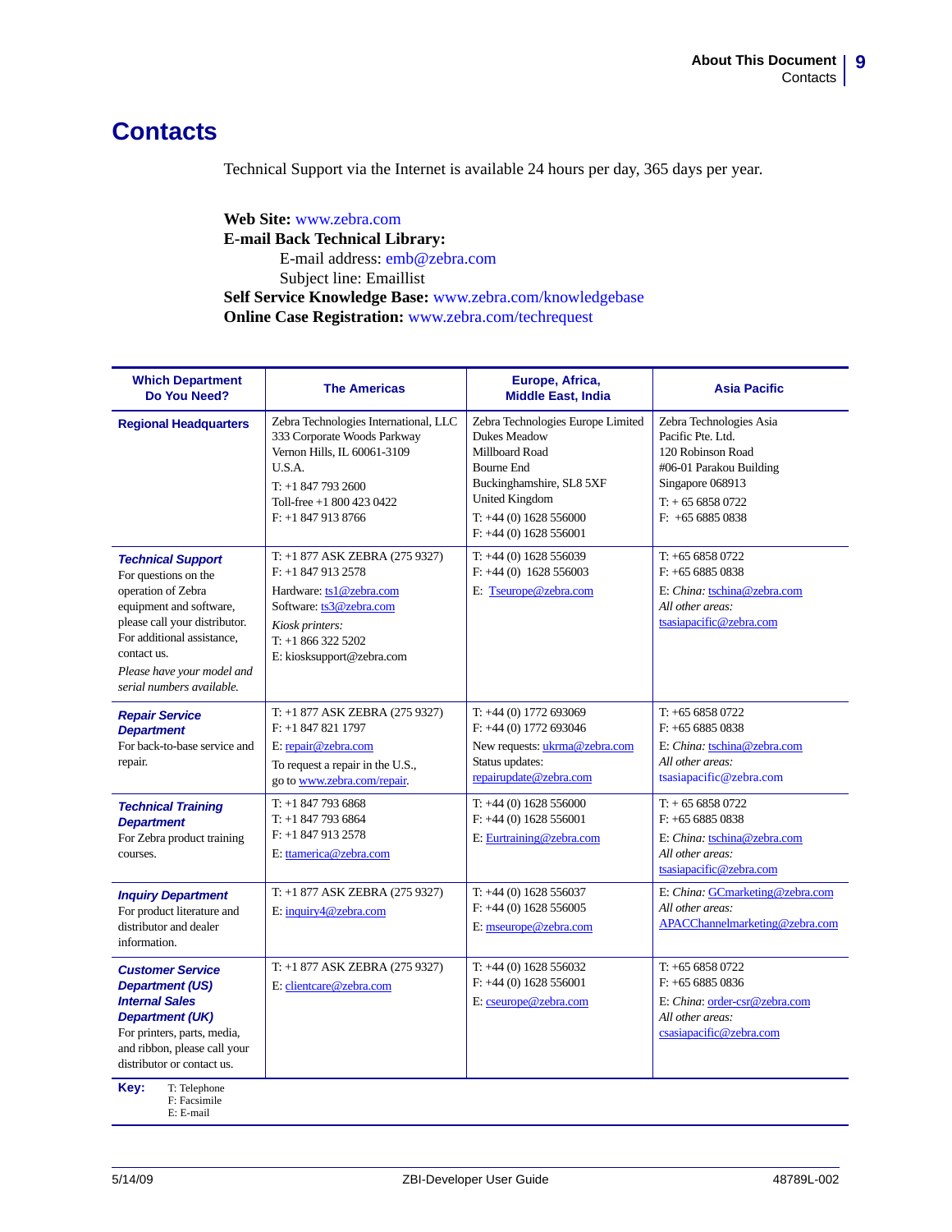# Contacts

Technical Support via the Internet is available 24 hours per day, 365 days per year.

**Web Site:** www.zebra.com
**E-mail Back Technical Library:**
E-mail address: emb@zebra.com
Subject line: Emaillist
**Self Service Knowledge Base:** www.zebra.com/knowledgebase
**Online Case Registration:** www.zebra.com/techrequest

| Which Department Do You Need? | The Americas | Europe, Africa, Middle East, India | Asia Pacific |
|---|---|---|---|
| **Regional Headquarters** | Zebra Technologies International, LLC<br>333 Corporate Woods Parkway<br>Vernon Hills, IL 60061-3109<br>U.S.A.<br>T: +1 847 793 2600<br>Toll-free +1 800 423 0422<br>F: +1 847 913 8766 | Zebra Technologies Europe Limited<br>Dukes Meadow<br>Millboard Road<br>Bourne End<br>Buckinghamshire, SL8 5XF<br>United Kingdom<br>T: +44 (0) 1628 556000<br>F: +44 (0) 1628 556001 | Zebra Technologies Asia Pacific Pte. Ltd.<br>120 Robinson Road<br>#06-01 Parakou Building<br>Singapore 068913<br>T: + 65 6858 0722<br>F: +65 6885 0838 |
| ***Technical Support***<br>For questions on the operation of Zebra equipment and software, please call your distributor. For additional assistance, contact us.<br>*Please have your model and serial numbers available.* | T: +1 877 ASK ZEBRA (275 9327)<br>F: +1 847 913 2578<br>Hardware: ts1@zebra.com<br>Software: ts3@zebra.com<br>*Kiosk printers:*<br>T: +1 866 322 5202<br>E: kiosksupport@zebra.com | T: +44 (0) 1628 556039<br>F: +44 (0) 1628 556003<br>E: Tseurope@zebra.com | T: +65 6858 0722<br>F: +65 6885 0838<br>E: *China:* tschina@zebra.com<br>*All other areas:*<br>tsasiapacific@zebra.com |
| ***Repair Service Department***<br>For back-to-base service and repair. | T: +1 877 ASK ZEBRA (275 9327)<br>F: +1 847 821 1797<br>E: repair@zebra.com<br>To request a repair in the U.S., go to www.zebra.com/repair. | T: +44 (0) 1772 693069<br>F: +44 (0) 1772 693046<br>New requests: ukrma@zebra.com<br>Status updates:<br>repairupdate@zebra.com | T: +65 6858 0722<br>F: +65 6885 0838<br>E: *China:* tschina@zebra.com<br>*All other areas:*<br>tsasiapacific@zebra.com |
| ***Technical Training Department***<br>For Zebra product training courses. | T: +1 847 793 6868<br>T: +1 847 793 6864<br>F: +1 847 913 2578<br>E: ttamerica@zebra.com | T: +44 (0) 1628 556000<br>F: +44 (0) 1628 556001<br>E: Eurtraining@zebra.com | T: + 65 6858 0722<br>F: +65 6885 0838<br>E: *China:* tschina@zebra.com<br>*All other areas:*<br>tsasiapacific@zebra.com |
| ***Inquiry Department***<br>For product literature and distributor and dealer information. | T: +1 877 ASK ZEBRA (275 9327)<br>E: inquiry4@zebra.com | T: +44 (0) 1628 556037<br>F: +44 (0) 1628 556005<br>E: mseurope@zebra.com | E: *China:* GCmarketing@zebra.com<br>*All other areas:*<br>APACChannelmarketing@zebra.com |
| ***Customer Service Department (US)***<br>***Internal Sales Department (UK)***<br>For printers, parts, media, and ribbon, please call your distributor or contact us. | T: +1 877 ASK ZEBRA (275 9327)<br>E: clientcare@zebra.com | T: +44 (0) 1628 556032<br>F: +44 (0) 1628 556001<br>E: cseurope@zebra.com | T: +65 6858 0722<br>F: +65 6885 0836<br>E: *China*: order-csr@zebra.com<br>*All other areas:*<br>csasiapacific@zebra.com |

**Key:**
T: Telephone
F: Facsimile
E: E-mail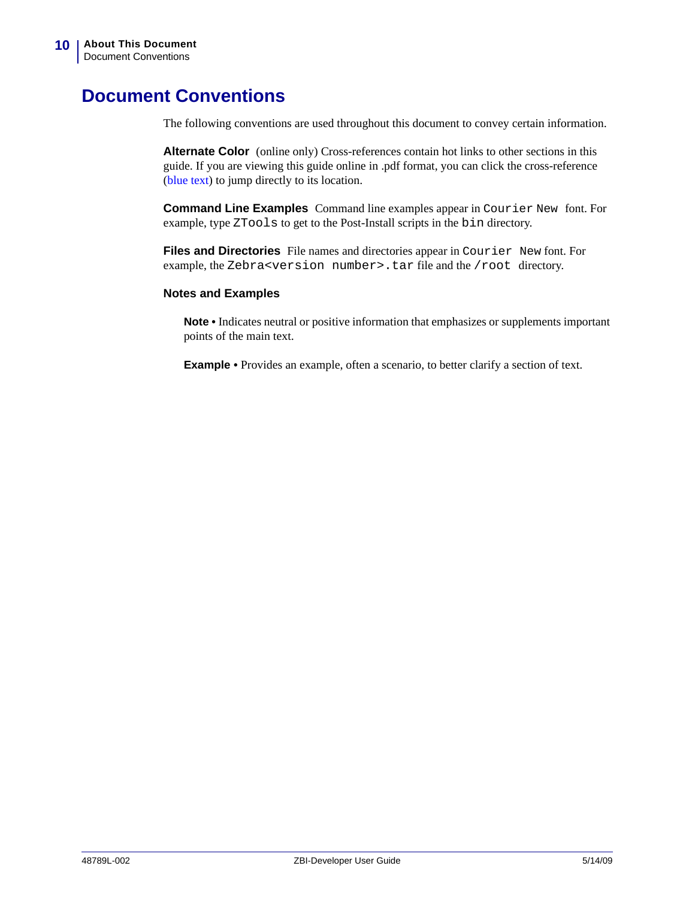# Document Conventions

The following conventions are used throughout this document to convey certain information.

**Alternate Color** (online only) Cross-references contain hot links to other sections in this guide. If you are viewing this guide online in .pdf format, you can click the cross-reference (blue text) to jump directly to its location.

**Command Line Examples** Command line examples appear in `Courier New` font. For example, type `ZTools` to get to the Post-Install scripts in the `bin` directory.

**Files and Directories** File names and directories appear in `Courier New` font. For example, the `Zebra<version number>.tar` file and the `/root` directory.

**Notes and Examples**

**Note •** Indicates neutral or positive information that emphasizes or supplements important points of the main text.

**Example •** Provides an example, often a scenario, to better clarify a section of text.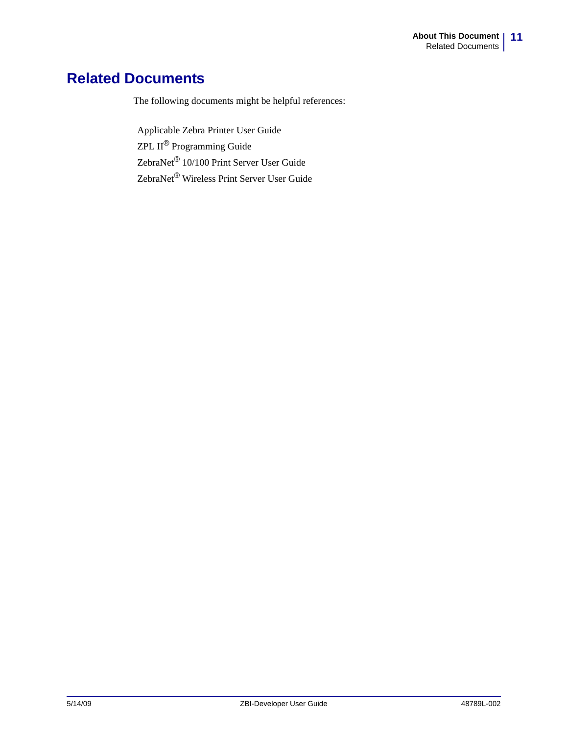## Related Documents

The following documents might be helpful references:

Applicable Zebra Printer User Guide

ZPL II® Programming Guide

ZebraNet® 10/100 Print Server User Guide

ZebraNet® Wireless Print Server User Guide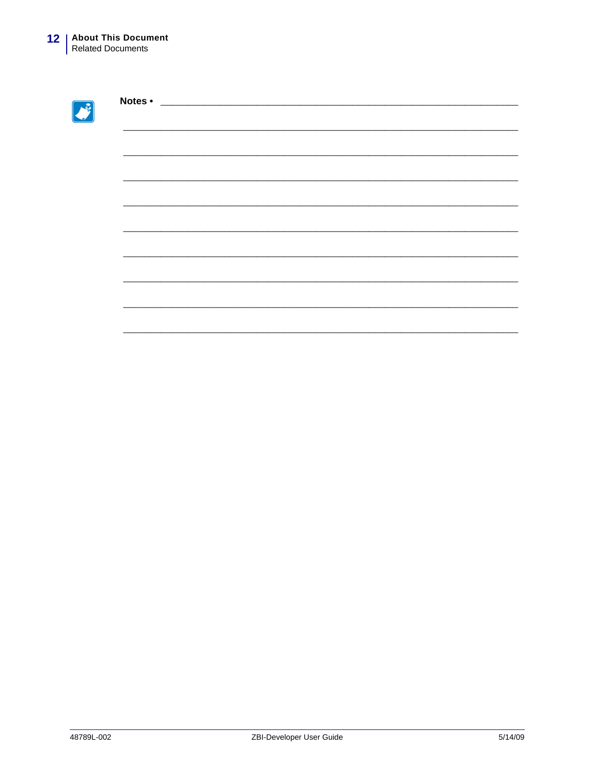**Notes •** ___________________________________________________________________

_______________________________________________________________________________

_______________________________________________________________________________

_______________________________________________________________________________

_______________________________________________________________________________

_______________________________________________________________________________

_______________________________________________________________________________

_______________________________________________________________________________

_______________________________________________________________________________

_______________________________________________________________________________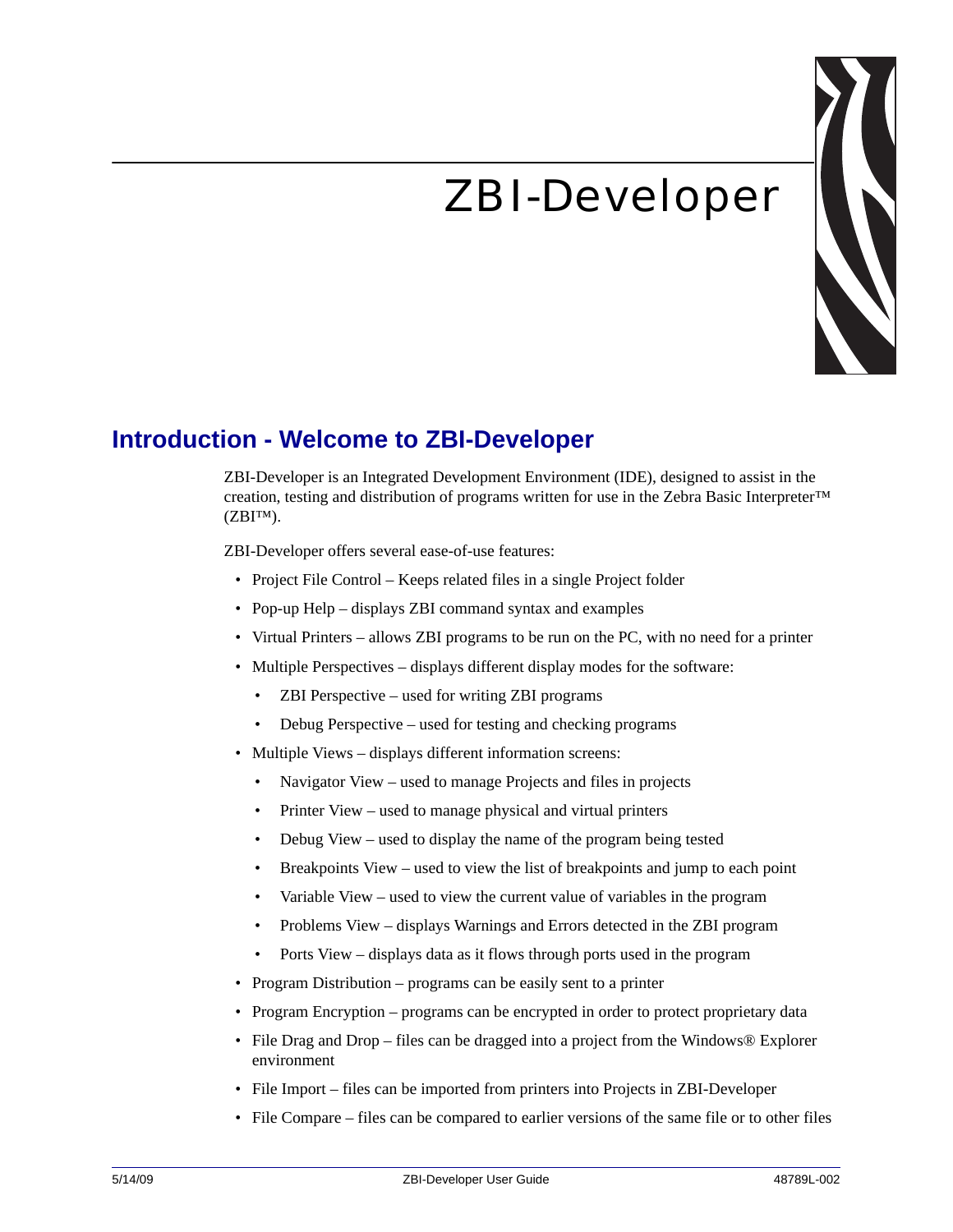# ZBI-Developer

## Introduction - Welcome to ZBI-Developer

ZBI-Developer is an Integrated Development Environment (IDE), designed to assist in the creation, testing and distribution of programs written for use in the Zebra Basic Interpreter™ (ZBI™).

ZBI-Developer offers several ease-of-use features:

- Project File Control – Keeps related files in a single Project folder
- Pop-up Help – displays ZBI command syntax and examples
- Virtual Printers – allows ZBI programs to be run on the PC, with no need for a printer
- Multiple Perspectives – displays different display modes for the software:
  - ZBI Perspective – used for writing ZBI programs
  - Debug Perspective – used for testing and checking programs
- Multiple Views – displays different information screens:
  - Navigator View – used to manage Projects and files in projects
  - Printer View – used to manage physical and virtual printers
  - Debug View – used to display the name of the program being tested
  - Breakpoints View – used to view the list of breakpoints and jump to each point
  - Variable View – used to view the current value of variables in the program
  - Problems View – displays Warnings and Errors detected in the ZBI program
  - Ports View – displays data as it flows through ports used in the program
- Program Distribution – programs can be easily sent to a printer
- Program Encryption – programs can be encrypted in order to protect proprietary data
- File Drag and Drop – files can be dragged into a project from the Windows® Explorer environment
- File Import – files can be imported from printers into Projects in ZBI-Developer
- File Compare – files can be compared to earlier versions of the same file or to other files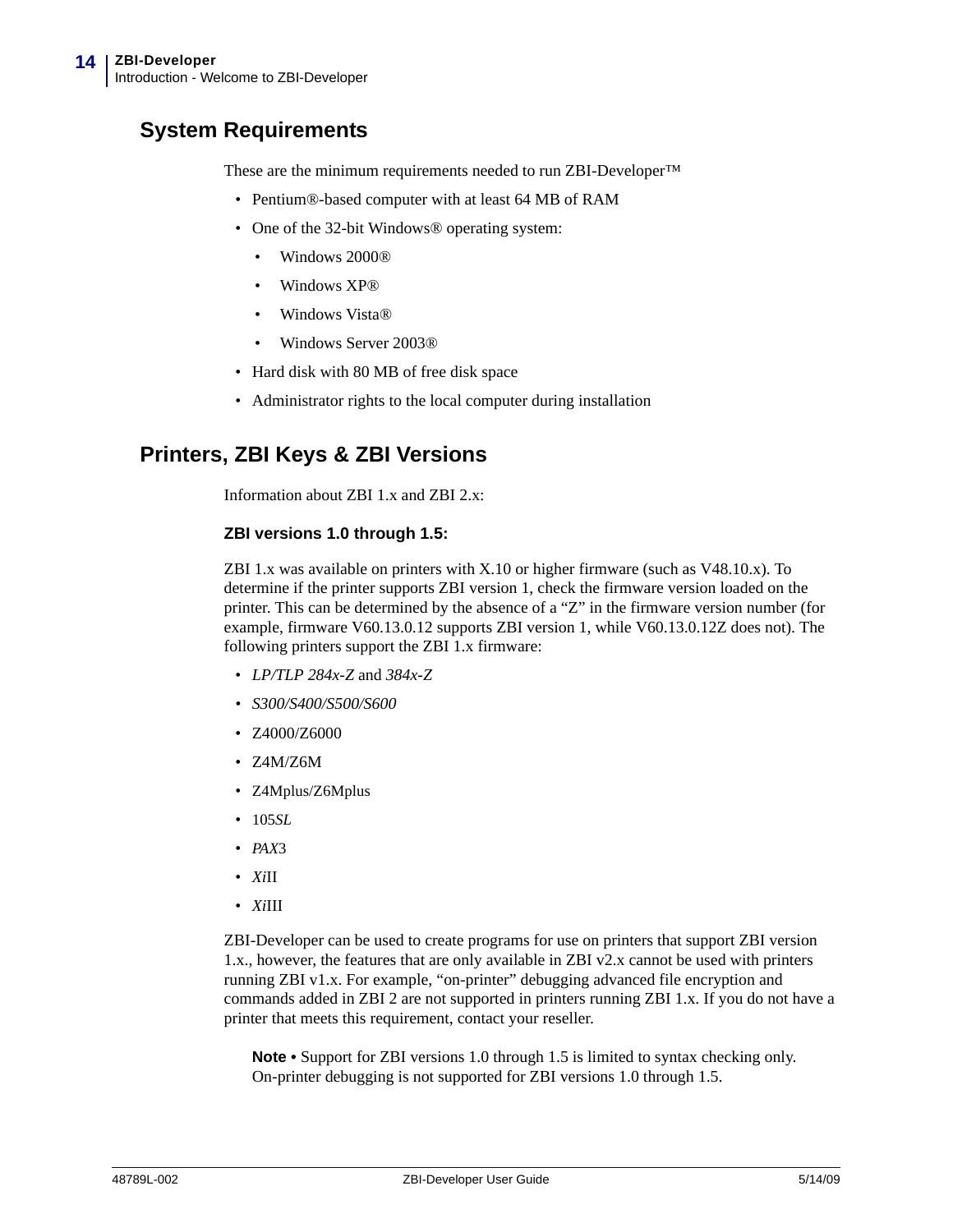## System Requirements

These are the minimum requirements needed to run ZBI-Developer™

- Pentium®-based computer with at least 64 MB of RAM
- One of the 32-bit Windows® operating system:
  - Windows 2000®
  - Windows XP®
  - Windows Vista®
  - Windows Server 2003®
- Hard disk with 80 MB of free disk space
- Administrator rights to the local computer during installation

## Printers, ZBI Keys & ZBI Versions

Information about ZBI 1.x and ZBI 2.x:

### ZBI versions 1.0 through 1.5:

ZBI 1.x was available on printers with X.10 or higher firmware (such as V48.10.x). To determine if the printer supports ZBI version 1, check the firmware version loaded on the printer. This can be determined by the absence of a "Z" in the firmware version number (for example, firmware V60.13.0.12 supports ZBI version 1, while V60.13.0.12Z does not). The following printers support the ZBI 1.x firmware:

- *LP/TLP 284x-Z* and *384x-Z*
- *S300/S400/S500/S600*
- Z4000/Z6000
- Z4M/Z6M
- Z4Mplus/Z6Mplus
- 105*SL*
- *PAX*3
- *Xi*II
- *Xi*III

ZBI-Developer can be used to create programs for use on printers that support ZBI version 1.x., however, the features that are only available in ZBI v2.x cannot be used with printers running ZBI v1.x. For example, "on-printer" debugging advanced file encryption and commands added in ZBI 2 are not supported in printers running ZBI 1.x. If you do not have a printer that meets this requirement, contact your reseller.

> **Note •** Support for ZBI versions 1.0 through 1.5 is limited to syntax checking only. On-printer debugging is not supported for ZBI versions 1.0 through 1.5.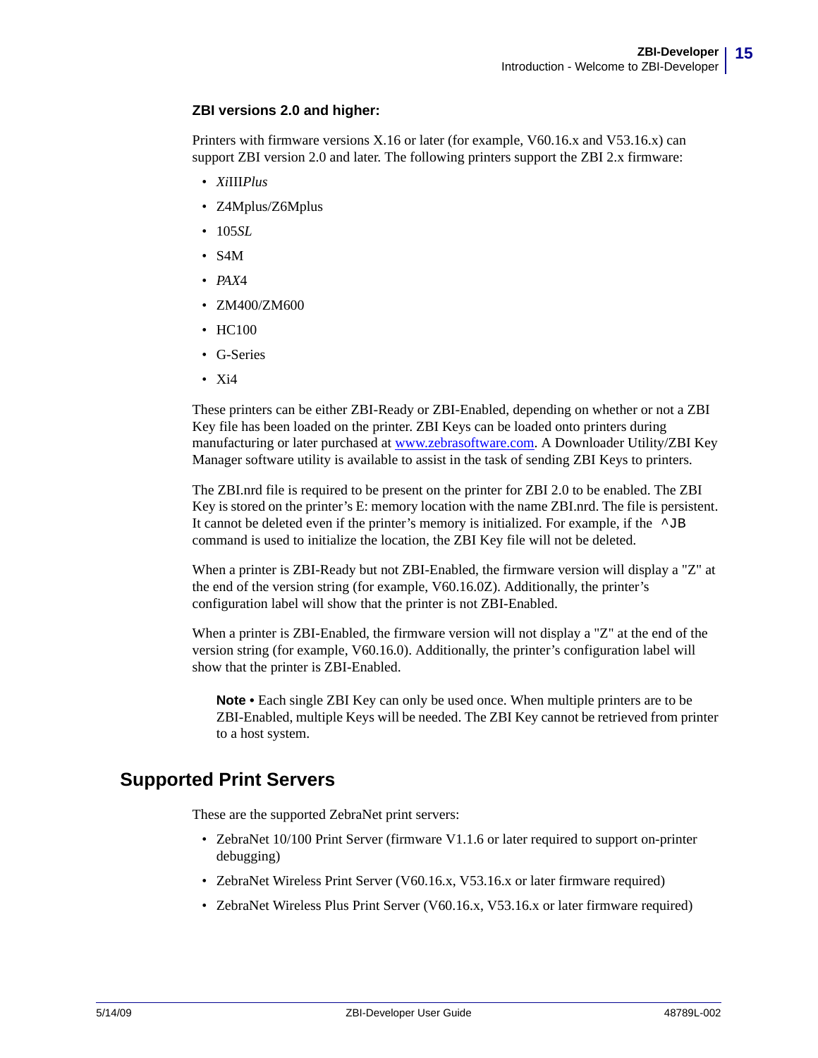**ZBI versions 2.0 and higher:**

Printers with firmware versions X.16 or later (for example, V60.16.x and V53.16.x) can support ZBI version 2.0 and later. The following printers support the ZBI 2.x firmware:

- *Xi*III*Plus*
- Z4Mplus/Z6Mplus
- 105*SL*
- S4M
- *PAX*4
- ZM400/ZM600
- HC100
- G-Series
- Xi4

These printers can be either ZBI-Ready or ZBI-Enabled, depending on whether or not a ZBI Key file has been loaded on the printer. ZBI Keys can be loaded onto printers during manufacturing or later purchased at www.zebrasoftware.com. A Downloader Utility/ZBI Key Manager software utility is available to assist in the task of sending ZBI Keys to printers.

The ZBI.nrd file is required to be present on the printer for ZBI 2.0 to be enabled. The ZBI Key is stored on the printer's E: memory location with the name ZBI.nrd. The file is persistent. It cannot be deleted even if the printer's memory is initialized. For example, if the `^JB` command is used to initialize the location, the ZBI Key file will not be deleted.

When a printer is ZBI-Ready but not ZBI-Enabled, the firmware version will display a "Z" at the end of the version string (for example, V60.16.0Z). Additionally, the printer's configuration label will show that the printer is not ZBI-Enabled.

When a printer is ZBI-Enabled, the firmware version will not display a "Z" at the end of the version string (for example, V60.16.0). Additionally, the printer's configuration label will show that the printer is ZBI-Enabled.

> **Note •** Each single ZBI Key can only be used once. When multiple printers are to be ZBI-Enabled, multiple Keys will be needed. The ZBI Key cannot be retrieved from printer to a host system.

## Supported Print Servers

These are the supported ZebraNet print servers:

- ZebraNet 10/100 Print Server (firmware V1.1.6 or later required to support on-printer debugging)
- ZebraNet Wireless Print Server (V60.16.x, V53.16.x or later firmware required)
- ZebraNet Wireless Plus Print Server (V60.16.x, V53.16.x or later firmware required)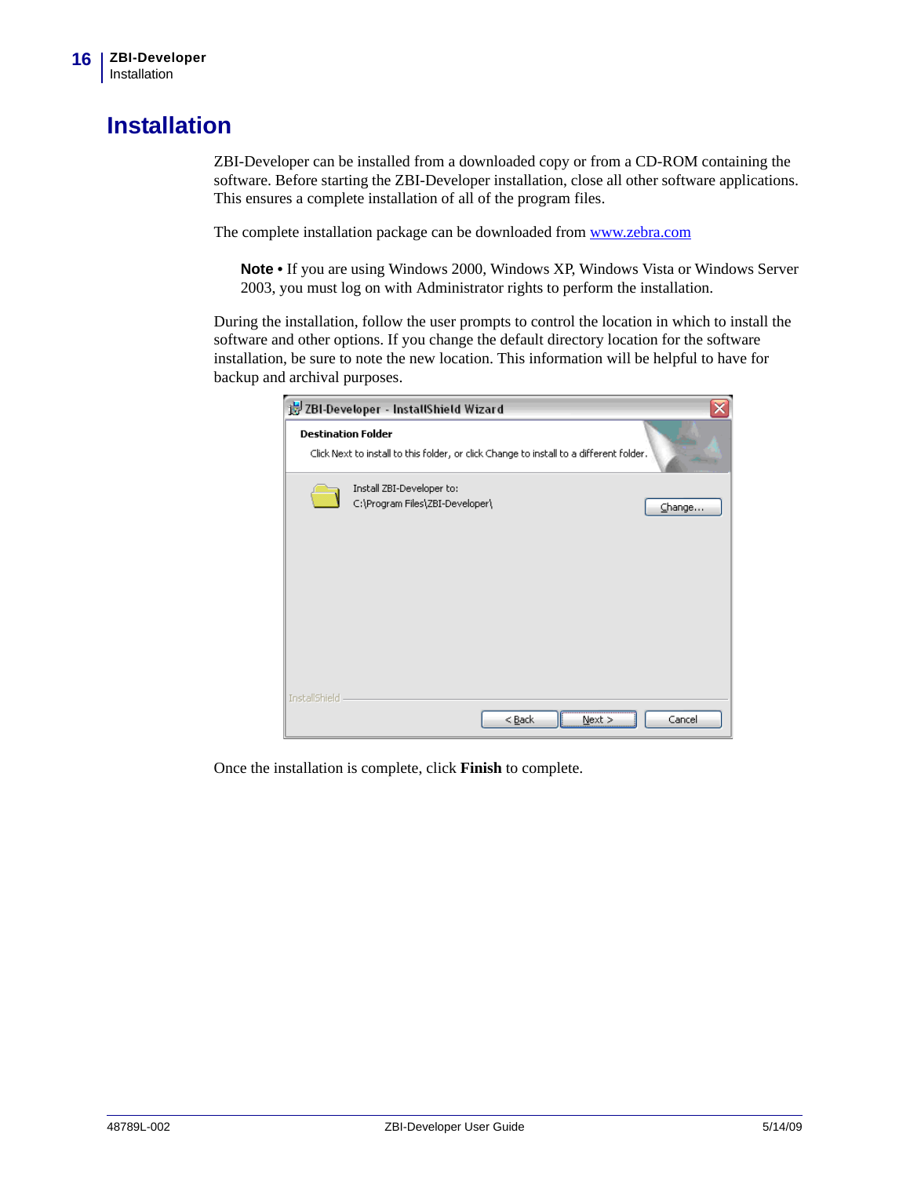# Installation

ZBI-Developer can be installed from a downloaded copy or from a CD-ROM containing the software. Before starting the ZBI-Developer installation, close all other software applications. This ensures a complete installation of all of the program files.

The complete installation package can be downloaded from www.zebra.com

> **Note •** If you are using Windows 2000, Windows XP, Windows Vista or Windows Server 2003, you must log on with Administrator rights to perform the installation.

During the installation, follow the user prompts to control the location in which to install the software and other options. If you change the default directory location for the software installation, be sure to note the new location. This information will be helpful to have for backup and archival purposes.

Once the installation is complete, click **Finish** to complete.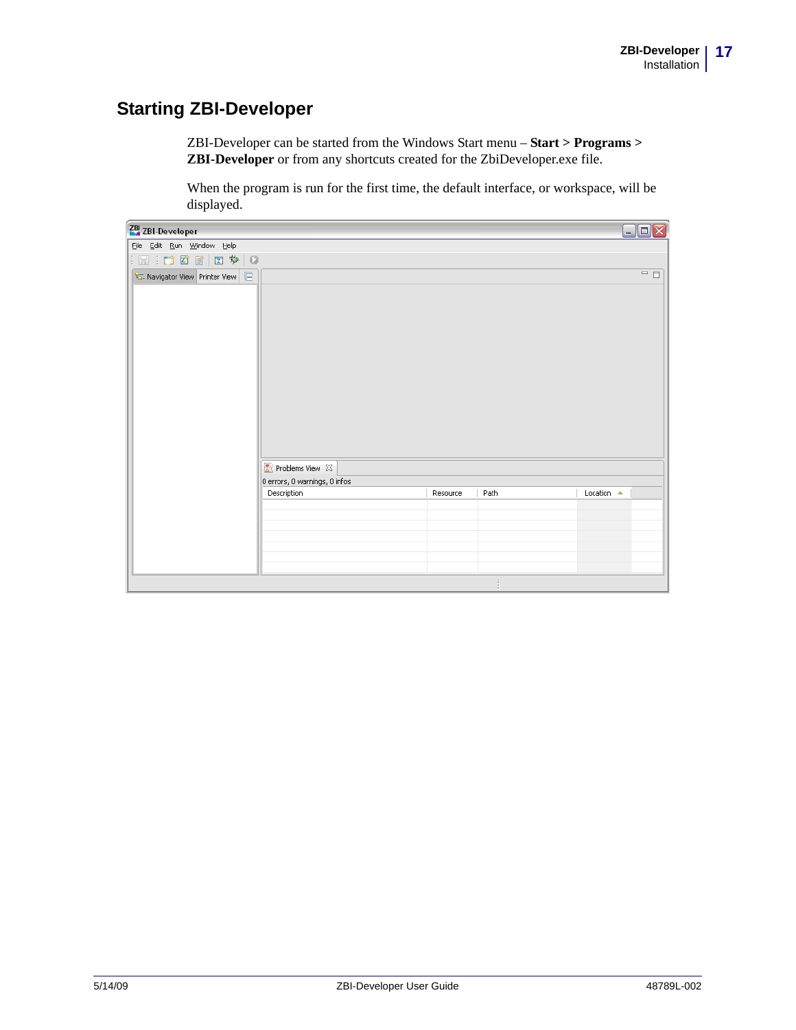## Starting ZBI-Developer

ZBI-Developer can be started from the Windows Start menu – **Start > Programs > ZBI-Developer** or from any shortcuts created for the ZbiDeveloper.exe file.

When the program is run for the first time, the default interface, or workspace, will be displayed.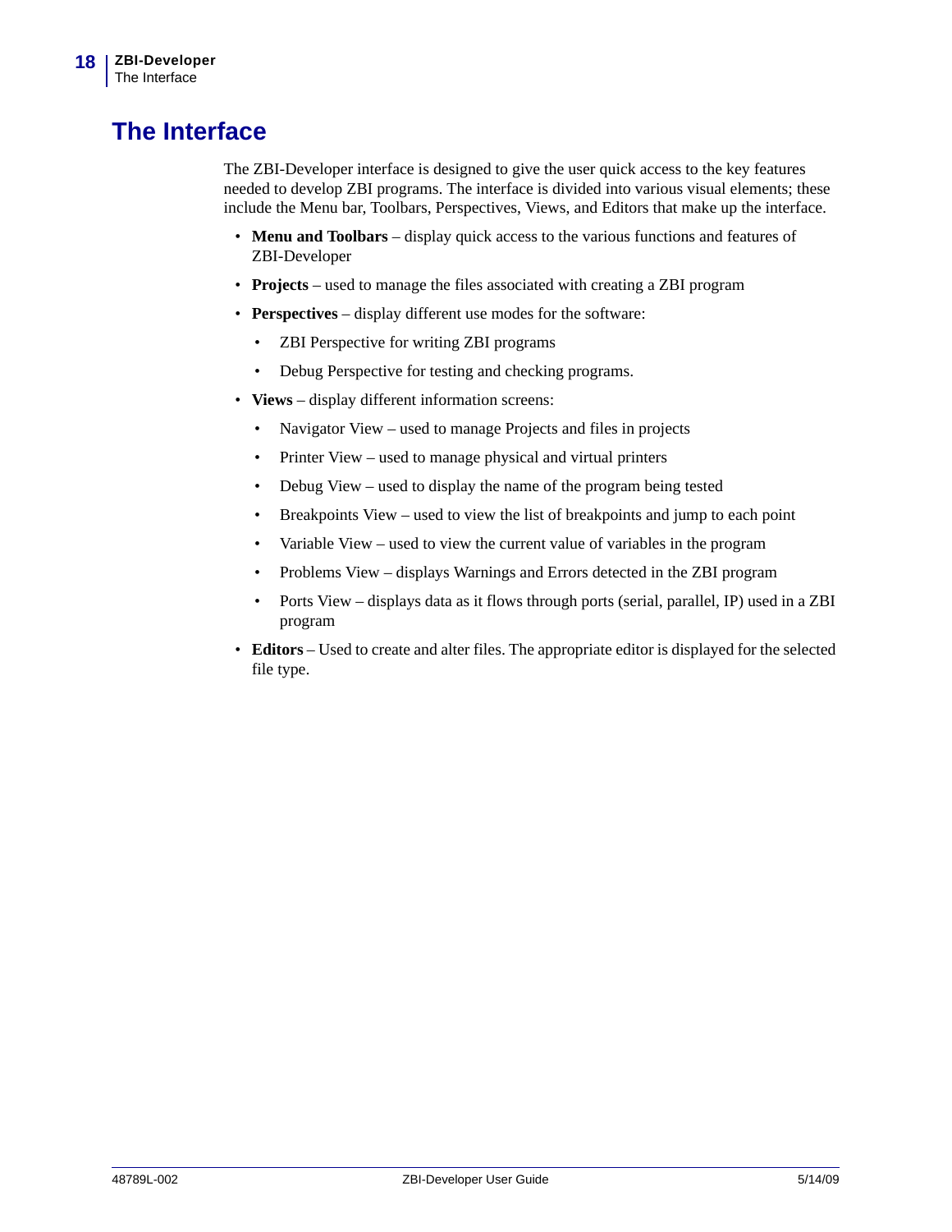# The Interface

The ZBI-Developer interface is designed to give the user quick access to the key features needed to develop ZBI programs. The interface is divided into various visual elements; these include the Menu bar, Toolbars, Perspectives, Views, and Editors that make up the interface.

- **Menu and Toolbars** – display quick access to the various functions and features of ZBI-Developer
- **Projects** – used to manage the files associated with creating a ZBI program
- **Perspectives** – display different use modes for the software:
  - ZBI Perspective for writing ZBI programs
  - Debug Perspective for testing and checking programs.
- **Views** – display different information screens:
  - Navigator View – used to manage Projects and files in projects
  - Printer View – used to manage physical and virtual printers
  - Debug View – used to display the name of the program being tested
  - Breakpoints View – used to view the list of breakpoints and jump to each point
  - Variable View – used to view the current value of variables in the program
  - Problems View – displays Warnings and Errors detected in the ZBI program
  - Ports View – displays data as it flows through ports (serial, parallel, IP) used in a ZBI program
- **Editors** – Used to create and alter files. The appropriate editor is displayed for the selected file type.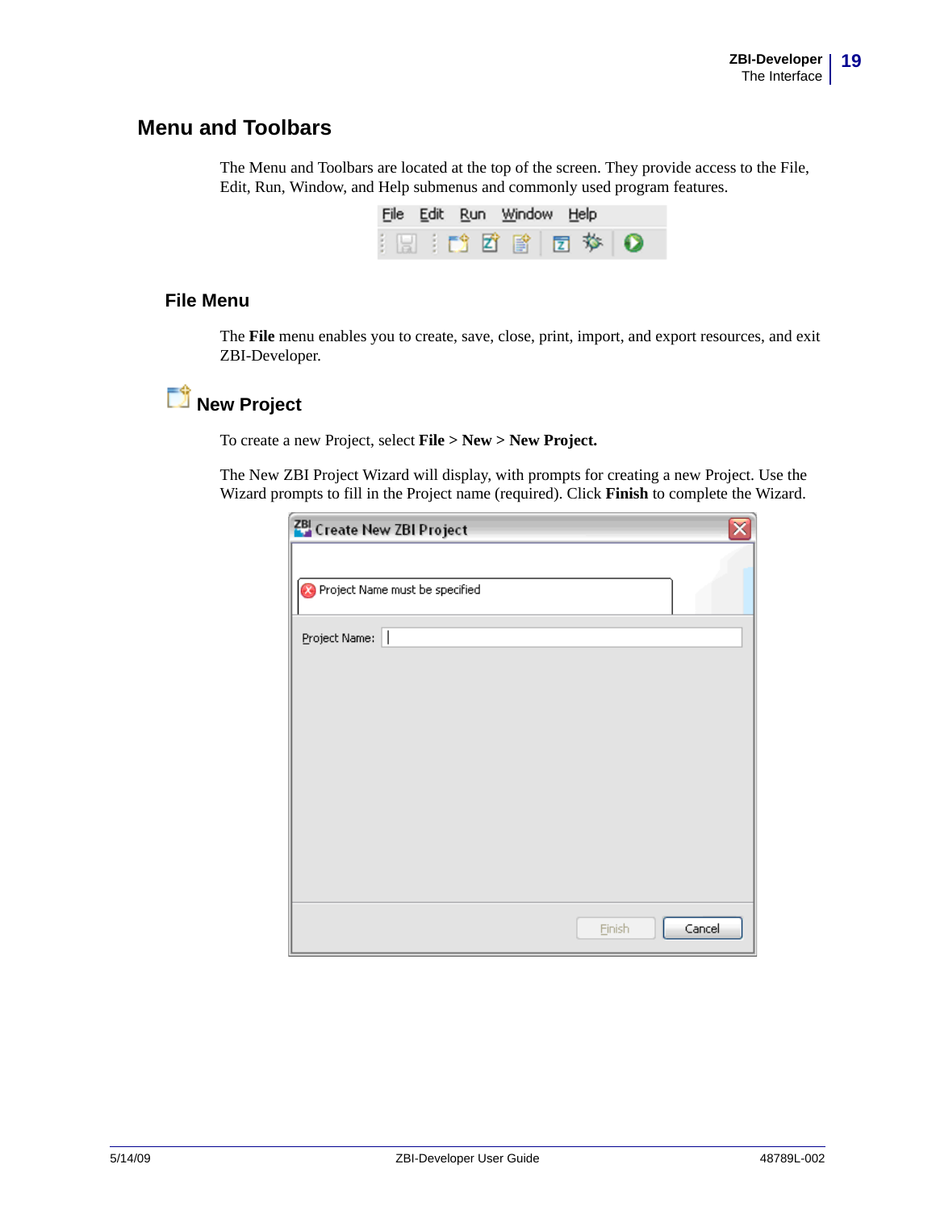## Menu and Toolbars

The Menu and Toolbars are located at the top of the screen. They provide access to the File, Edit, Run, Window, and Help submenus and commonly used program features.

### File Menu

The **File** menu enables you to create, save, close, print, import, and export resources, and exit ZBI-Developer.

### New Project

To create a new Project, select **File > New > New Project.**

The New ZBI Project Wizard will display, with prompts for creating a new Project. Use the Wizard prompts to fill in the Project name (required). Click **Finish** to complete the Wizard.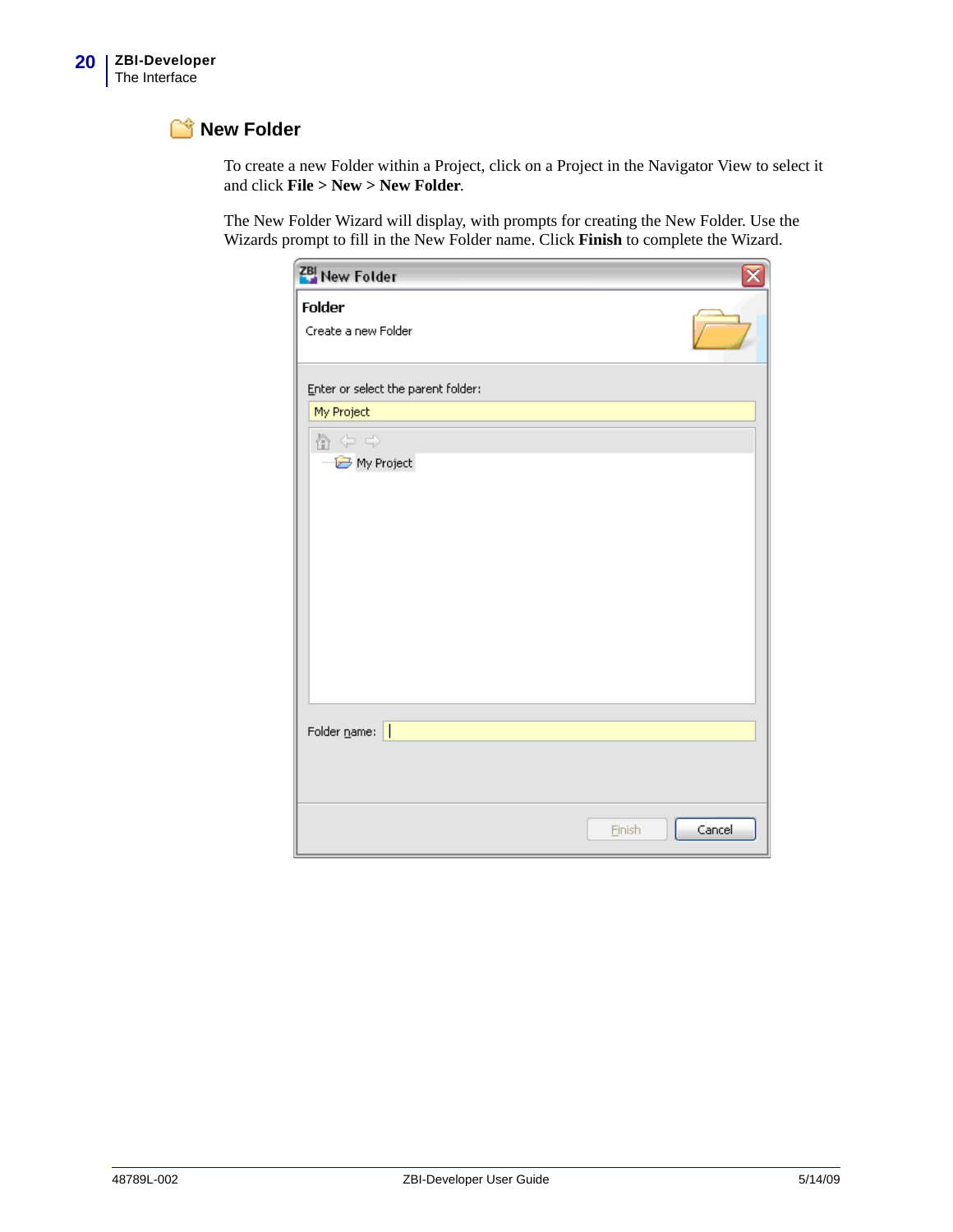## New Folder

To create a new Folder within a Project, click on a Project in the Navigator View to select it and click **File > New > New Folder**.

The New Folder Wizard will display, with prompts for creating the New Folder. Use the Wizards prompt to fill in the New Folder name. Click **Finish** to complete the Wizard.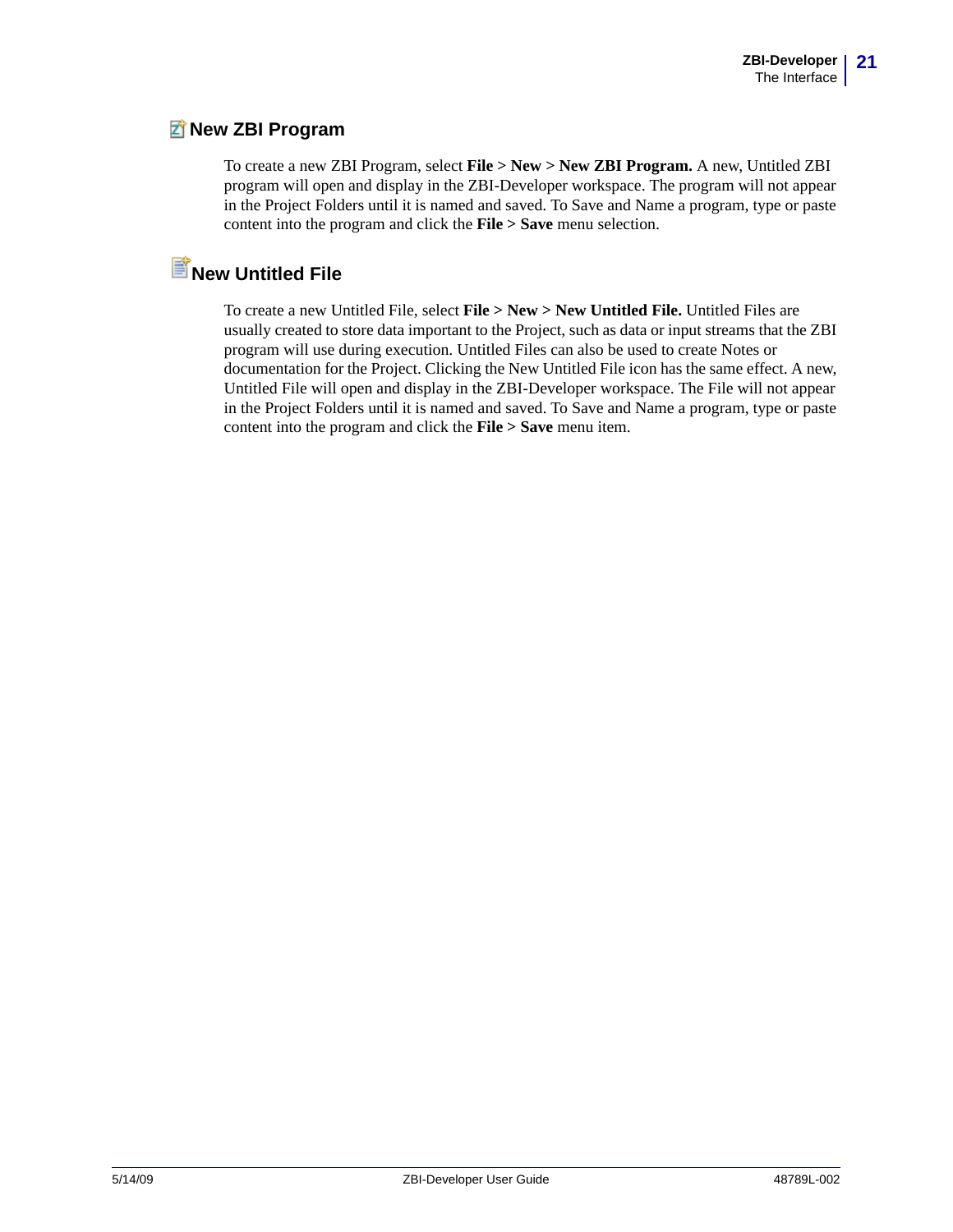## New ZBI Program

To create a new ZBI Program, select **File > New > New ZBI Program.** A new, Untitled ZBI program will open and display in the ZBI-Developer workspace. The program will not appear in the Project Folders until it is named and saved. To Save and Name a program, type or paste content into the program and click the **File > Save** menu selection.

## New Untitled File

To create a new Untitled File, select **File > New > New Untitled File.** Untitled Files are usually created to store data important to the Project, such as data or input streams that the ZBI program will use during execution. Untitled Files can also be used to create Notes or documentation for the Project. Clicking the New Untitled File icon has the same effect. A new, Untitled File will open and display in the ZBI-Developer workspace. The File will not appear in the Project Folders until it is named and saved. To Save and Name a program, type or paste content into the program and click the **File > Save** menu item.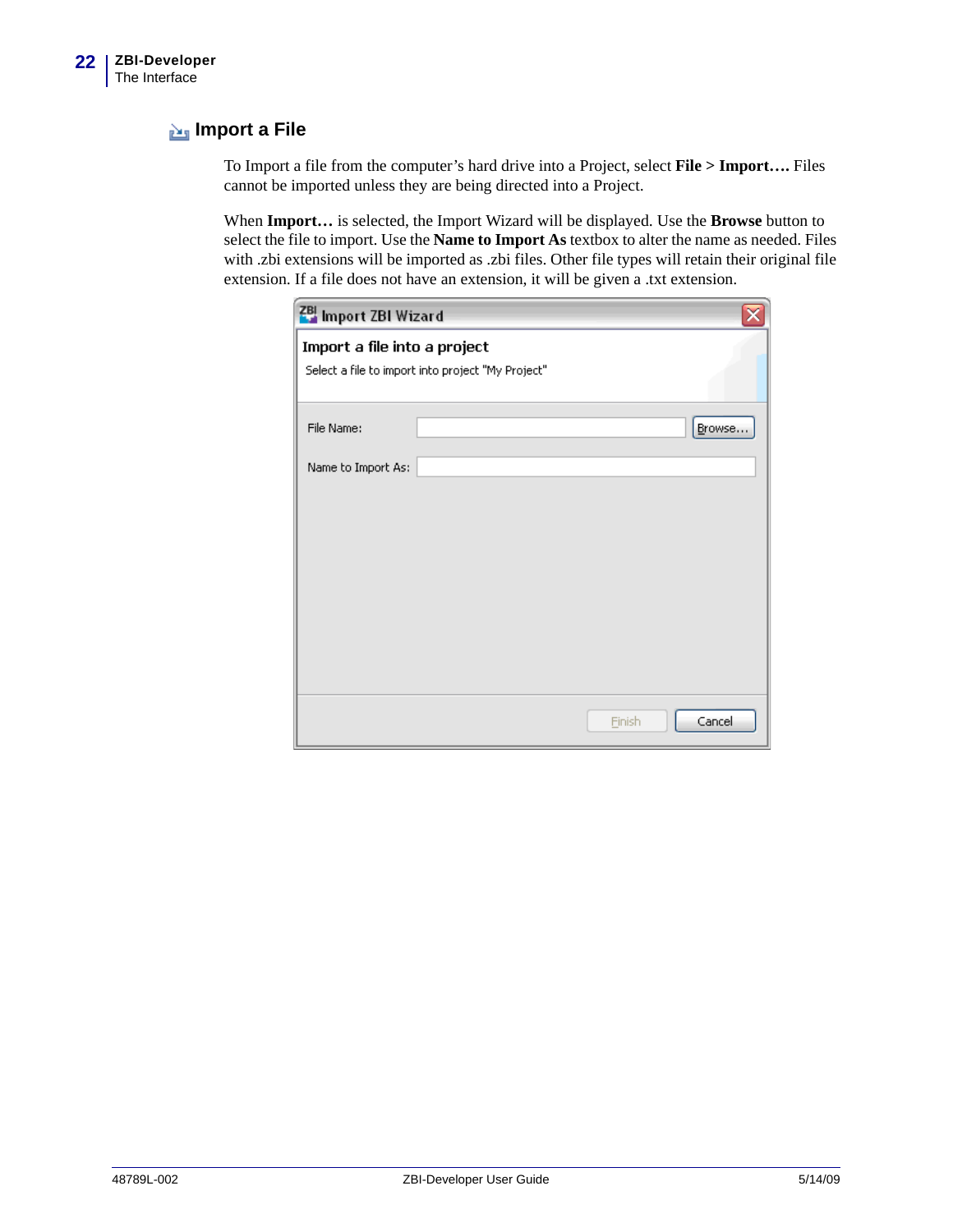## Import a File

To Import a file from the computer's hard drive into a Project, select **File > Import…**. Files cannot be imported unless they are being directed into a Project.

When **Import…** is selected, the Import Wizard will be displayed. Use the **Browse** button to select the file to import. Use the **Name to Import As** textbox to alter the name as needed. Files with .zbi extensions will be imported as .zbi files. Other file types will retain their original file extension. If a file does not have an extension, it will be given a .txt extension.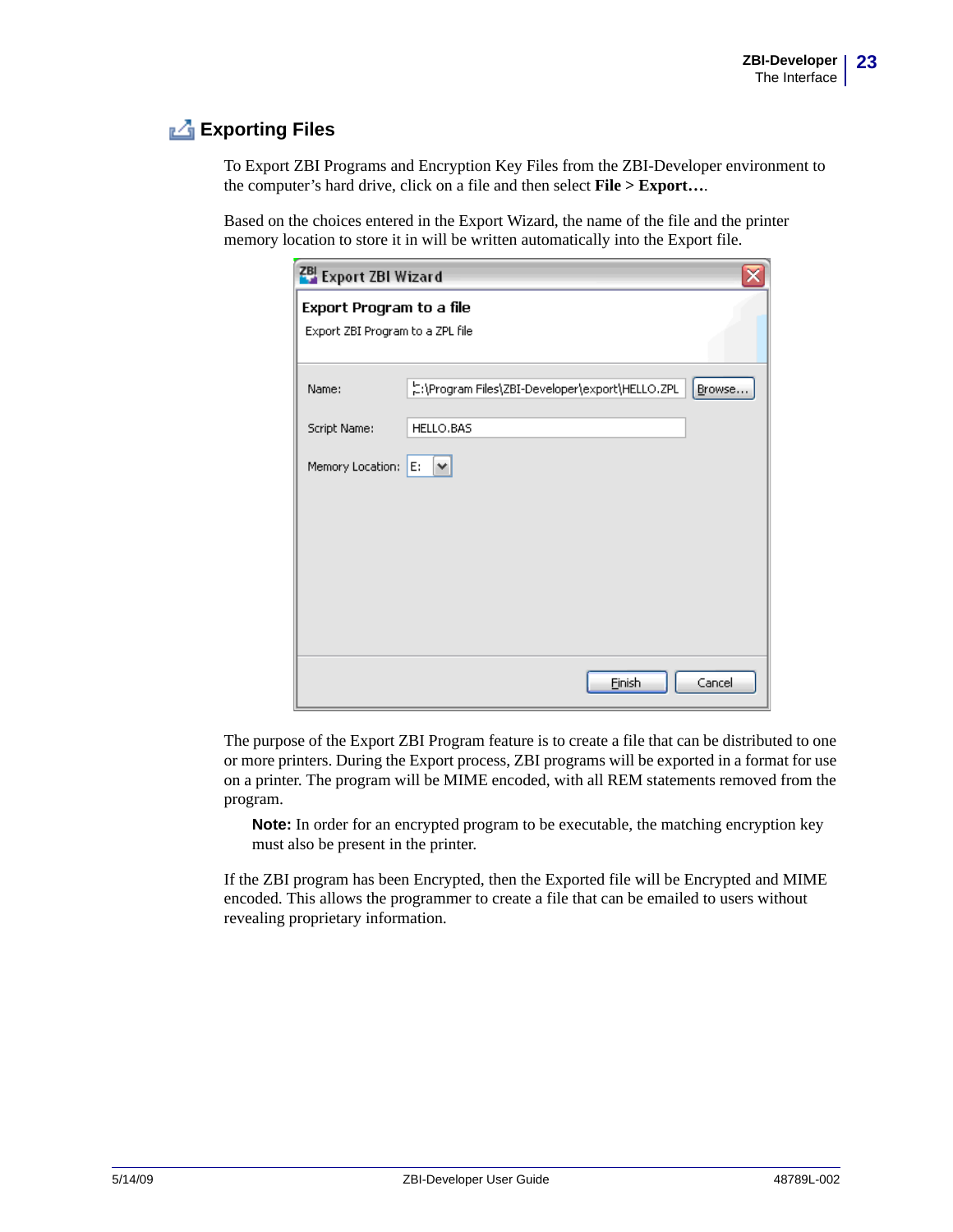## Exporting Files

To Export ZBI Programs and Encryption Key Files from the ZBI-Developer environment to the computer's hard drive, click on a file and then select **File > Export…**.

Based on the choices entered in the Export Wizard, the name of the file and the printer memory location to store it in will be written automatically into the Export file.

The purpose of the Export ZBI Program feature is to create a file that can be distributed to one or more printers. During the Export process, ZBI programs will be exported in a format for use on a printer. The program will be MIME encoded, with all REM statements removed from the program.

> **Note:** In order for an encrypted program to be executable, the matching encryption key must also be present in the printer.

If the ZBI program has been Encrypted, then the Exported file will be Encrypted and MIME encoded. This allows the programmer to create a file that can be emailed to users without revealing proprietary information.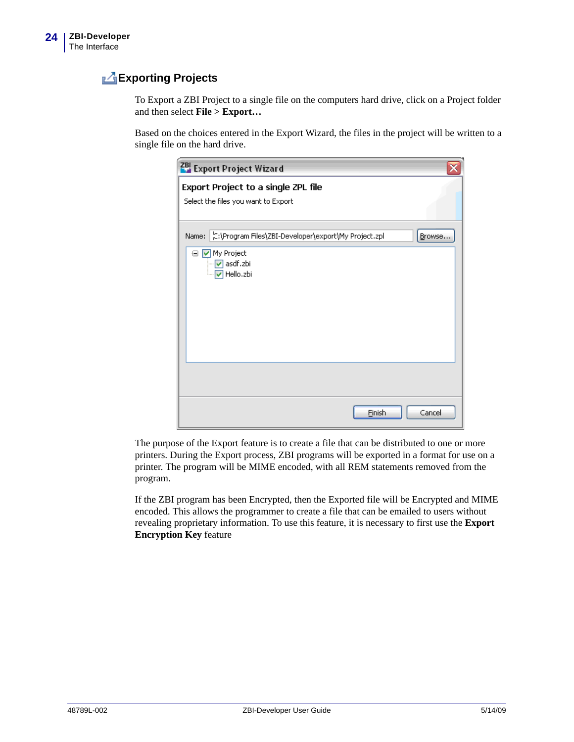## Exporting Projects

To Export a ZBI Project to a single file on the computers hard drive, click on a Project folder and then select **File > Export…**

Based on the choices entered in the Export Wizard, the files in the project will be written to a single file on the hard drive.

The purpose of the Export feature is to create a file that can be distributed to one or more printers. During the Export process, ZBI programs will be exported in a format for use on a printer. The program will be MIME encoded, with all REM statements removed from the program.

If the ZBI program has been Encrypted, then the Exported file will be Encrypted and MIME encoded. This allows the programmer to create a file that can be emailed to users without revealing proprietary information. To use this feature, it is necessary to first use the **Export Encryption Key** feature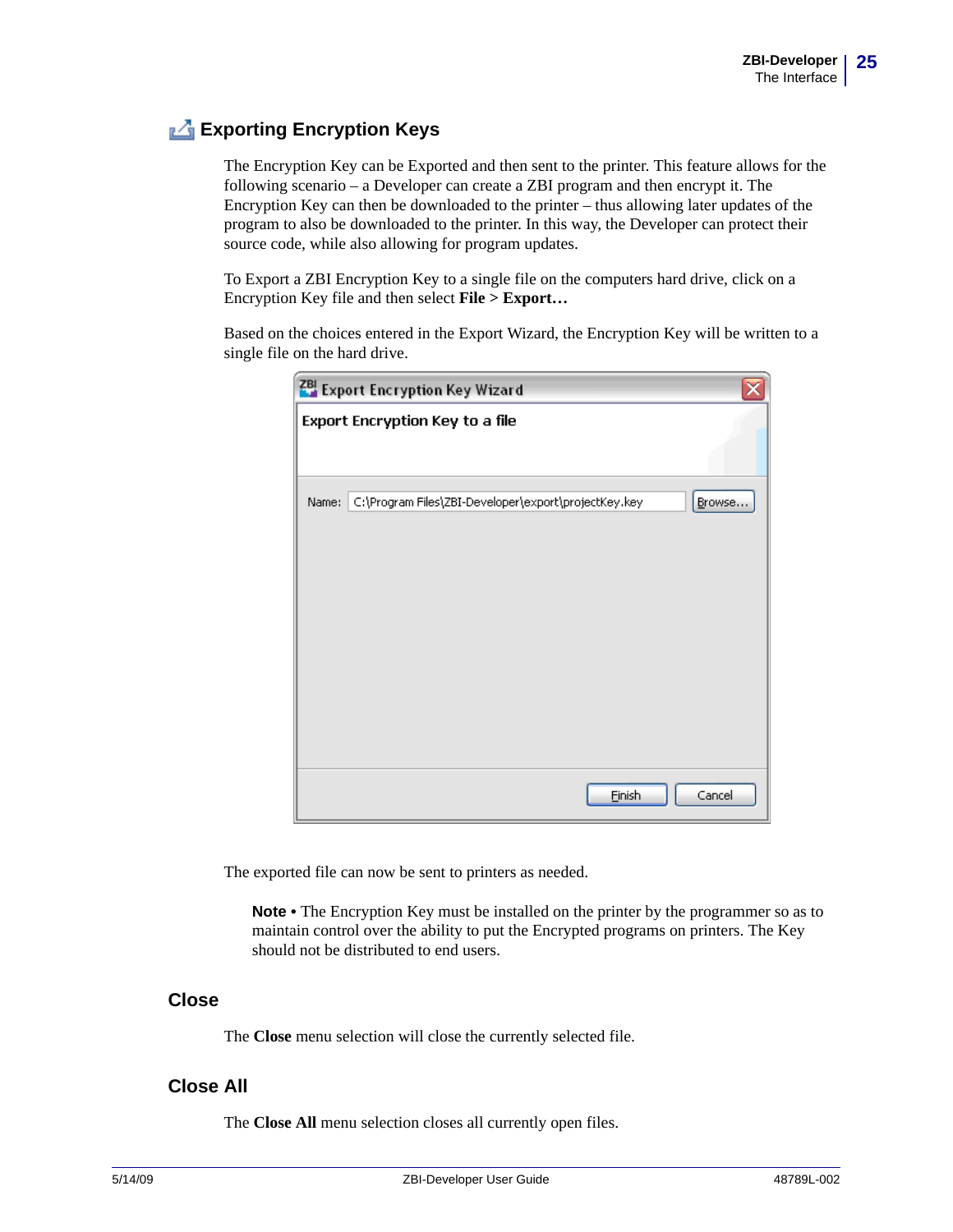## Exporting Encryption Keys

The Encryption Key can be Exported and then sent to the printer. This feature allows for the following scenario – a Developer can create a ZBI program and then encrypt it. The Encryption Key can then be downloaded to the printer – thus allowing later updates of the program to also be downloaded to the printer. In this way, the Developer can protect their source code, while also allowing for program updates.

To Export a ZBI Encryption Key to a single file on the computers hard drive, click on a Encryption Key file and then select **File > Export…**

Based on the choices entered in the Export Wizard, the Encryption Key will be written to a single file on the hard drive.

The exported file can now be sent to printers as needed.

> **Note •** The Encryption Key must be installed on the printer by the programmer so as to maintain control over the ability to put the Encrypted programs on printers. The Key should not be distributed to end users.

## Close

The **Close** menu selection will close the currently selected file.

## Close All

The **Close All** menu selection closes all currently open files.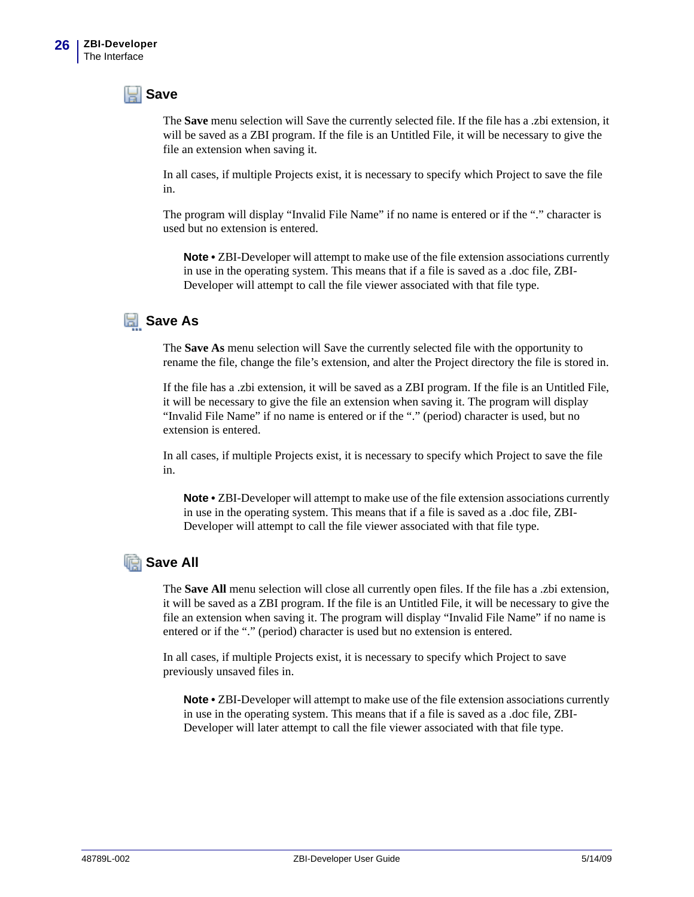## Save

The **Save** menu selection will Save the currently selected file. If the file has a .zbi extension, it will be saved as a ZBI program. If the file is an Untitled File, it will be necessary to give the file an extension when saving it.

In all cases, if multiple Projects exist, it is necessary to specify which Project to save the file in.

The program will display "Invalid File Name" if no name is entered or if the "." character is used but no extension is entered.

> **Note •** ZBI-Developer will attempt to make use of the file extension associations currently in use in the operating system. This means that if a file is saved as a .doc file, ZBI-Developer will attempt to call the file viewer associated with that file type.

## Save As

The **Save As** menu selection will Save the currently selected file with the opportunity to rename the file, change the file's extension, and alter the Project directory the file is stored in.

If the file has a .zbi extension, it will be saved as a ZBI program. If the file is an Untitled File, it will be necessary to give the file an extension when saving it. The program will display "Invalid File Name" if no name is entered or if the "." (period) character is used, but no extension is entered.

In all cases, if multiple Projects exist, it is necessary to specify which Project to save the file in.

> **Note •** ZBI-Developer will attempt to make use of the file extension associations currently in use in the operating system. This means that if a file is saved as a .doc file, ZBI-Developer will attempt to call the file viewer associated with that file type.

## Save All

The **Save All** menu selection will close all currently open files. If the file has a .zbi extension, it will be saved as a ZBI program. If the file is an Untitled File, it will be necessary to give the file an extension when saving it. The program will display "Invalid File Name" if no name is entered or if the "." (period) character is used but no extension is entered.

In all cases, if multiple Projects exist, it is necessary to specify which Project to save previously unsaved files in.

> **Note •** ZBI-Developer will attempt to make use of the file extension associations currently in use in the operating system. This means that if a file is saved as a .doc file, ZBI-Developer will later attempt to call the file viewer associated with that file type.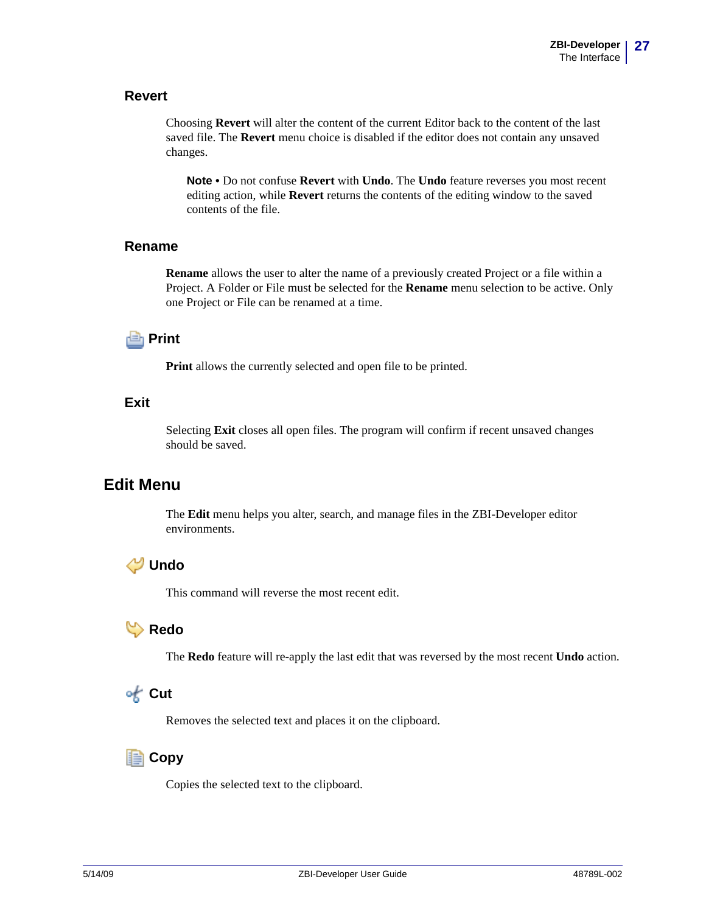### Revert

Choosing **Revert** will alter the content of the current Editor back to the content of the last saved file. The **Revert** menu choice is disabled if the editor does not contain any unsaved changes.

> **Note •** Do not confuse **Revert** with **Undo**. The **Undo** feature reverses you most recent editing action, while **Revert** returns the contents of the editing window to the saved contents of the file.

### Rename

**Rename** allows the user to alter the name of a previously created Project or a file within a Project. A Folder or File must be selected for the **Rename** menu selection to be active. Only one Project or File can be renamed at a time.

### Print

**Print** allows the currently selected and open file to be printed.

### Exit

Selecting **Exit** closes all open files. The program will confirm if recent unsaved changes should be saved.

## Edit Menu

The **Edit** menu helps you alter, search, and manage files in the ZBI-Developer editor environments.

### Undo

This command will reverse the most recent edit.

### Redo

The **Redo** feature will re-apply the last edit that was reversed by the most recent **Undo** action.

### Cut

Removes the selected text and places it on the clipboard.

### Copy

Copies the selected text to the clipboard.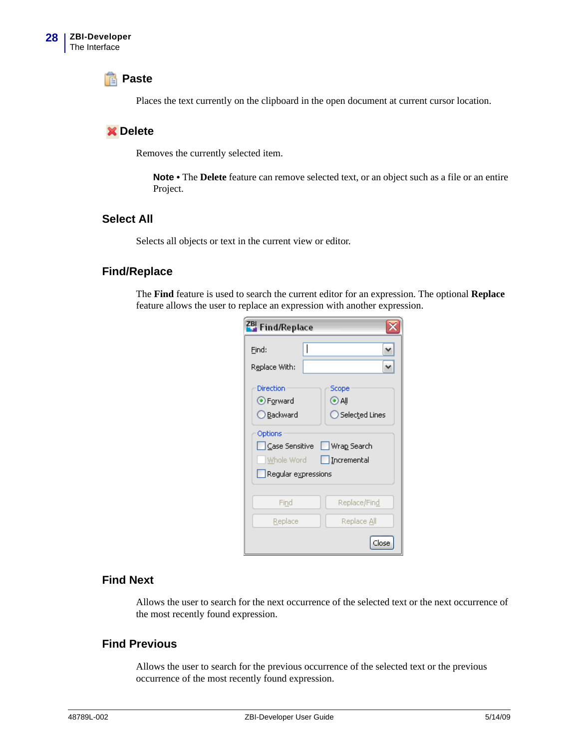## Paste

Places the text currently on the clipboard in the open document at current cursor location.

## Delete

Removes the currently selected item.

> **Note •** The **Delete** feature can remove selected text, or an object such as a file or an entire Project.

## Select All

Selects all objects or text in the current view or editor.

## Find/Replace

The **Find** feature is used to search the current editor for an expression. The optional **Replace** feature allows the user to replace an expression with another expression.

## Find Next

Allows the user to search for the next occurrence of the selected text or the next occurrence of the most recently found expression.

## Find Previous

Allows the user to search for the previous occurrence of the selected text or the previous occurrence of the most recently found expression.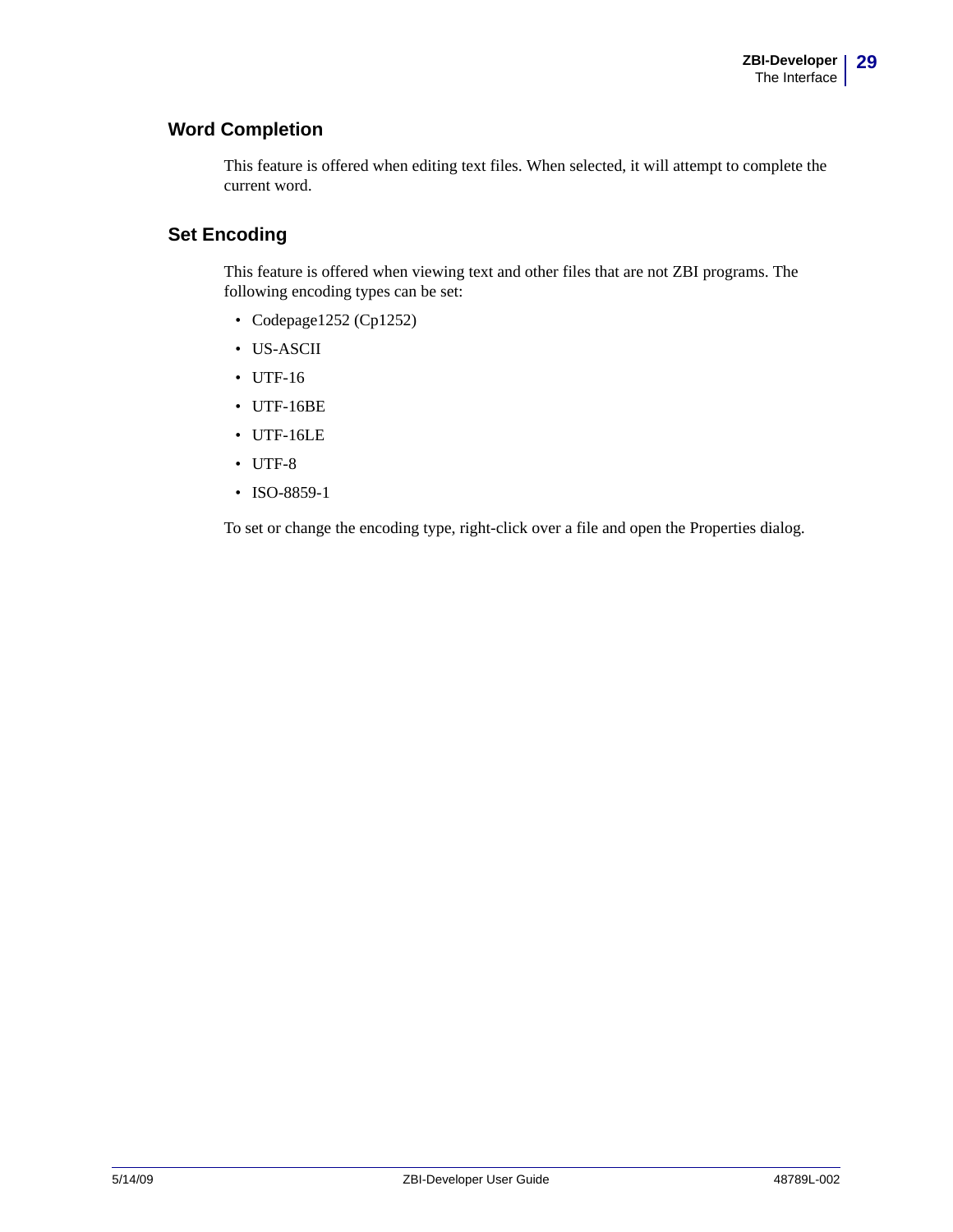## Word Completion

This feature is offered when editing text files. When selected, it will attempt to complete the current word.

## Set Encoding

This feature is offered when viewing text and other files that are not ZBI programs. The following encoding types can be set:

- Codepage1252 (Cp1252)
- US-ASCII
- UTF-16
- UTF-16BE
- UTF-16LE
- UTF-8
- ISO-8859-1

To set or change the encoding type, right-click over a file and open the Properties dialog.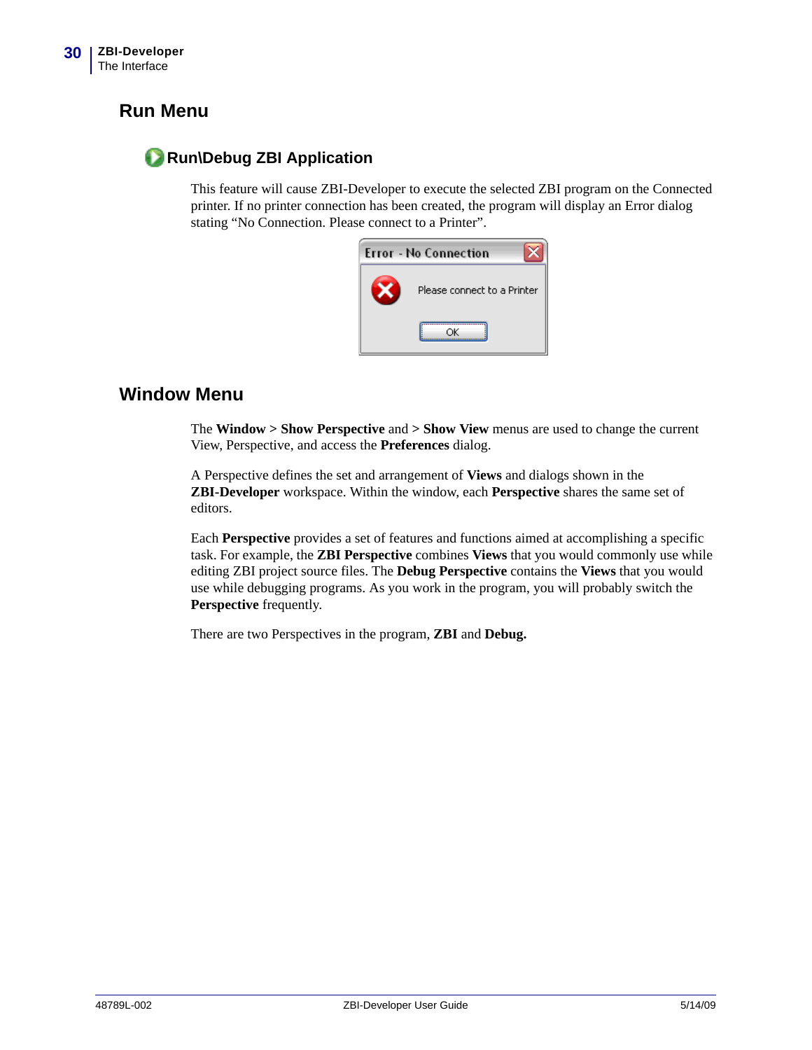## Run Menu

### Run\Debug ZBI Application

This feature will cause ZBI-Developer to execute the selected ZBI program on the Connected printer. If no printer connection has been created, the program will display an Error dialog stating “No Connection. Please connect to a Printer”.

## Window Menu

The **Window > Show Perspective** and **> Show View** menus are used to change the current View, Perspective, and access the **Preferences** dialog.

A Perspective defines the set and arrangement of **Views** and dialogs shown in the **ZBI-Developer** workspace. Within the window, each **Perspective** shares the same set of editors.

Each **Perspective** provides a set of features and functions aimed at accomplishing a specific task. For example, the **ZBI Perspective** combines **Views** that you would commonly use while editing ZBI project source files. The **Debug Perspective** contains the **Views** that you would use while debugging programs. As you work in the program, you will probably switch the **Perspective** frequently.

There are two Perspectives in the program, **ZBI** and **Debug.**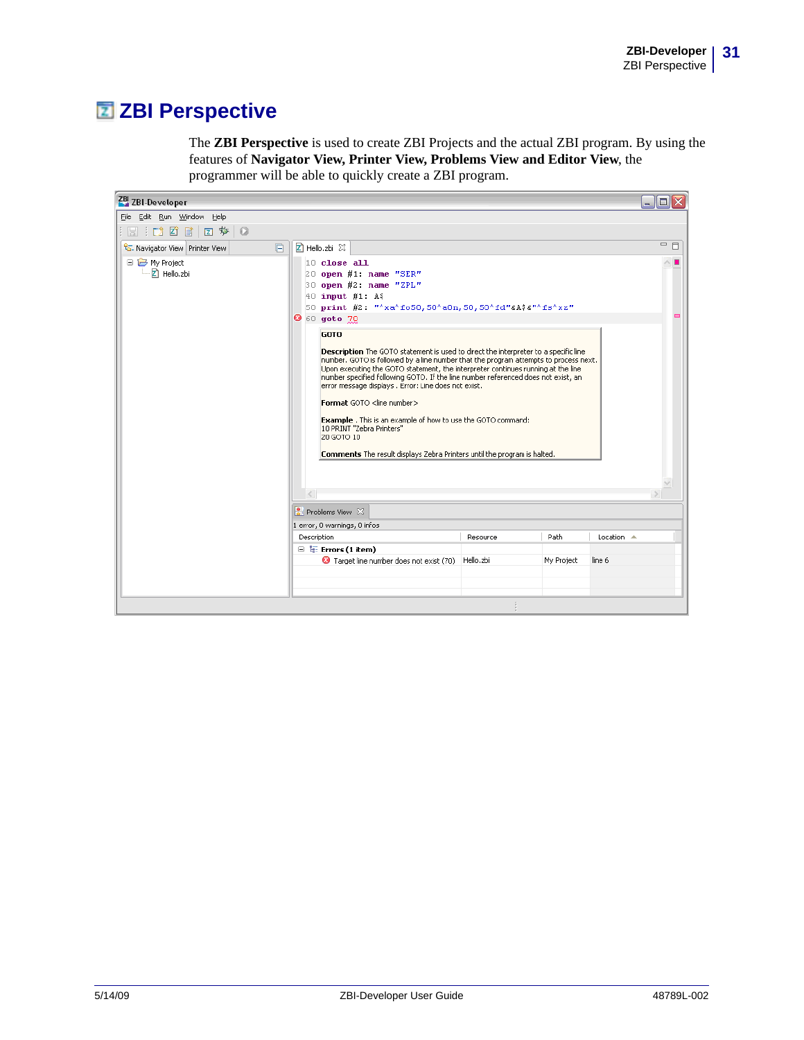# ZBI Perspective

The **ZBI Perspective** is used to create ZBI Projects and the actual ZBI program. By using the features of **Navigator View, Printer View, Problems View and Editor View**, the programmer will be able to quickly create a ZBI program.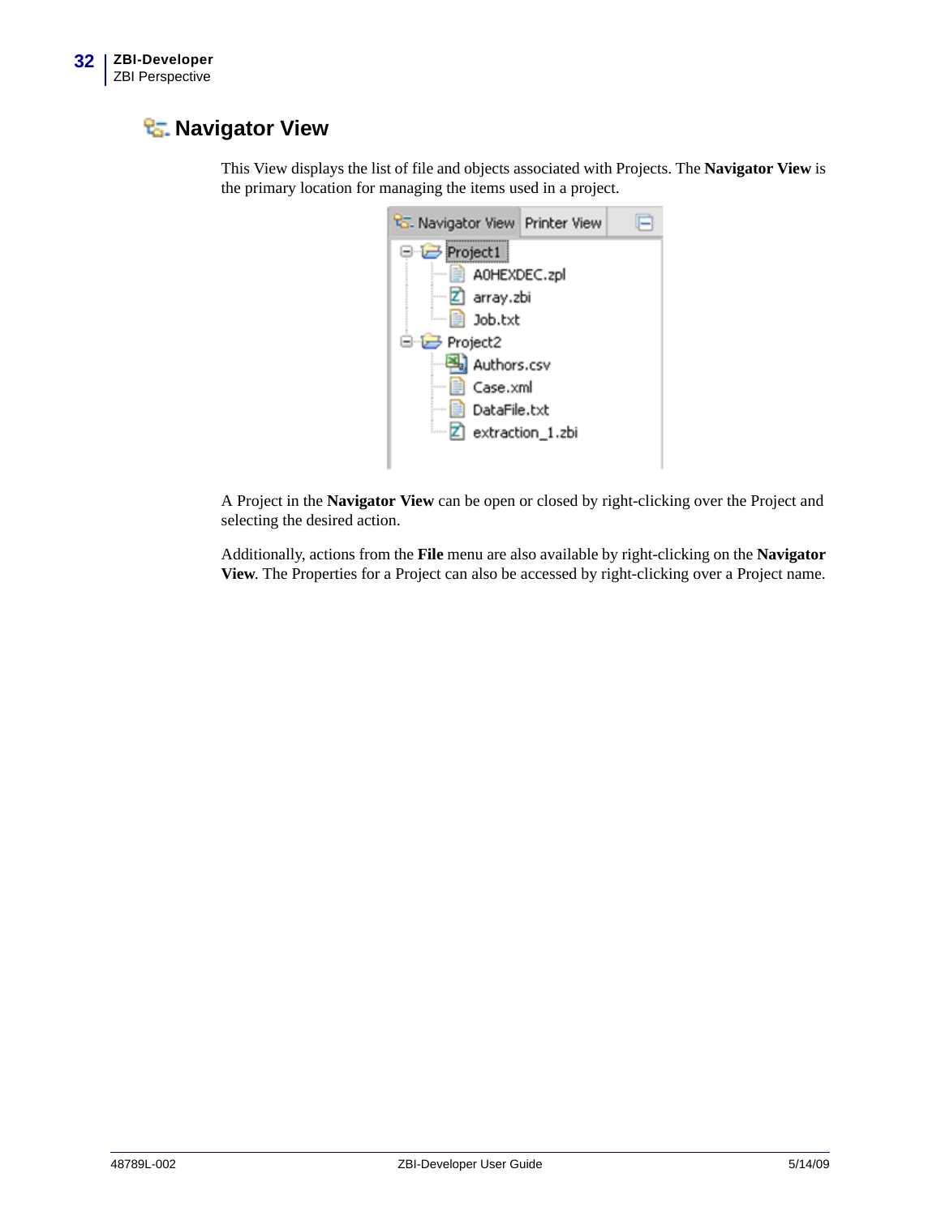## Navigator View

This View displays the list of file and objects associated with Projects. The **Navigator View** is the primary location for managing the items used in a project.

A Project in the **Navigator View** can be open or closed by right-clicking over the Project and selecting the desired action.

Additionally, actions from the **File** menu are also available by right-clicking on the **Navigator View**. The Properties for a Project can also be accessed by right-clicking over a Project name.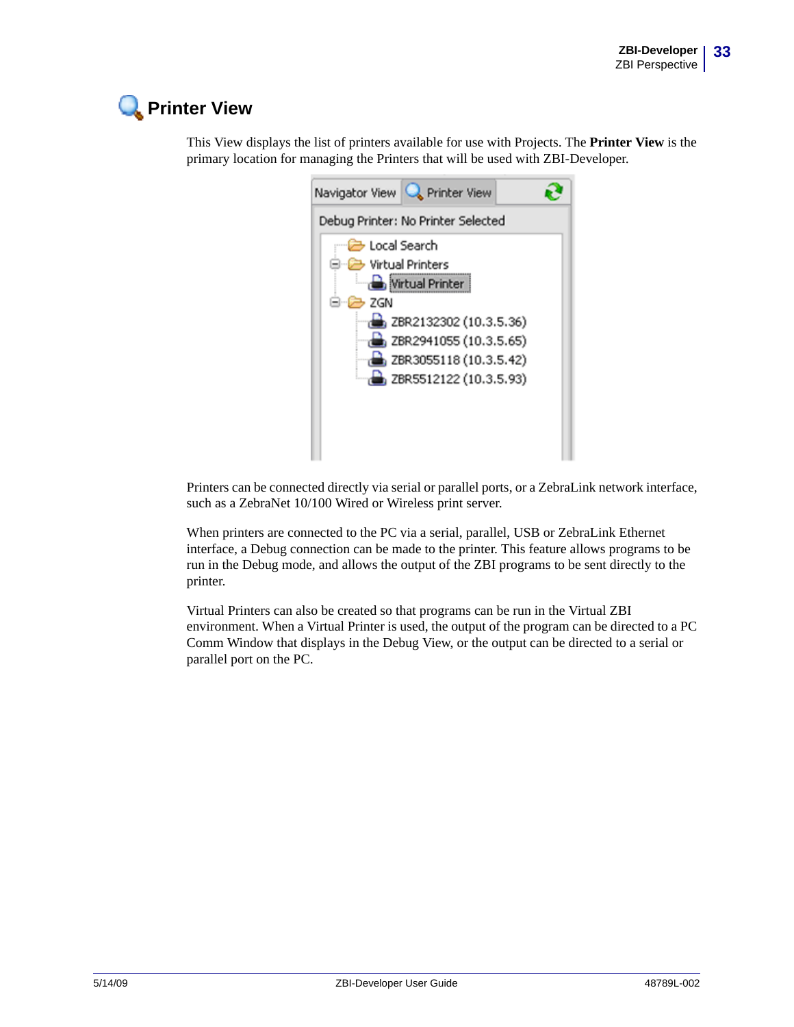# Printer View

This View displays the list of printers available for use with Projects. The **Printer View** is the primary location for managing the Printers that will be used with ZBI-Developer.

Printers can be connected directly via serial or parallel ports, or a ZebraLink network interface, such as a ZebraNet 10/100 Wired or Wireless print server.

When printers are connected to the PC via a serial, parallel, USB or ZebraLink Ethernet interface, a Debug connection can be made to the printer. This feature allows programs to be run in the Debug mode, and allows the output of the ZBI programs to be sent directly to the printer.

Virtual Printers can also be created so that programs can be run in the Virtual ZBI environment. When a Virtual Printer is used, the output of the program can be directed to a PC Comm Window that displays in the Debug View, or the output can be directed to a serial or parallel port on the PC.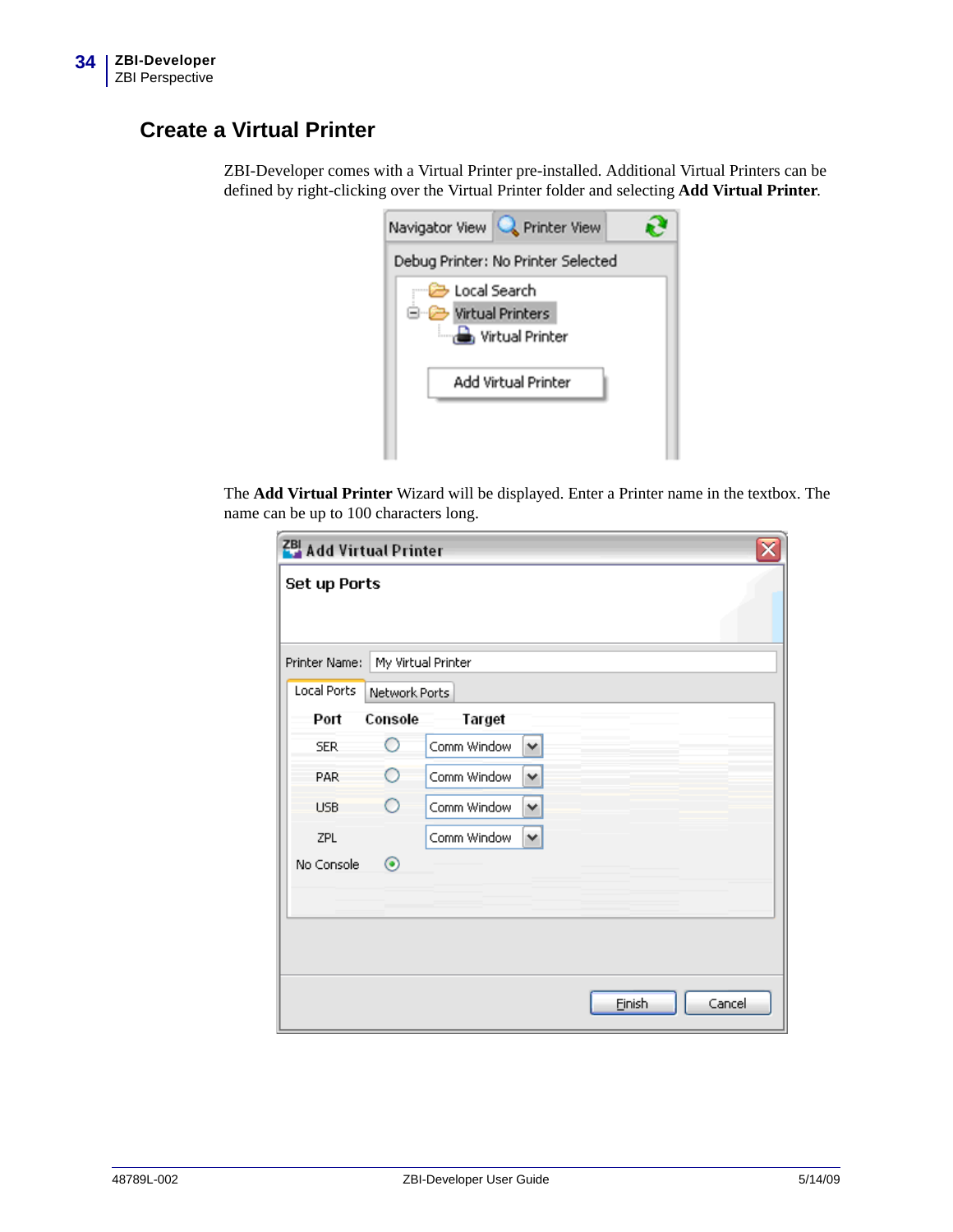## Create a Virtual Printer

ZBI-Developer comes with a Virtual Printer pre-installed. Additional Virtual Printers can be defined by right-clicking over the Virtual Printer folder and selecting **Add Virtual Printer**.

The **Add Virtual Printer** Wizard will be displayed. Enter a Printer name in the textbox. The name can be up to 100 characters long.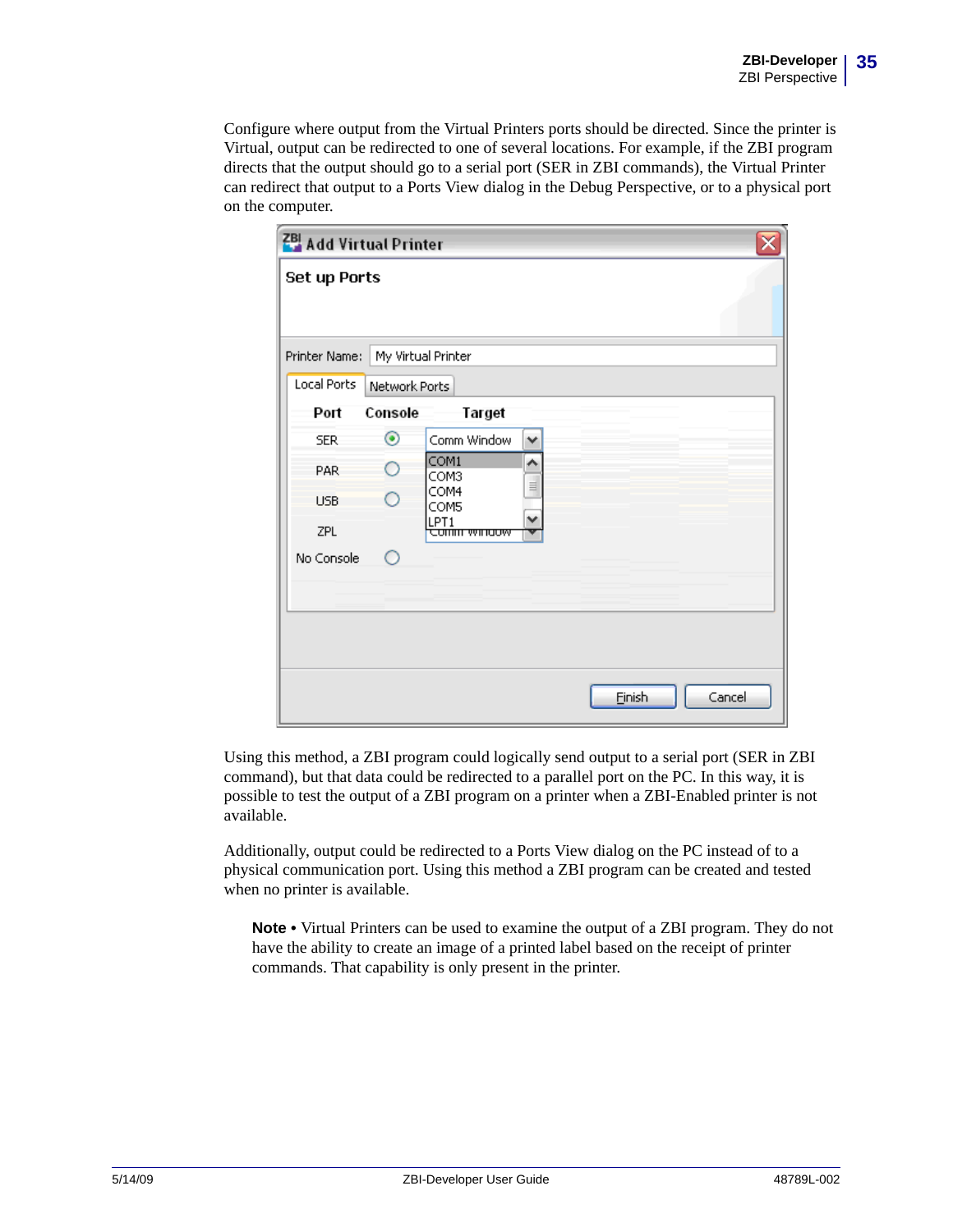Configure where output from the Virtual Printers ports should be directed. Since the printer is Virtual, output can be redirected to one of several locations. For example, if the ZBI program directs that the output should go to a serial port (SER in ZBI commands), the Virtual Printer can redirect that output to a Ports View dialog in the Debug Perspective, or to a physical port on the computer.

Using this method, a ZBI program could logically send output to a serial port (SER in ZBI command), but that data could be redirected to a parallel port on the PC. In this way, it is possible to test the output of a ZBI program on a printer when a ZBI-Enabled printer is not available.

Additionally, output could be redirected to a Ports View dialog on the PC instead of to a physical communication port. Using this method a ZBI program can be created and tested when no printer is available.

> **Note •** Virtual Printers can be used to examine the output of a ZBI program. They do not have the ability to create an image of a printed label based on the receipt of printer commands. That capability is only present in the printer.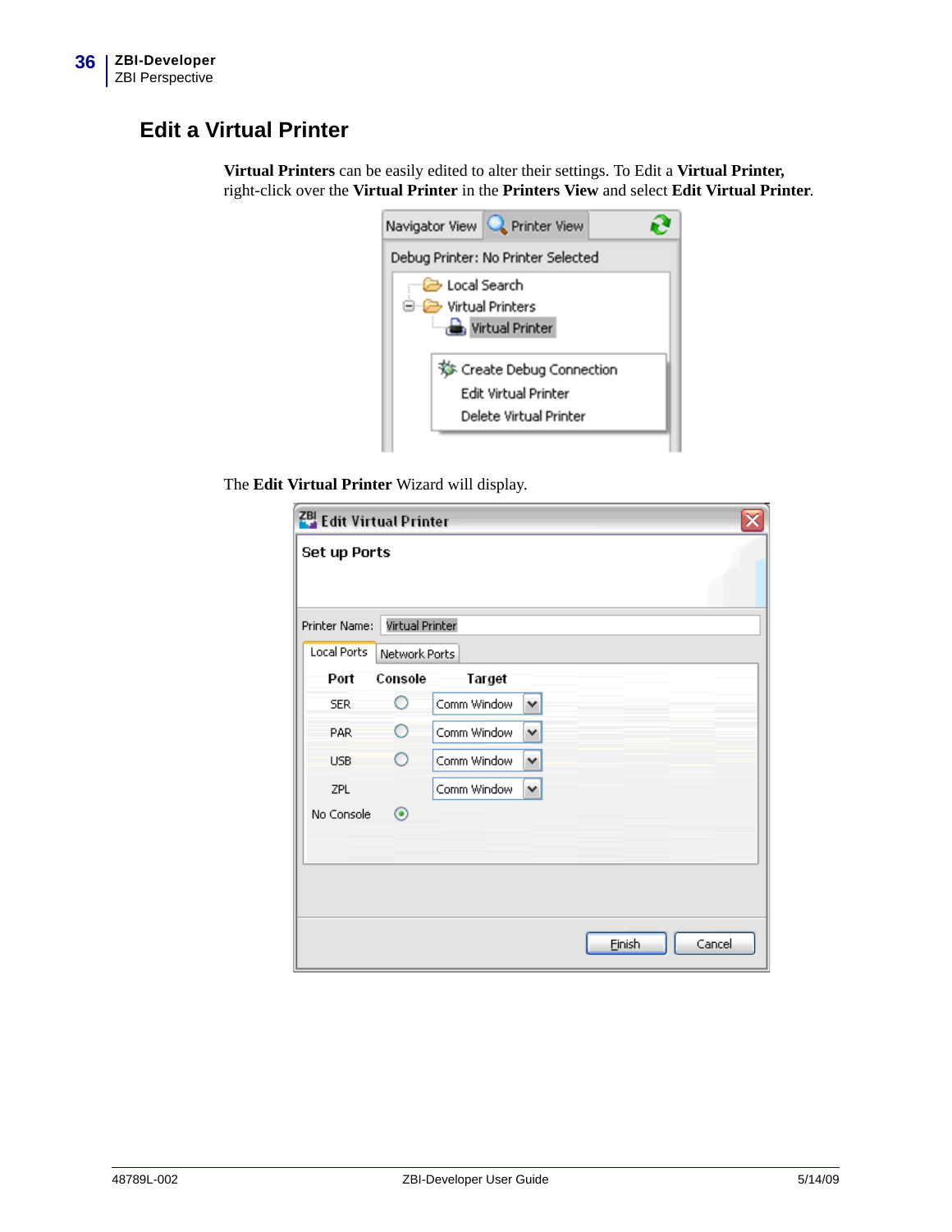## Edit a Virtual Printer

**Virtual Printers** can be easily edited to alter their settings. To Edit a **Virtual Printer,** right-click over the **Virtual Printer** in the **Printers View** and select **Edit Virtual Printer**.

The **Edit Virtual Printer** Wizard will display.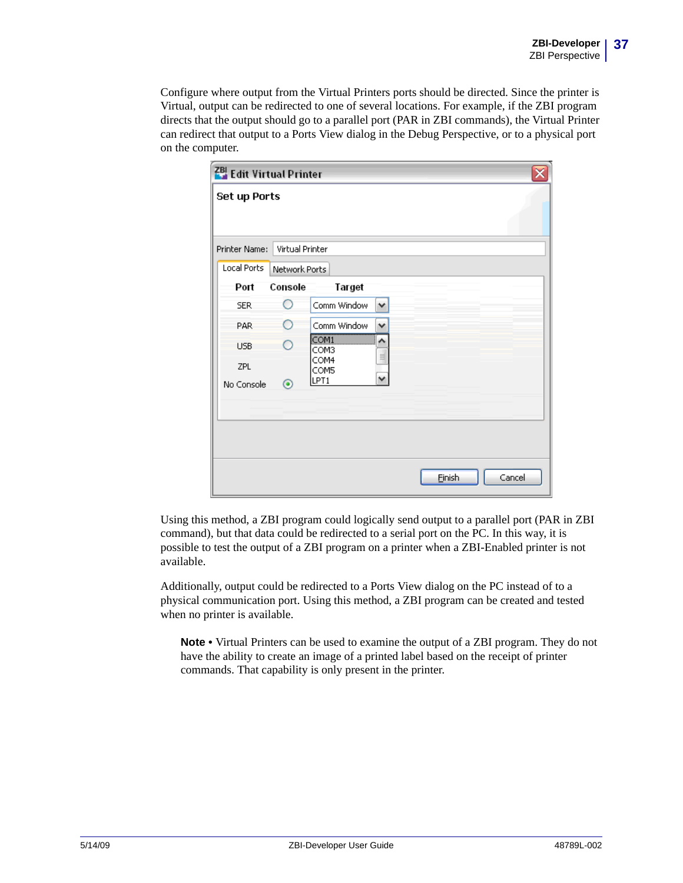Configure where output from the Virtual Printers ports should be directed. Since the printer is Virtual, output can be redirected to one of several locations. For example, if the ZBI program directs that the output should go to a parallel port (PAR in ZBI commands), the Virtual Printer can redirect that output to a Ports View dialog in the Debug Perspective, or to a physical port on the computer.

Using this method, a ZBI program could logically send output to a parallel port (PAR in ZBI command), but that data could be redirected to a serial port on the PC. In this way, it is possible to test the output of a ZBI program on a printer when a ZBI-Enabled printer is not available.

Additionally, output could be redirected to a Ports View dialog on the PC instead of to a physical communication port. Using this method, a ZBI program can be created and tested when no printer is available.

> **Note •** Virtual Printers can be used to examine the output of a ZBI program. They do not have the ability to create an image of a printed label based on the receipt of printer commands. That capability is only present in the printer.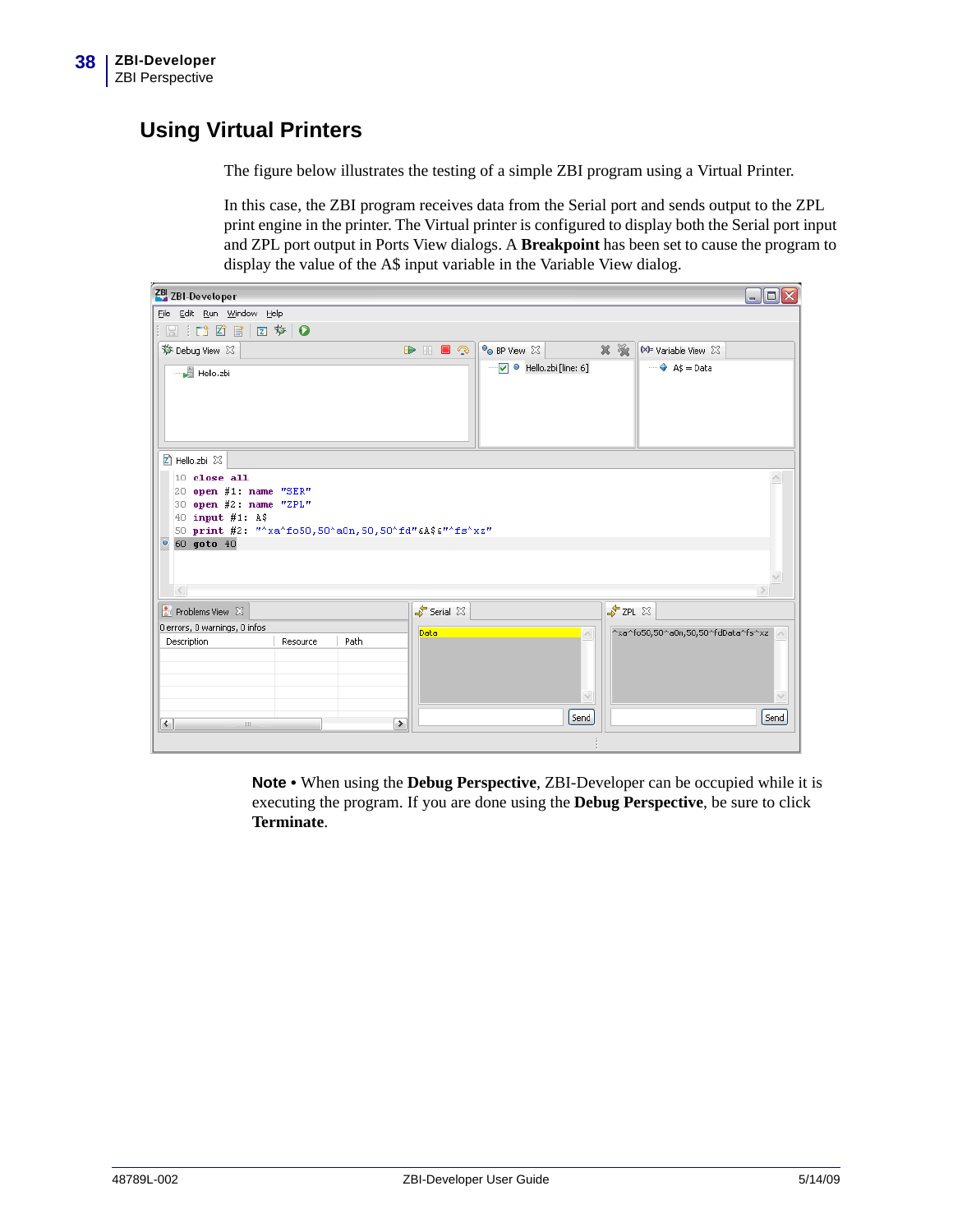## Using Virtual Printers

The figure below illustrates the testing of a simple ZBI program using a Virtual Printer.

In this case, the ZBI program receives data from the Serial port and sends output to the ZPL print engine in the printer. The Virtual printer is configured to display both the Serial port input and ZPL port output in Ports View dialogs. A **Breakpoint** has been set to cause the program to display the value of the A$ input variable in the Variable View dialog.

**Note •** When using the **Debug Perspective**, ZBI-Developer can be occupied while it is executing the program. If you are done using the **Debug Perspective**, be sure to click **Terminate**.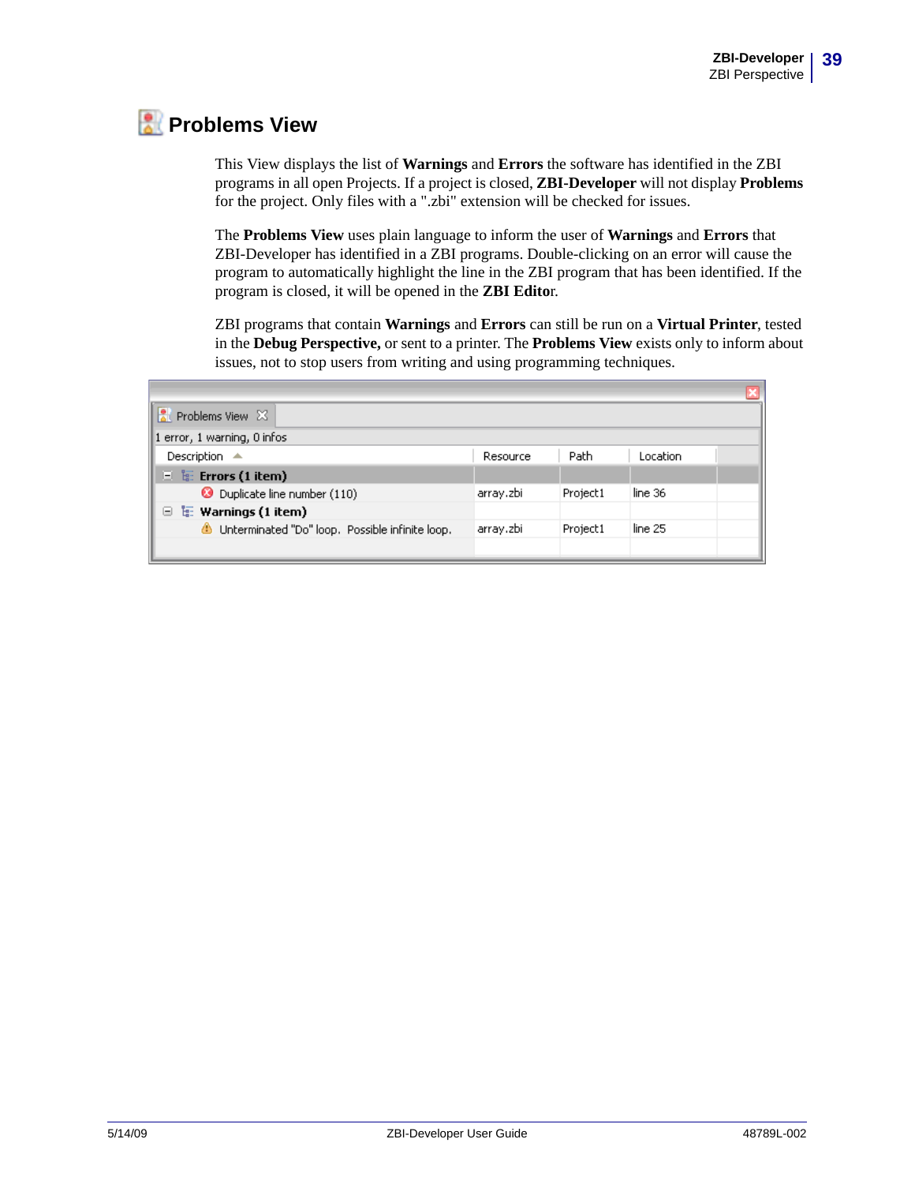# Problems View

This View displays the list of **Warnings** and **Errors** the software has identified in the ZBI programs in all open Projects. If a project is closed, **ZBI-Developer** will not display **Problems** for the project. Only files with a ".zbi" extension will be checked for issues.

The **Problems View** uses plain language to inform the user of **Warnings** and **Errors** that ZBI-Developer has identified in a ZBI programs. Double-clicking on an error will cause the program to automatically highlight the line in the ZBI program that has been identified. If the program is closed, it will be opened in the **ZBI Edito**r.

ZBI programs that contain **Warnings** and **Errors** can still be run on a **Virtual Printer**, tested in the **Debug Perspective,** or sent to a printer. The **Problems View** exists only to inform about issues, not to stop users from writing and using programming techniques.

Problems View

1 error, 1 warning, 0 infos

| Description | Resource | Path | Location |
|---|---|---|---|
| **Errors (1 item)** | | | |
| Duplicate line number (110) | array.zbi | Project1 | line 36 |
| **Warnings (1 item)** | | | |
| Unterminated "Do" loop. Possible infinite loop. | array.zbi | Project1 | line 25 |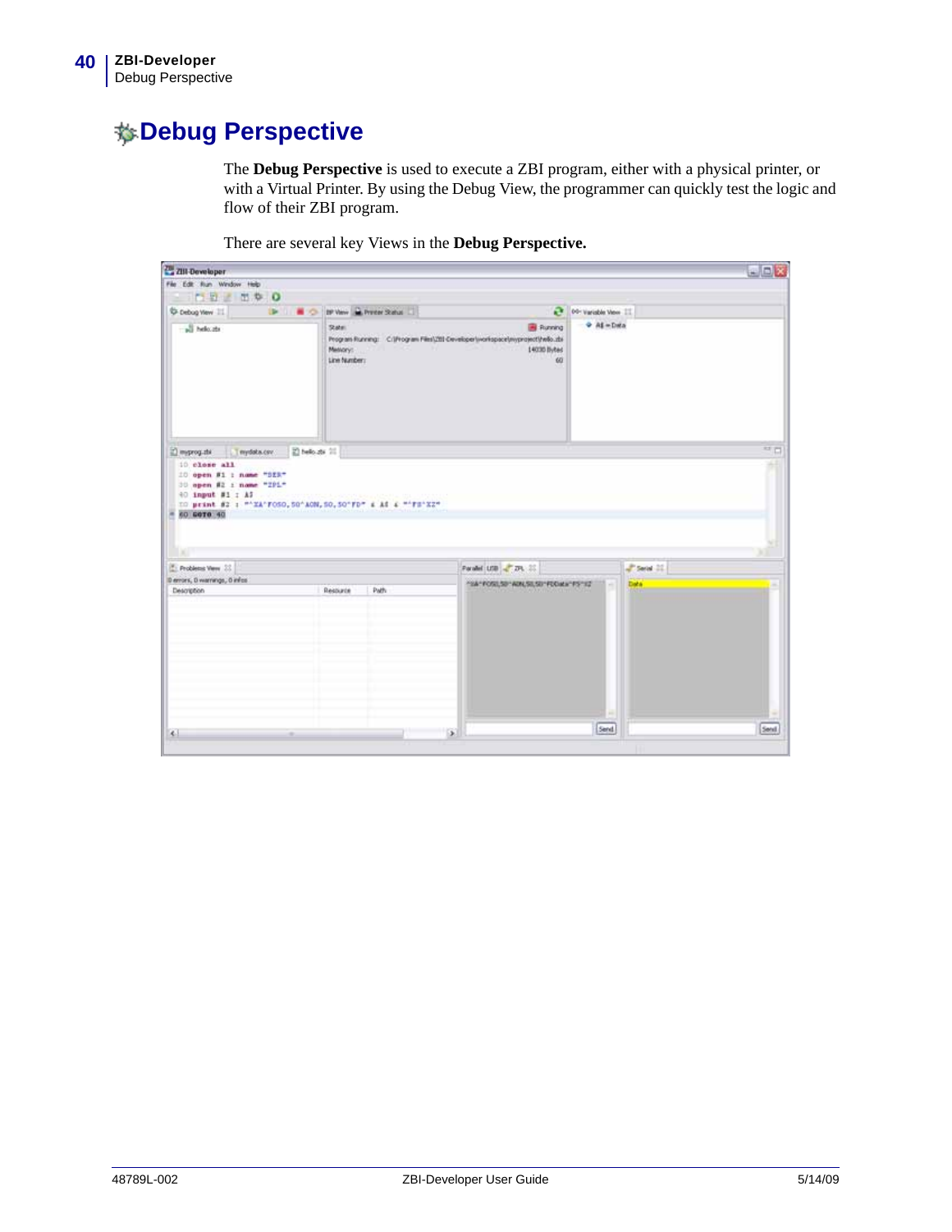# Debug Perspective

The **Debug Perspective** is used to execute a ZBI program, either with a physical printer, or with a Virtual Printer. By using the Debug View, the programmer can quickly test the logic and flow of their ZBI program.

There are several key Views in the **Debug Perspective.**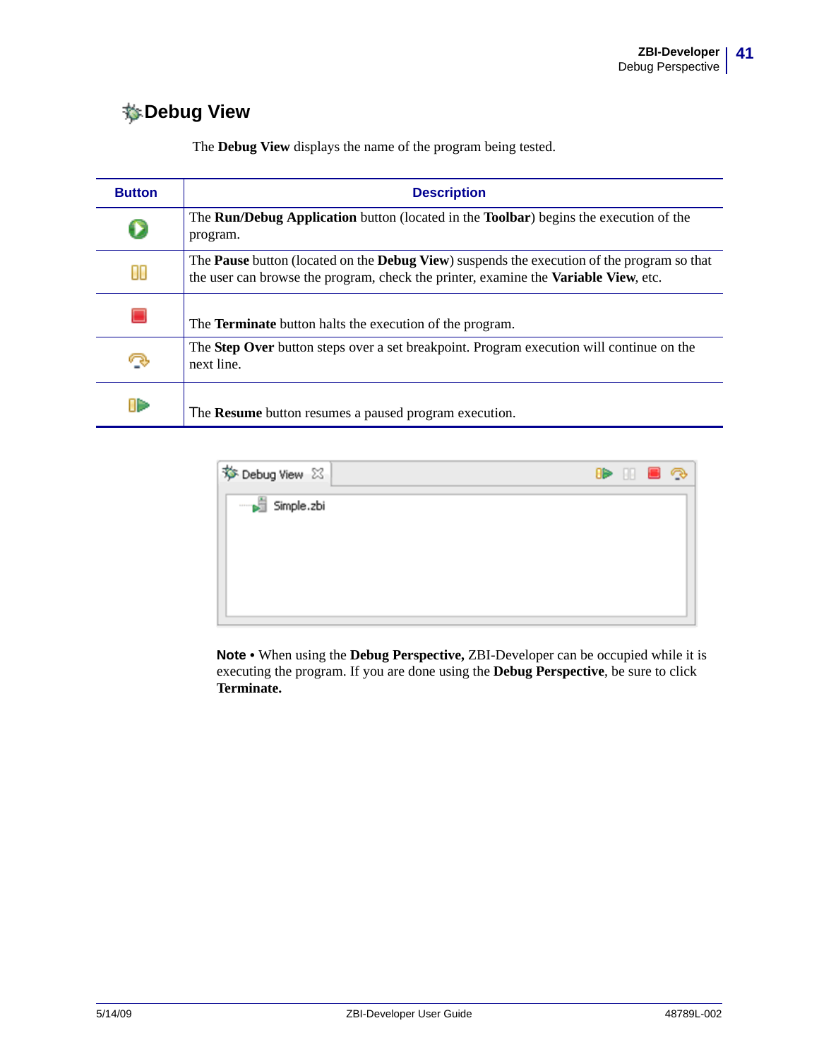## Debug View

The **Debug View** displays the name of the program being tested.

| Button | Description |
|---|---|
| | The **Run/Debug Application** button (located in the **Toolbar**) begins the execution of the program. |
| | The **Pause** button (located on the **Debug View**) suspends the execution of the program so that the user can browse the program, check the printer, examine the **Variable View**, etc. |
| | The **Terminate** button halts the execution of the program. |
| | The **Step Over** button steps over a set breakpoint. Program execution will continue on the next line. |
| | The **Resume** button resumes a paused program execution. |

**Note •** When using the **Debug Perspective,** ZBI-Developer can be occupied while it is executing the program. If you are done using the **Debug Perspective**, be sure to click **Terminate.**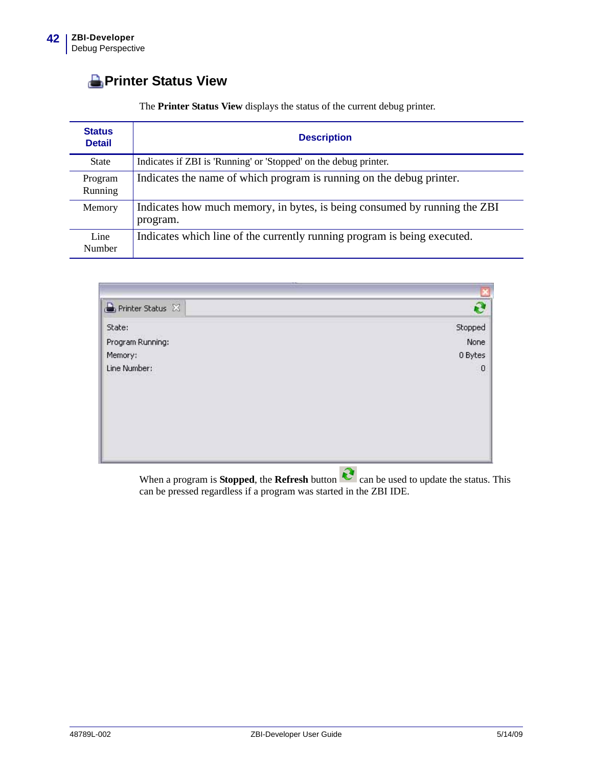## Printer Status View

The **Printer Status View** displays the status of the current debug printer.

| Status Detail | Description |
|---|---|
| State | Indicates if ZBI is 'Running' or 'Stopped' on the debug printer. |
| Program Running | Indicates the name of which program is running on the debug printer. |
| Memory | Indicates how much memory, in bytes, is being consumed by running the ZBI program. |
| Line Number | Indicates which line of the currently running program is being executed. |

When a program is **Stopped**, the **Refresh** button can be used to update the status. This can be pressed regardless if a program was started in the ZBI IDE.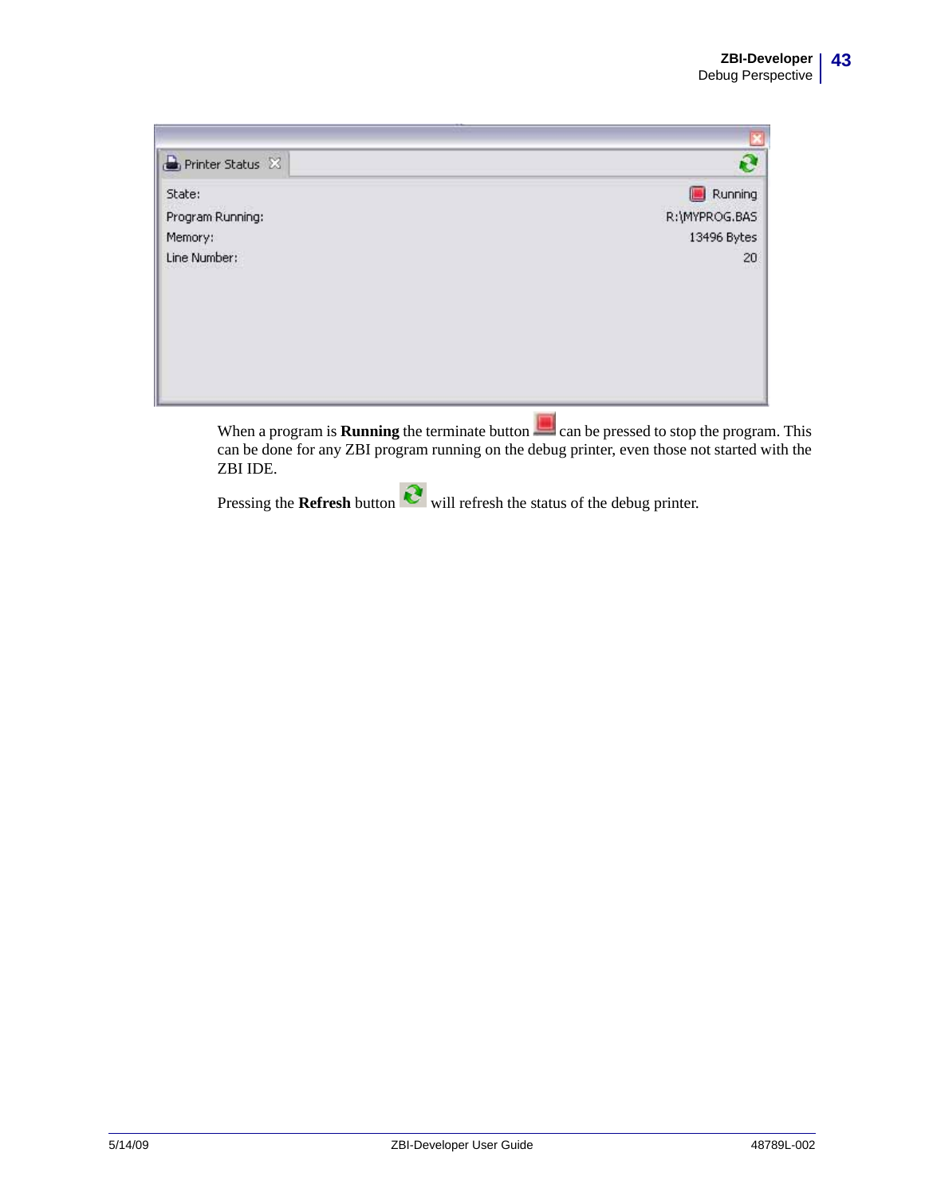| Printer Status | |
| --- | --- |
| State: | Running |
| Program Running: | R:\MYPROG.BAS |
| Memory: | 13496 Bytes |
| Line Number: | 20 |

When a program is **Running** the terminate button can be pressed to stop the program. This can be done for any ZBI program running on the debug printer, even those not started with the ZBI IDE.

Pressing the **Refresh** button will refresh the status of the debug printer.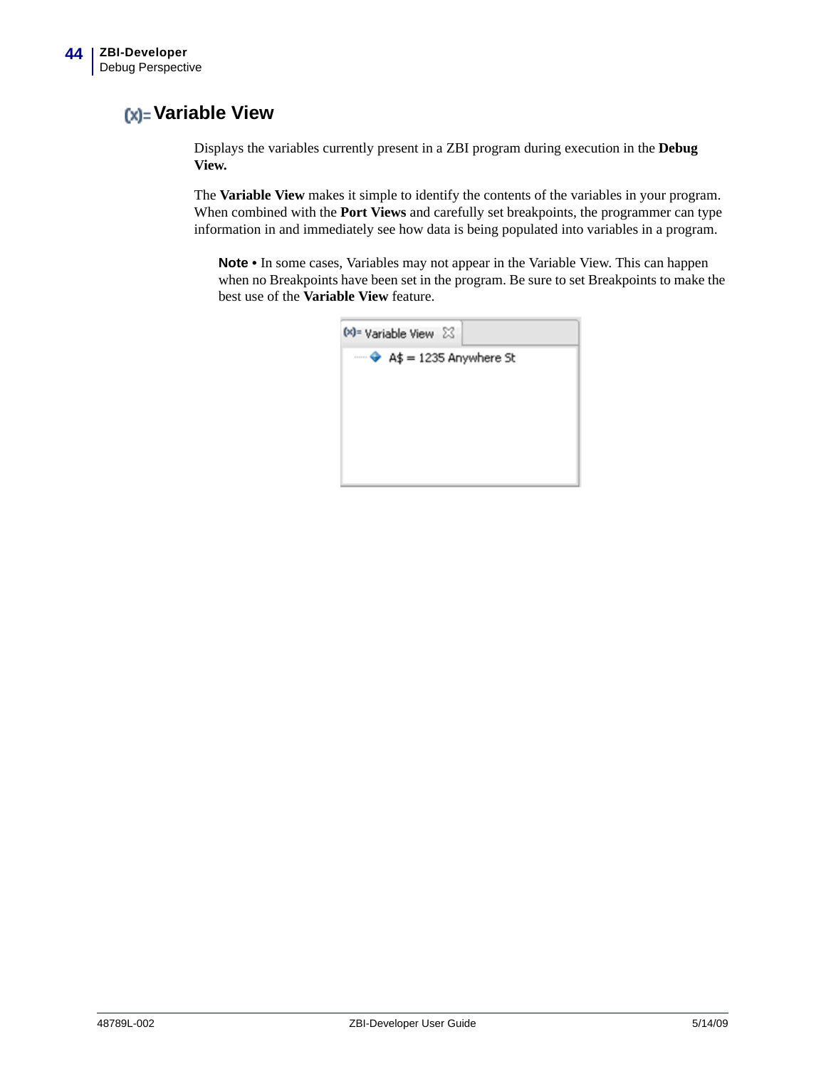# Variable View

Displays the variables currently present in a ZBI program during execution in the **Debug View.**

The **Variable View** makes it simple to identify the contents of the variables in your program. When combined with the **Port Views** and carefully set breakpoints, the programmer can type information in and immediately see how data is being populated into variables in a program.

> **Note •** In some cases, Variables may not appear in the Variable View. This can happen when no Breakpoints have been set in the program. Be sure to set Breakpoints to make the best use of the **Variable View** feature.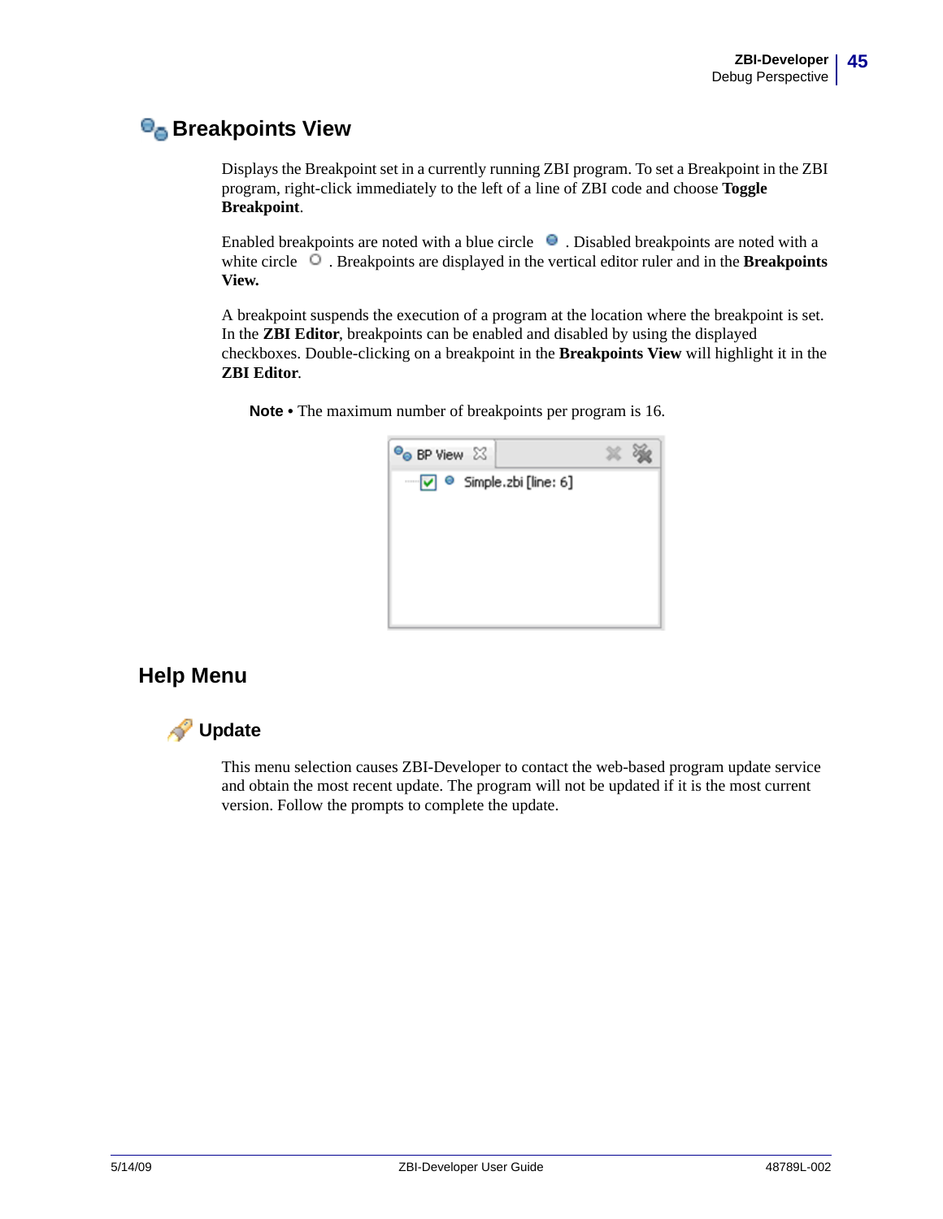## Breakpoints View

Displays the Breakpoint set in a currently running ZBI program. To set a Breakpoint in the ZBI program, right-click immediately to the left of a line of ZBI code and choose **Toggle Breakpoint**.

Enabled breakpoints are noted with a blue circle . Disabled breakpoints are noted with a white circle . Breakpoints are displayed in the vertical editor ruler and in the **Breakpoints View.**

A breakpoint suspends the execution of a program at the location where the breakpoint is set. In the **ZBI Editor**, breakpoints can be enabled and disabled by using the displayed checkboxes. Double-clicking on a breakpoint in the **Breakpoints View** will highlight it in the **ZBI Editor**.

**Note •** The maximum number of breakpoints per program is 16.

# Help Menu

## Update

This menu selection causes ZBI-Developer to contact the web-based program update service and obtain the most recent update. The program will not be updated if it is the most current version. Follow the prompts to complete the update.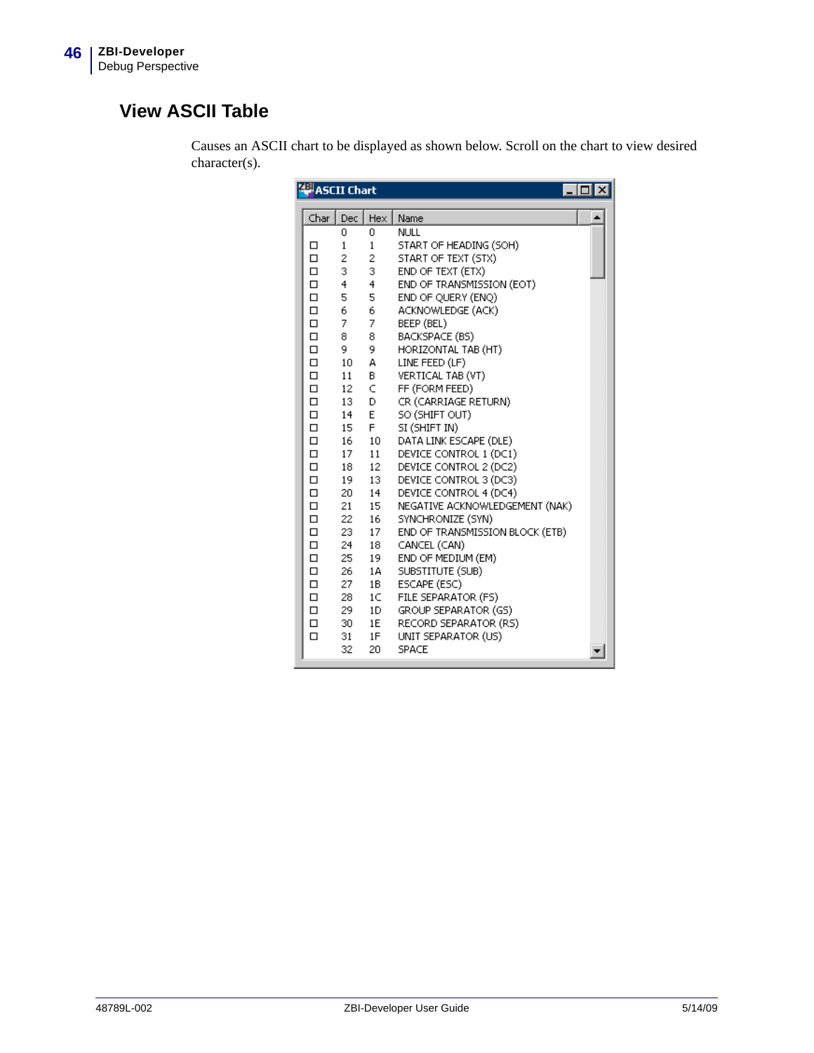## View ASCII Table

Causes an ASCII chart to be displayed as shown below. Scroll on the chart to view desired character(s).

ASCII Chart

| Char | Dec | Hex | Name |
|---|---|---|---|
| | 0 | 0 | NULL |
| □ | 1 | 1 | START OF HEADING (SOH) |
| □ | 2 | 2 | START OF TEXT (STX) |
| □ | 3 | 3 | END OF TEXT (ETX) |
| □ | 4 | 4 | END OF TRANSMISSION (EOT) |
| □ | 5 | 5 | END OF QUERY (ENQ) |
| □ | 6 | 6 | ACKNOWLEDGE (ACK) |
| □ | 7 | 7 | BEEP (BEL) |
| □ | 8 | 8 | BACKSPACE (BS) |
| □ | 9 | 9 | HORIZONTAL TAB (HT) |
| □ | 10 | A | LINE FEED (LF) |
| □ | 11 | B | VERTICAL TAB (VT) |
| □ | 12 | C | FF (FORM FEED) |
| □ | 13 | D | CR (CARRIAGE RETURN) |
| □ | 14 | E | SO (SHIFT OUT) |
| □ | 15 | F | SI (SHIFT IN) |
| □ | 16 | 10 | DATA LINK ESCAPE (DLE) |
| □ | 17 | 11 | DEVICE CONTROL 1 (DC1) |
| □ | 18 | 12 | DEVICE CONTROL 2 (DC2) |
| □ | 19 | 13 | DEVICE CONTROL 3 (DC3) |
| □ | 20 | 14 | DEVICE CONTROL 4 (DC4) |
| □ | 21 | 15 | NEGATIVE ACKNOWLEDGEMENT (NAK) |
| □ | 22 | 16 | SYNCHRONIZE (SYN) |
| □ | 23 | 17 | END OF TRANSMISSION BLOCK (ETB) |
| □ | 24 | 18 | CANCEL (CAN) |
| □ | 25 | 19 | END OF MEDIUM (EM) |
| □ | 26 | 1A | SUBSTITUTE (SUB) |
| □ | 27 | 1B | ESCAPE (ESC) |
| □ | 28 | 1C | FILE SEPARATOR (FS) |
| □ | 29 | 1D | GROUP SEPARATOR (GS) |
| □ | 30 | 1E | RECORD SEPARATOR (RS) |
| □ | 31 | 1F | UNIT SEPARATOR (US) |
| | 32 | 20 | SPACE |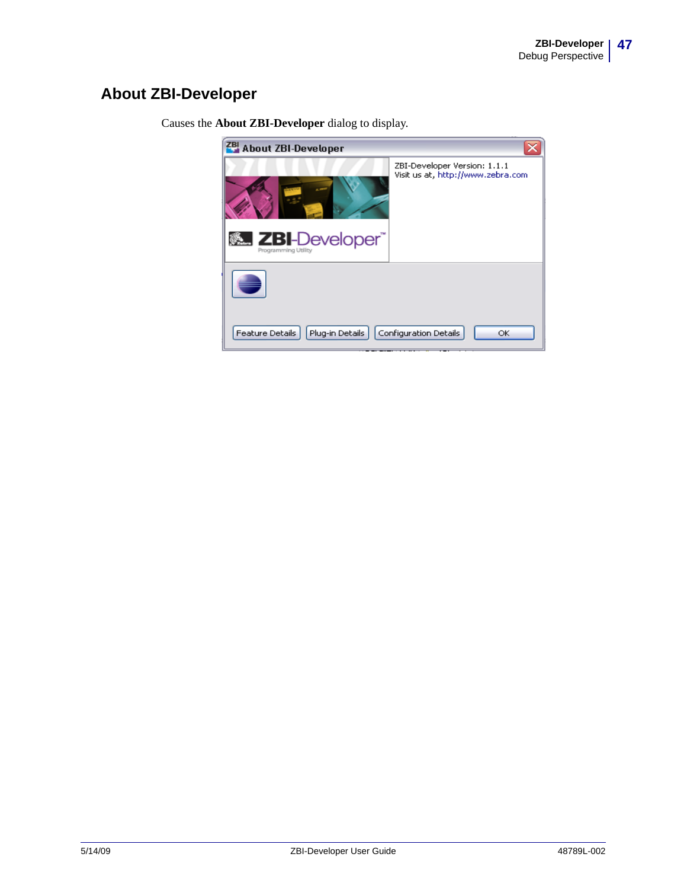## About ZBI-Developer

Causes the **About ZBI-Developer** dialog to display.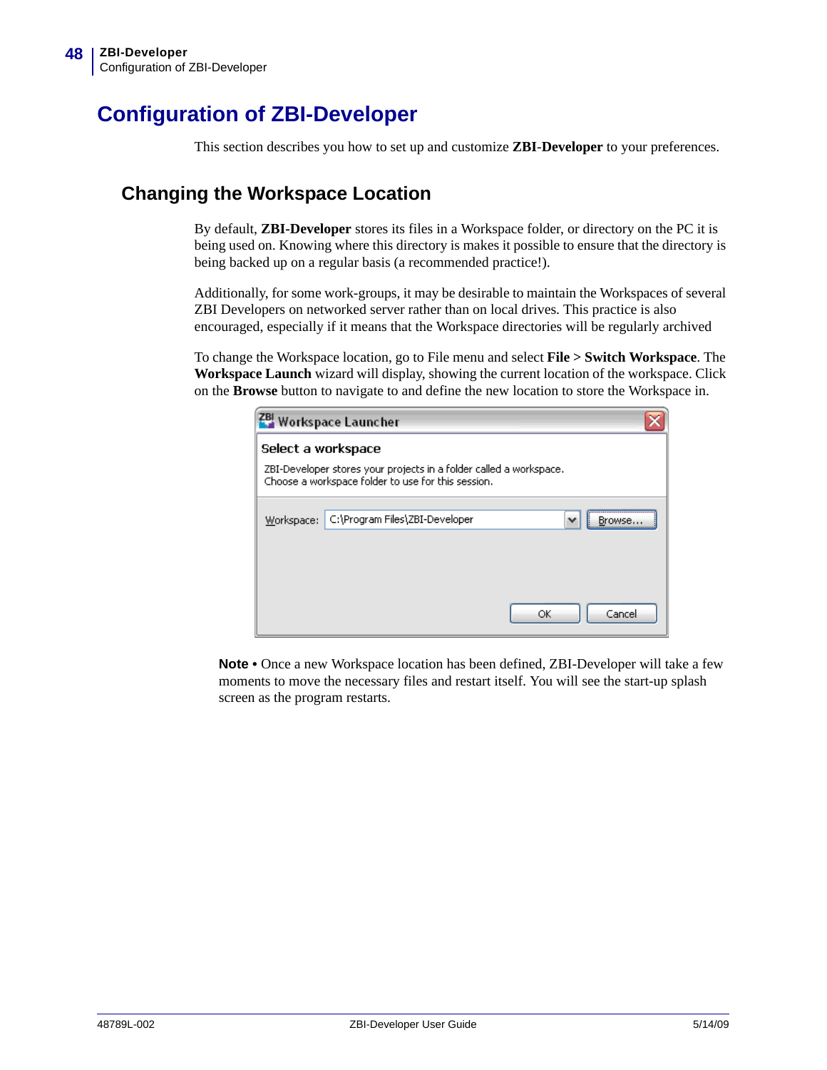# Configuration of ZBI-Developer

This section describes you how to set up and customize **ZBI-Developer** to your preferences.

## Changing the Workspace Location

By default, **ZBI-Developer** stores its files in a Workspace folder, or directory on the PC it is being used on. Knowing where this directory is makes it possible to ensure that the directory is being backed up on a regular basis (a recommended practice!).

Additionally, for some work-groups, it may be desirable to maintain the Workspaces of several ZBI Developers on networked server rather than on local drives. This practice is also encouraged, especially if it means that the Workspace directories will be regularly archived

To change the Workspace location, go to File menu and select **File > Switch Workspace**. The **Workspace Launch** wizard will display, showing the current location of the workspace. Click on the **Browse** button to navigate to and define the new location to store the Workspace in.

**Note** • Once a new Workspace location has been defined, ZBI-Developer will take a few moments to move the necessary files and restart itself. You will see the start-up splash screen as the program restarts.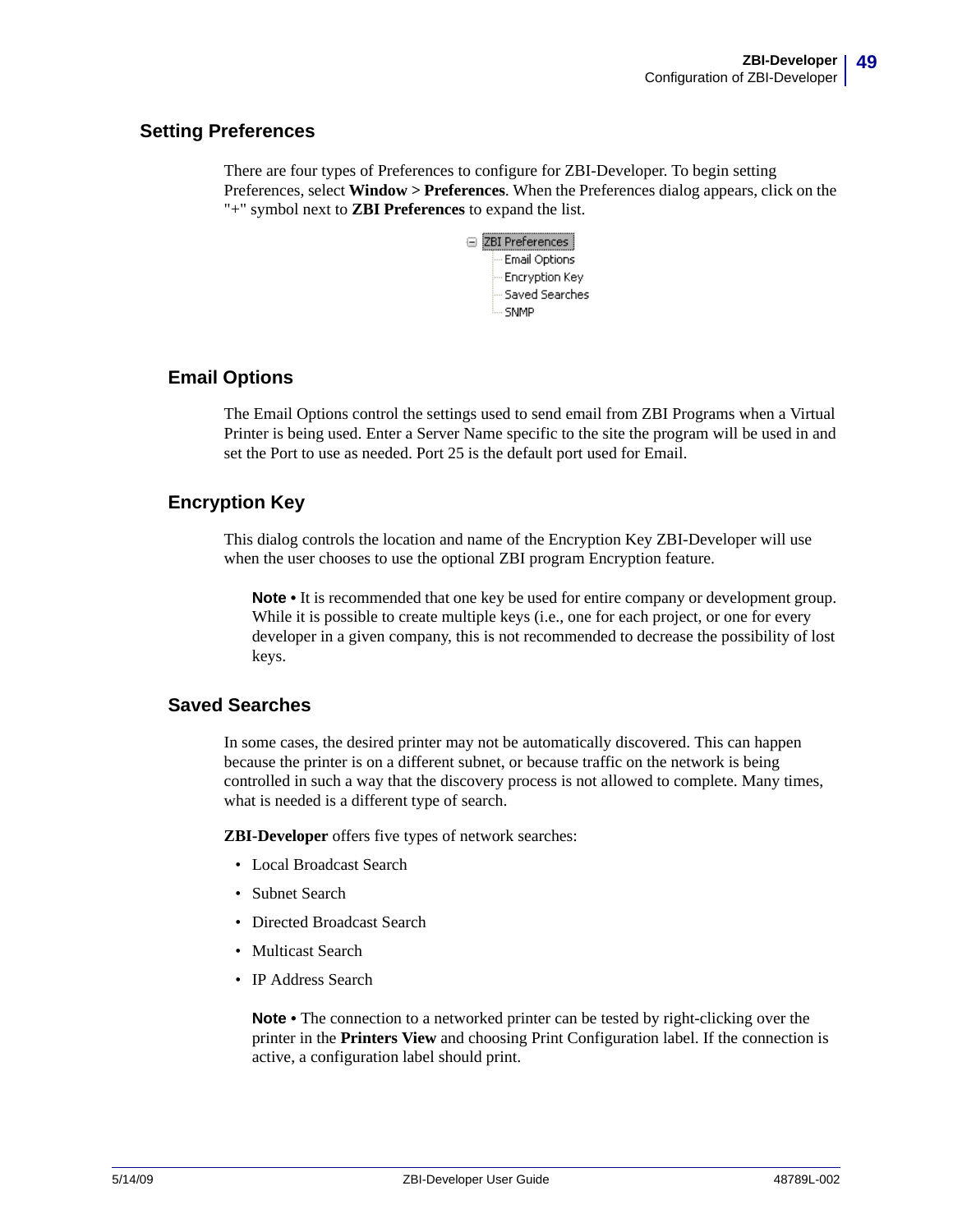## Setting Preferences

There are four types of Preferences to configure for ZBI-Developer. To begin setting Preferences, select **Window > Preferences**. When the Preferences dialog appears, click on the "+" symbol next to **ZBI Preferences** to expand the list.

- ZBI Preferences
  - Email Options
  - Encryption Key
  - Saved Searches
  - SNMP

### Email Options

The Email Options control the settings used to send email from ZBI Programs when a Virtual Printer is being used. Enter a Server Name specific to the site the program will be used in and set the Port to use as needed. Port 25 is the default port used for Email.

### Encryption Key

This dialog controls the location and name of the Encryption Key ZBI-Developer will use when the user chooses to use the optional ZBI program Encryption feature.

**Note •** It is recommended that one key be used for entire company or development group. While it is possible to create multiple keys (i.e., one for each project, or one for every developer in a given company, this is not recommended to decrease the possibility of lost keys.

### Saved Searches

In some cases, the desired printer may not be automatically discovered. This can happen because the printer is on a different subnet, or because traffic on the network is being controlled in such a way that the discovery process is not allowed to complete. Many times, what is needed is a different type of search.

**ZBI-Developer** offers five types of network searches:

- Local Broadcast Search
- Subnet Search
- Directed Broadcast Search
- Multicast Search
- IP Address Search

**Note •** The connection to a networked printer can be tested by right-clicking over the printer in the **Printers View** and choosing Print Configuration label. If the connection is active, a configuration label should print.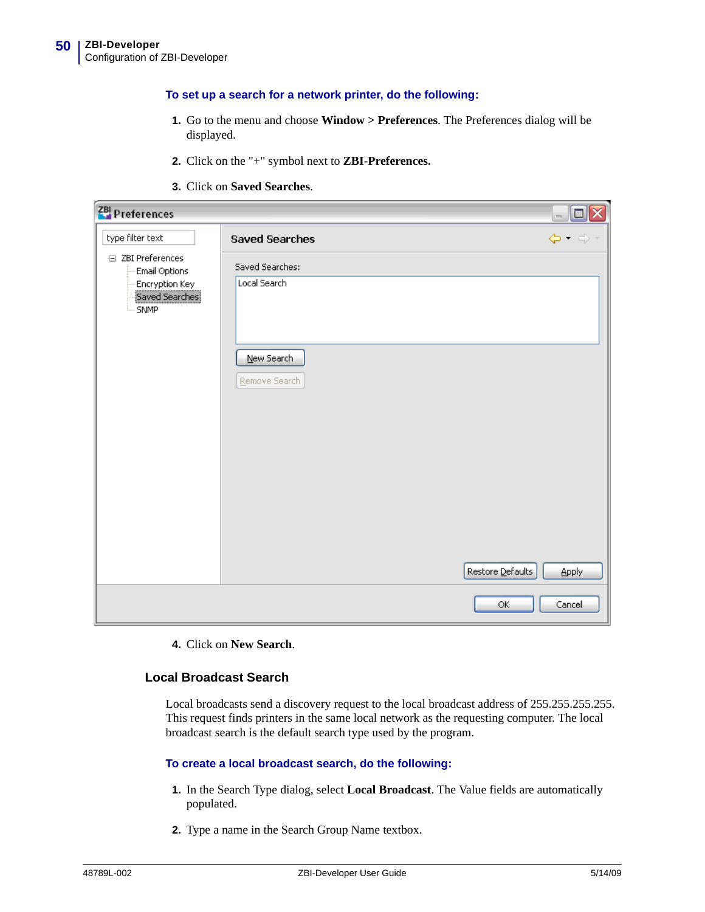**To set up a search for a network printer, do the following:**

1. Go to the menu and choose **Window > Preferences**. The Preferences dialog will be displayed.

2. Click on the "+" symbol next to **ZBI-Preferences.**

3. Click on **Saved Searches**.

4. Click on **New Search**.

## Local Broadcast Search

Local broadcasts send a discovery request to the local broadcast address of 255.255.255.255. This request finds printers in the same local network as the requesting computer. The local broadcast search is the default search type used by the program.

**To create a local broadcast search, do the following:**

1. In the Search Type dialog, select **Local Broadcast**. The Value fields are automatically populated.

2. Type a name in the Search Group Name textbox.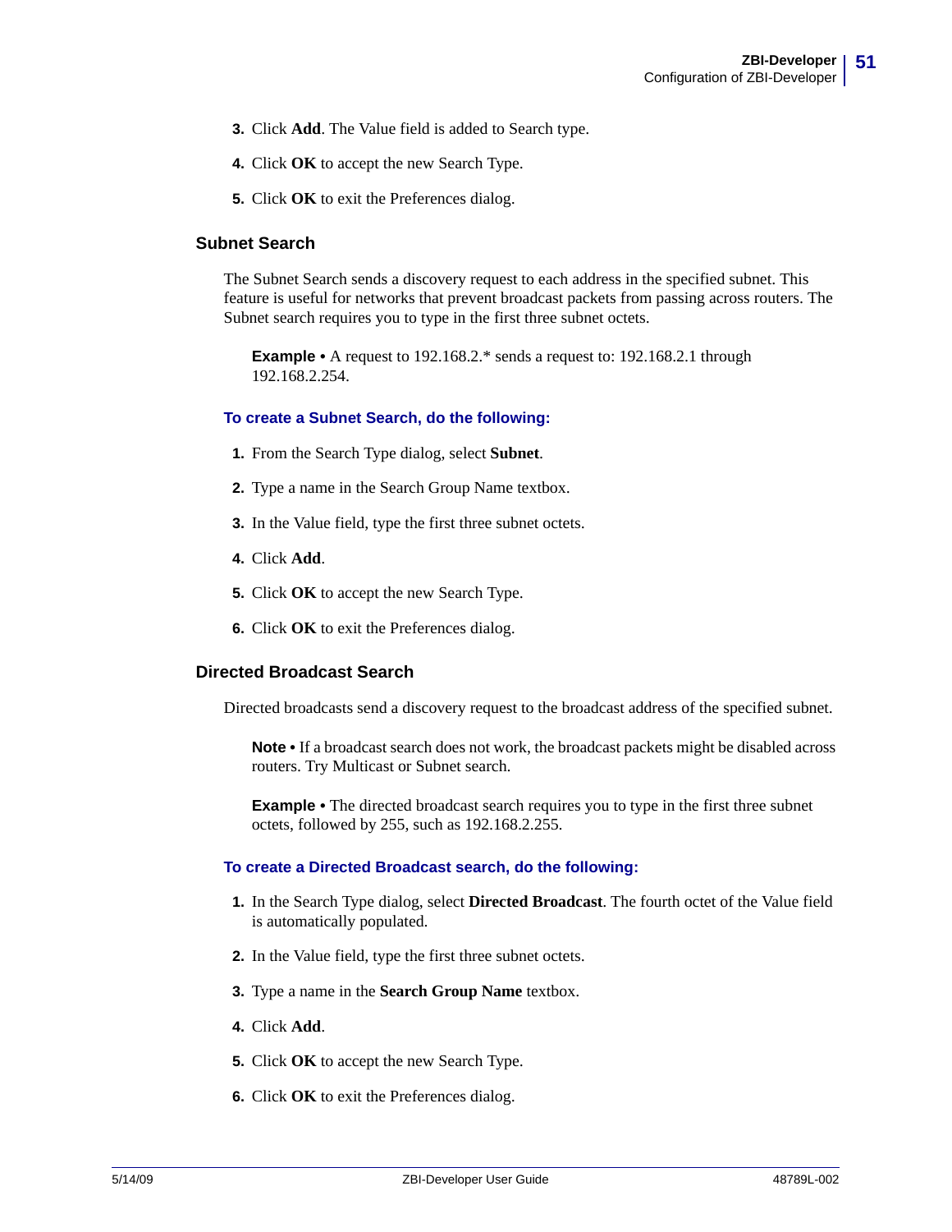3. Click **Add**. The Value field is added to Search type.
4. Click **OK** to accept the new Search Type.
5. Click **OK** to exit the Preferences dialog.

### Subnet Search

The Subnet Search sends a discovery request to each address in the specified subnet. This feature is useful for networks that prevent broadcast packets from passing across routers. The Subnet search requires you to type in the first three subnet octets.

**Example •** A request to 192.168.2.* sends a request to: 192.168.2.1 through 192.168.2.254.

#### To create a Subnet Search, do the following:

1. From the Search Type dialog, select **Subnet**.
2. Type a name in the Search Group Name textbox.
3. In the Value field, type the first three subnet octets.
4. Click **Add**.
5. Click **OK** to accept the new Search Type.
6. Click **OK** to exit the Preferences dialog.

### Directed Broadcast Search

Directed broadcasts send a discovery request to the broadcast address of the specified subnet.

**Note •** If a broadcast search does not work, the broadcast packets might be disabled across routers. Try Multicast or Subnet search.

**Example •** The directed broadcast search requires you to type in the first three subnet octets, followed by 255, such as 192.168.2.255.

#### To create a Directed Broadcast search, do the following:

1. In the Search Type dialog, select **Directed Broadcast**. The fourth octet of the Value field is automatically populated.
2. In the Value field, type the first three subnet octets.
3. Type a name in the **Search Group Name** textbox.
4. Click **Add**.
5. Click **OK** to accept the new Search Type.
6. Click **OK** to exit the Preferences dialog.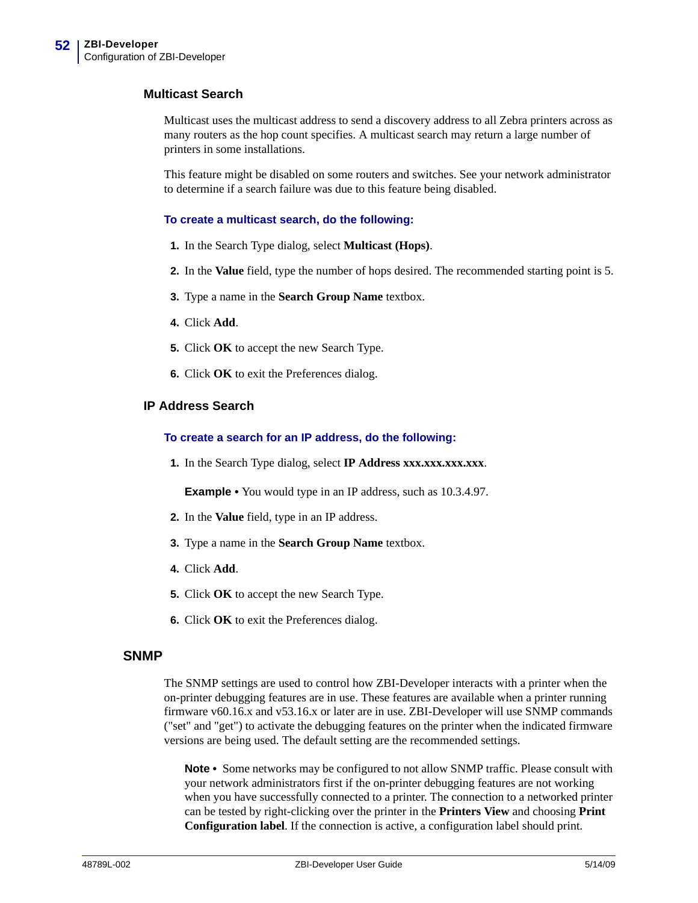### Multicast Search

Multicast uses the multicast address to send a discovery address to all Zebra printers across as many routers as the hop count specifies. A multicast search may return a large number of printers in some installations.

This feature might be disabled on some routers and switches. See your network administrator to determine if a search failure was due to this feature being disabled.

**To create a multicast search, do the following:**

1. In the Search Type dialog, select **Multicast (Hops)**.
2. In the **Value** field, type the number of hops desired. The recommended starting point is 5.
3. Type a name in the **Search Group Name** textbox.
4. Click **Add**.
5. Click **OK** to accept the new Search Type.
6. Click **OK** to exit the Preferences dialog.

### IP Address Search

**To create a search for an IP address, do the following:**

1. In the Search Type dialog, select **IP Address xxx.xxx.xxx.xxx**.

   **Example •** You would type in an IP address, such as 10.3.4.97.

2. In the **Value** field, type in an IP address.
3. Type a name in the **Search Group Name** textbox.
4. Click **Add**.
5. Click **OK** to accept the new Search Type.
6. Click **OK** to exit the Preferences dialog.

## SNMP

The SNMP settings are used to control how ZBI-Developer interacts with a printer when the on-printer debugging features are in use. These features are available when a printer running firmware v60.16.x and v53.16.x or later are in use. ZBI-Developer will use SNMP commands ("set" and "get") to activate the debugging features on the printer when the indicated firmware versions are being used. The default setting are the recommended settings.

**Note •** Some networks may be configured to not allow SNMP traffic. Please consult with your network administrators first if the on-printer debugging features are not working when you have successfully connected to a printer. The connection to a networked printer can be tested by right-clicking over the printer in the **Printers View** and choosing **Print Configuration label**. If the connection is active, a configuration label should print.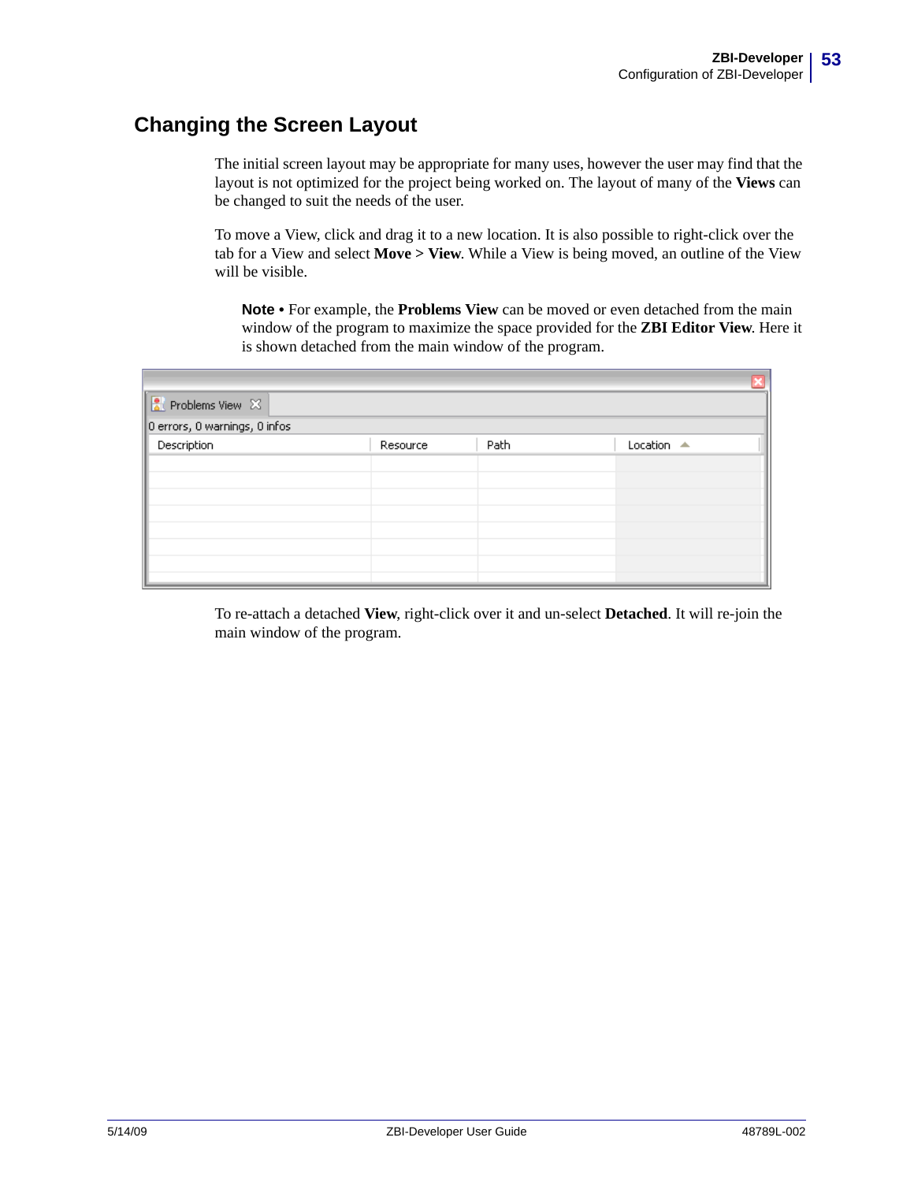## Changing the Screen Layout

The initial screen layout may be appropriate for many uses, however the user may find that the layout is not optimized for the project being worked on. The layout of many of the **Views** can be changed to suit the needs of the user.

To move a View, click and drag it to a new location. It is also possible to right-click over the tab for a View and select **Move > View**. While a View is being moved, an outline of the View will be visible.

> **Note •** For example, the **Problems View** can be moved or even detached from the main window of the program to maximize the space provided for the **ZBI Editor View**. Here it is shown detached from the main window of the program.

To re-attach a detached **View**, right-click over it and un-select **Detached**. It will re-join the main window of the program.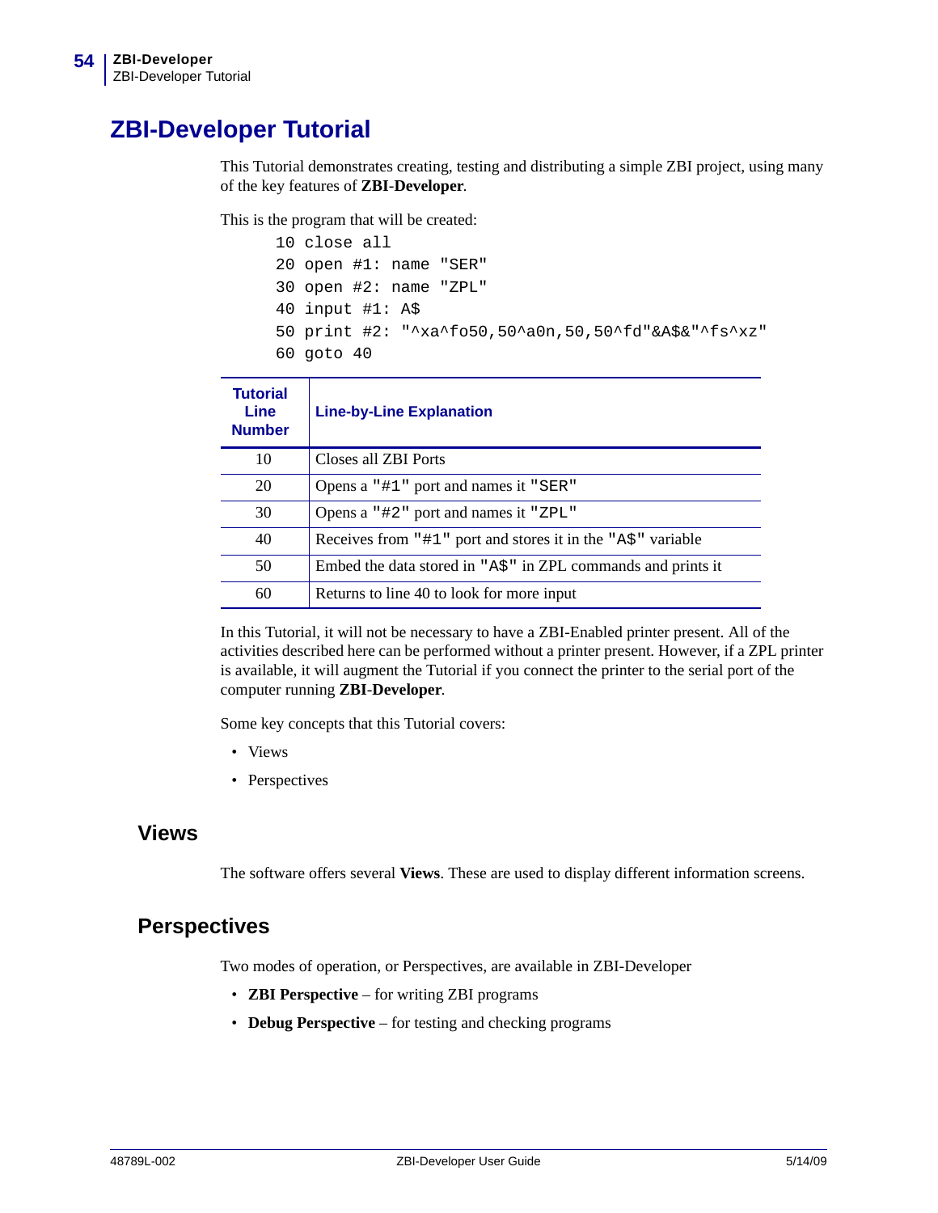# ZBI-Developer Tutorial

This Tutorial demonstrates creating, testing and distributing a simple ZBI project, using many of the key features of **ZBI-Developer**.

This is the program that will be created:

```
10 close all
20 open #1: name "SER"
30 open #2: name "ZPL"
40 input #1: A$
50 print #2: "^xa^fo50,50^a0n,50,50^fd"&A$&"^fs^xz"
60 goto 40
```

| Tutorial Line Number | Line-by-Line Explanation |
|---|---|
| 10 | Closes all ZBI Ports |
| 20 | Opens a "#1" port and names it "SER" |
| 30 | Opens a "#2" port and names it "ZPL" |
| 40 | Receives from "#1" port and stores it in the "A$" variable |
| 50 | Embed the data stored in "A$" in ZPL commands and prints it |
| 60 | Returns to line 40 to look for more input |

In this Tutorial, it will not be necessary to have a ZBI-Enabled printer present. All of the activities described here can be performed without a printer present. However, if a ZPL printer is available, it will augment the Tutorial if you connect the printer to the serial port of the computer running **ZBI-Developer**.

Some key concepts that this Tutorial covers:

- Views
- Perspectives

## Views

The software offers several **Views**. These are used to display different information screens.

## Perspectives

Two modes of operation, or Perspectives, are available in ZBI-Developer

- **ZBI Perspective** – for writing ZBI programs
- **Debug Perspective** – for testing and checking programs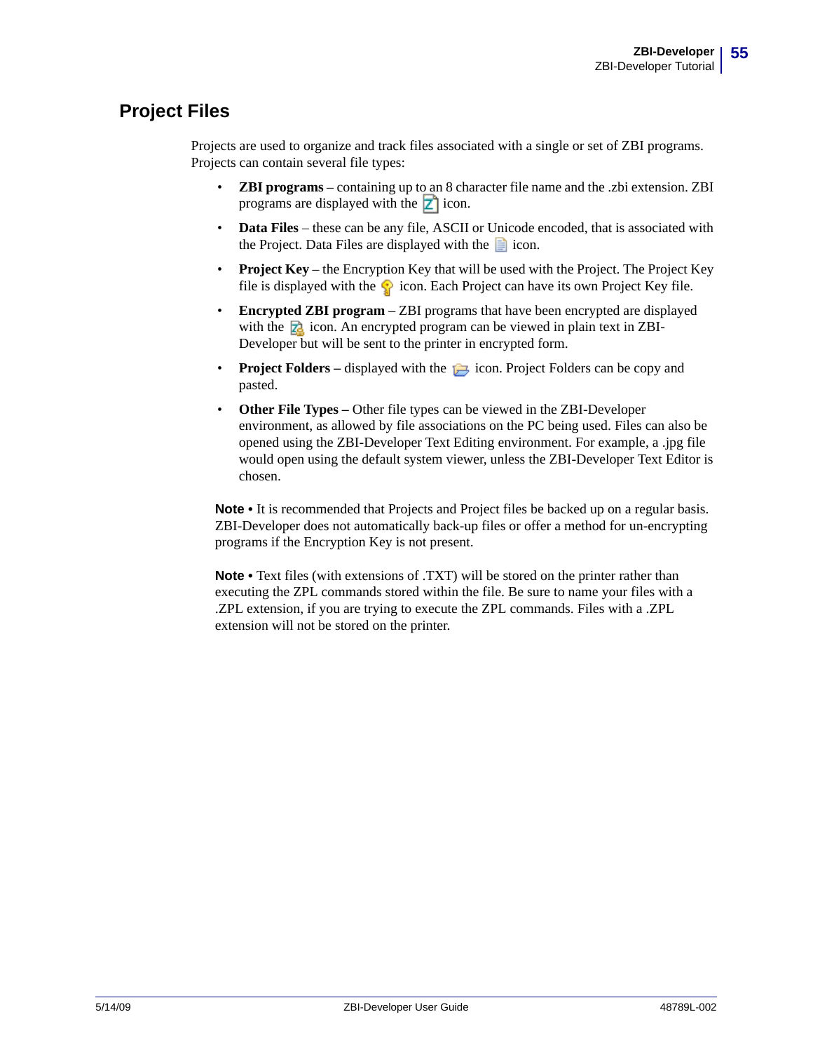## Project Files

Projects are used to organize and track files associated with a single or set of ZBI programs. Projects can contain several file types:

- **ZBI programs** – containing up to an 8 character file name and the .zbi extension. ZBI programs are displayed with the icon.
- **Data Files** – these can be any file, ASCII or Unicode encoded, that is associated with the Project. Data Files are displayed with the icon.
- **Project Key** – the Encryption Key that will be used with the Project. The Project Key file is displayed with the icon. Each Project can have its own Project Key file.
- **Encrypted ZBI program** – ZBI programs that have been encrypted are displayed with the icon. An encrypted program can be viewed in plain text in ZBI-Developer but will be sent to the printer in encrypted form.
- **Project Folders –** displayed with the icon. Project Folders can be copy and pasted.
- **Other File Types –** Other file types can be viewed in the ZBI-Developer environment, as allowed by file associations on the PC being used. Files can also be opened using the ZBI-Developer Text Editing environment. For example, a .jpg file would open using the default system viewer, unless the ZBI-Developer Text Editor is chosen.

**Note •** It is recommended that Projects and Project files be backed up on a regular basis. ZBI-Developer does not automatically back-up files or offer a method for un-encrypting programs if the Encryption Key is not present.

**Note •** Text files (with extensions of .TXT) will be stored on the printer rather than executing the ZPL commands stored within the file. Be sure to name your files with a .ZPL extension, if you are trying to execute the ZPL commands. Files with a .ZPL extension will not be stored on the printer.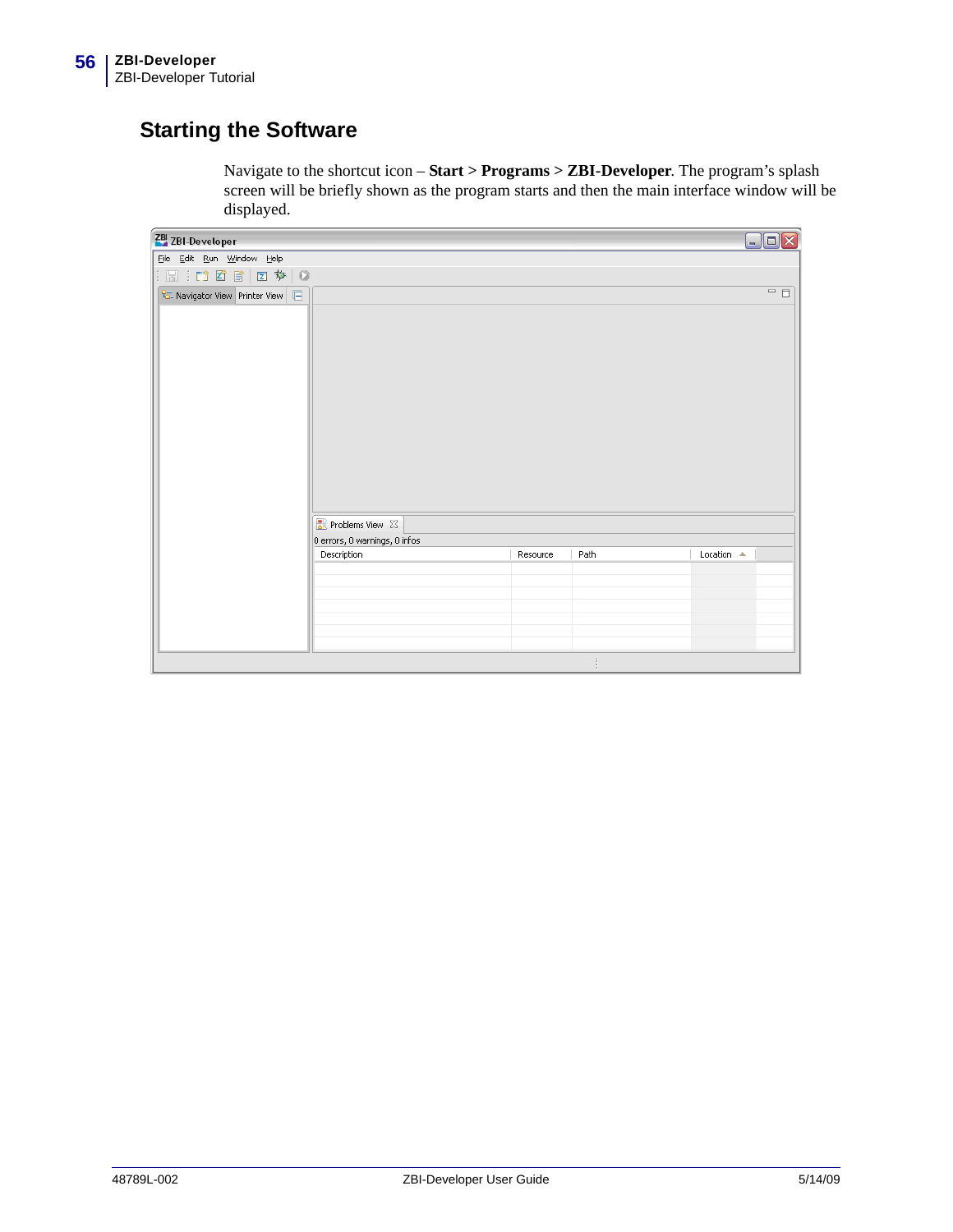## Starting the Software

Navigate to the shortcut icon – **Start > Programs > ZBI-Developer**. The program's splash screen will be briefly shown as the program starts and then the main interface window will be displayed.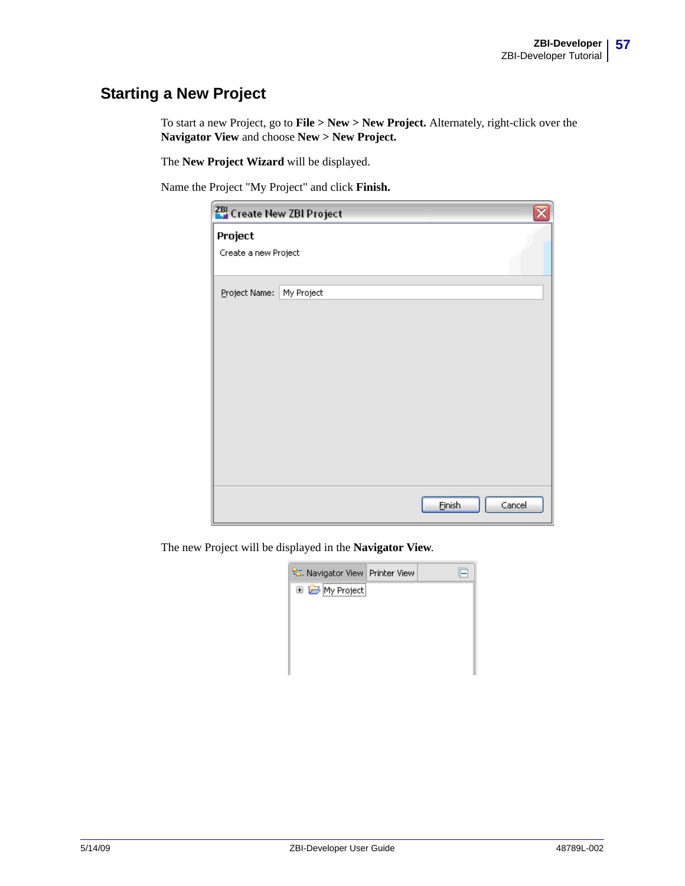## Starting a New Project

To start a new Project, go to **File > New > New Project.** Alternately, right-click over the **Navigator View** and choose **New > New Project.**

The **New Project Wizard** will be displayed.

Name the Project "My Project" and click **Finish.**

The new Project will be displayed in the **Navigator View**.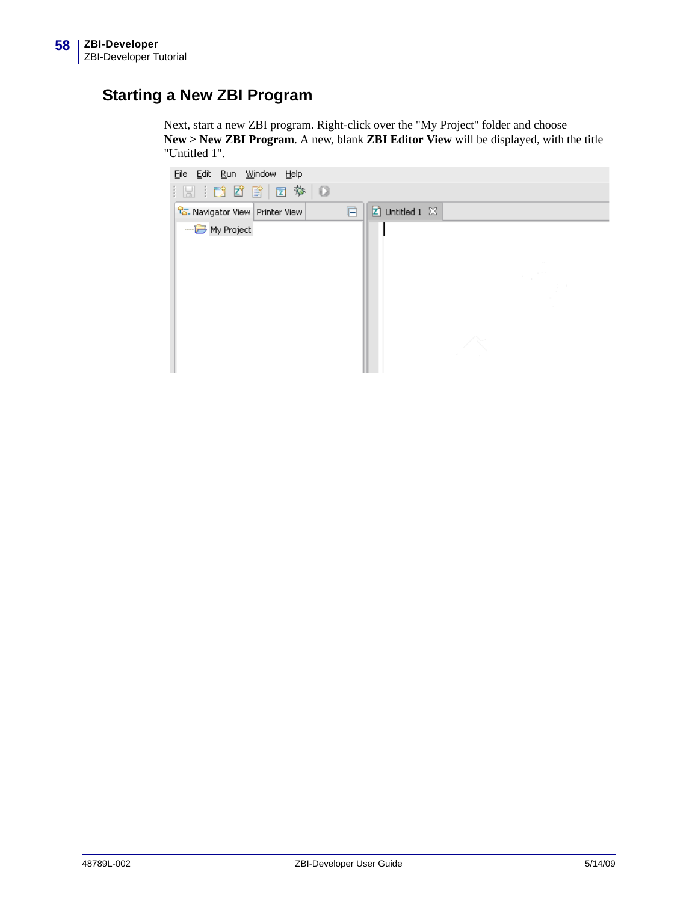## Starting a New ZBI Program

Next, start a new ZBI program. Right-click over the "My Project" folder and choose **New > New ZBI Program**. A new, blank **ZBI Editor View** will be displayed, with the title "Untitled 1".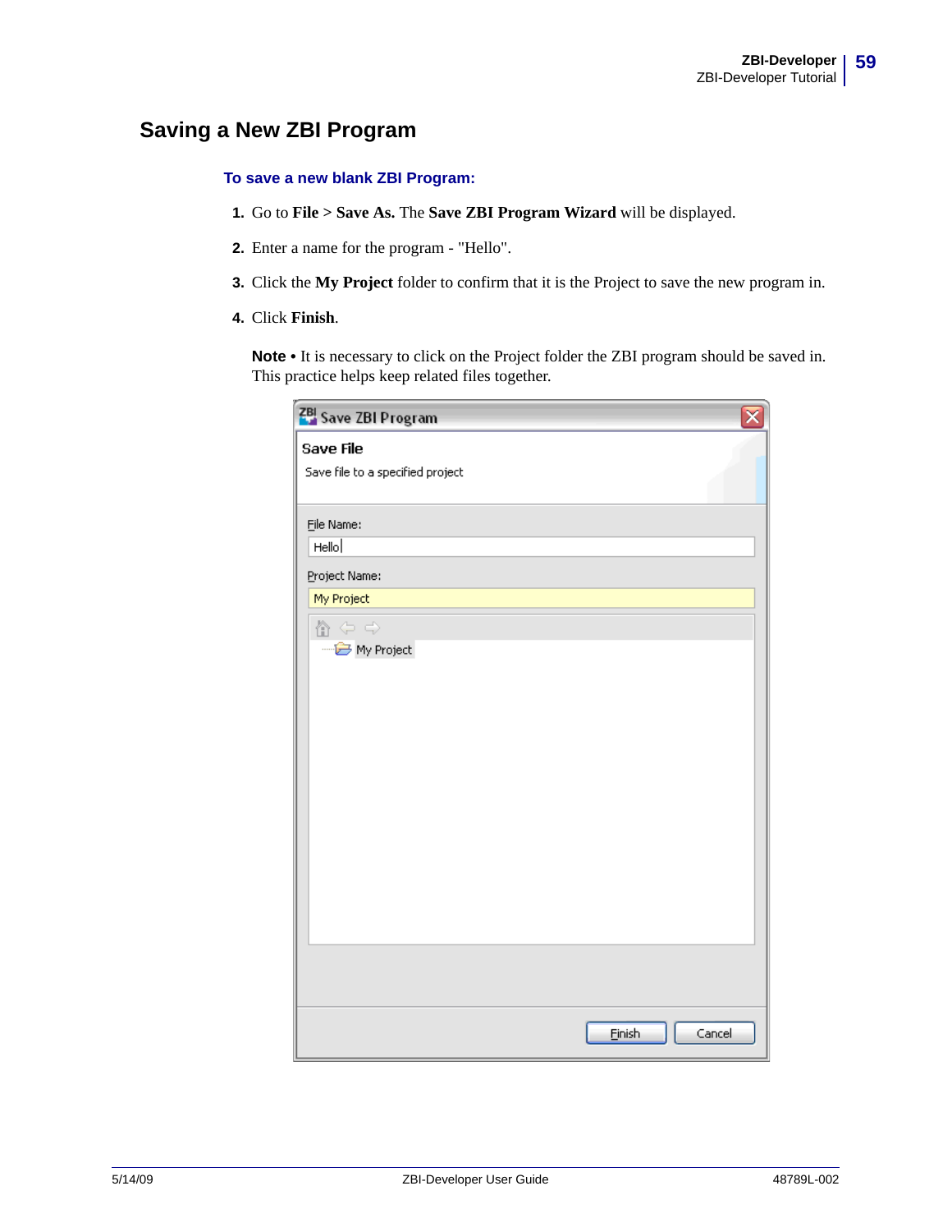# Saving a New ZBI Program

### To save a new blank ZBI Program:

1. Go to **File > Save As.** The **Save ZBI Program Wizard** will be displayed.
2. Enter a name for the program - "Hello".
3. Click the **My Project** folder to confirm that it is the Project to save the new program in.
4. Click **Finish**.

**Note •** It is necessary to click on the Project folder the ZBI program should be saved in. This practice helps keep related files together.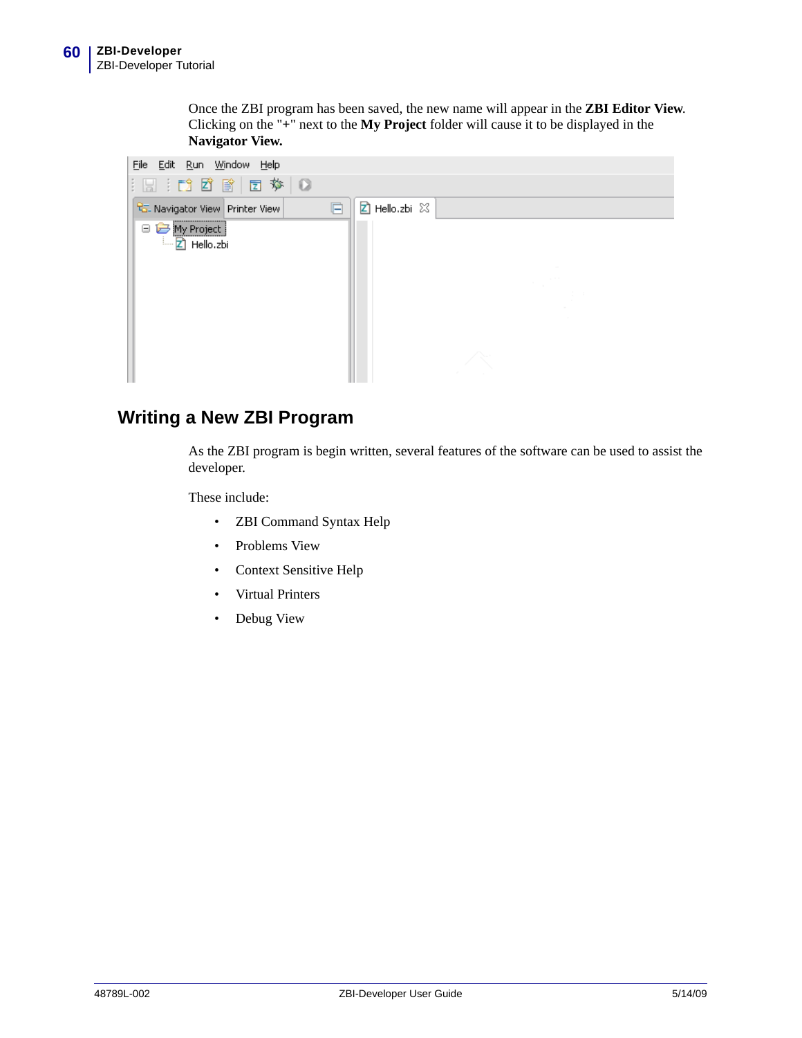Once the ZBI program has been saved, the new name will appear in the **ZBI Editor View**. Clicking on the "+" next to the **My Project** folder will cause it to be displayed in the **Navigator View.**

## Writing a New ZBI Program

As the ZBI program is begin written, several features of the software can be used to assist the developer.

These include:

- ZBI Command Syntax Help
- Problems View
- Context Sensitive Help
- Virtual Printers
- Debug View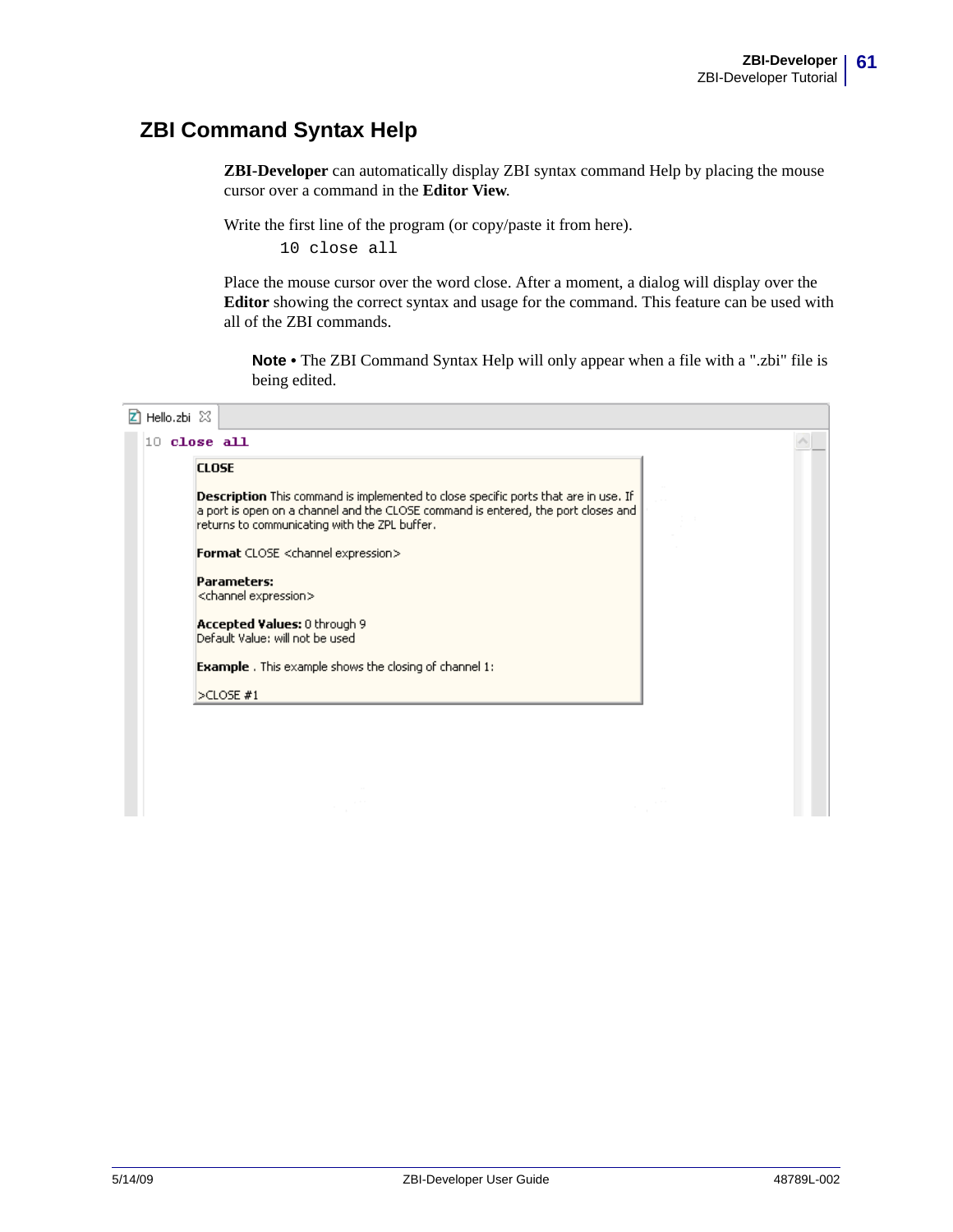## ZBI Command Syntax Help

**ZBI-Developer** can automatically display ZBI syntax command Help by placing the mouse cursor over a command in the **Editor View**.

Write the first line of the program (or copy/paste it from here).

```
10 close all
```

Place the mouse cursor over the word close. After a moment, a dialog will display over the **Editor** showing the correct syntax and usage for the command. This feature can be used with all of the ZBI commands.

**Note •** The ZBI Command Syntax Help will only appear when a file with a ".zbi" file is being edited.

Hello.zbi

```
10 close all
```

**CLOSE**

**Description** This command is implemented to close specific ports that are in use. If a port is open on a channel and the CLOSE command is entered, the port closes and returns to communicating with the ZPL buffer.

**Format** CLOSE <channel expression>

**Parameters:**
<channel expression>

**Accepted Values:** 0 through 9
Default Value: will not be used

**Example** . This example shows the closing of channel 1:

>CLOSE #1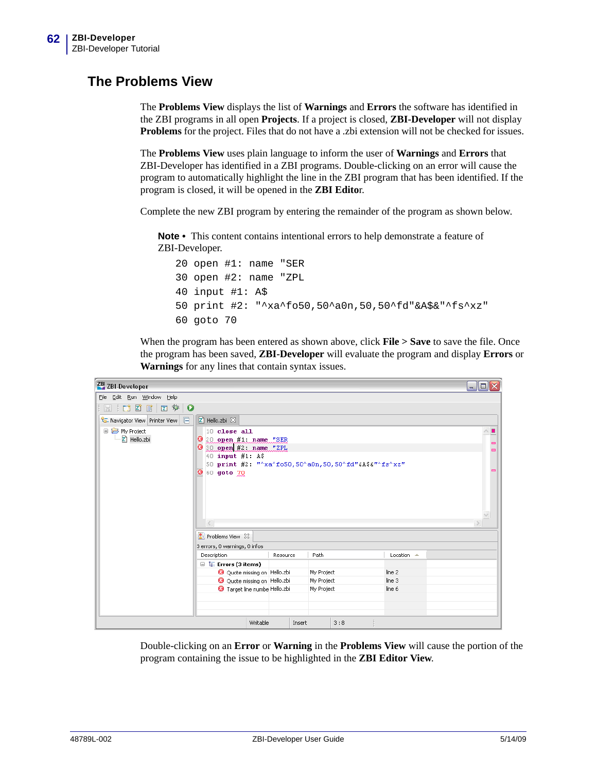# The Problems View

The **Problems View** displays the list of **Warnings** and **Errors** the software has identified in the ZBI programs in all open **Projects**. If a project is closed, **ZBI-Developer** will not display **Problems** for the project. Files that do not have a .zbi extension will not be checked for issues.

The **Problems View** uses plain language to inform the user of **Warnings** and **Errors** that ZBI-Developer has identified in a ZBI programs. Double-clicking on an error will cause the program to automatically highlight the line in the ZBI program that has been identified. If the program is closed, it will be opened in the **ZBI Editor**.

Complete the new ZBI program by entering the remainder of the program as shown below.

**Note •** This content contains intentional errors to help demonstrate a feature of ZBI-Developer.

```
20 open #1: name "SER
30 open #2: name "ZPL
40 input #1: A$
50 print #2: "^xa^fo50,50^a0n,50,50^fd"&A$&"^fs^xz"
60 goto 70
```

When the program has been entered as shown above, click **File > Save** to save the file. Once the program has been saved, **ZBI-Developer** will evaluate the program and display **Errors** or **Warnings** for any lines that contain syntax issues.

Double-clicking on an **Error** or **Warning** in the **Problems View** will cause the portion of the program containing the issue to be highlighted in the **ZBI Editor View**.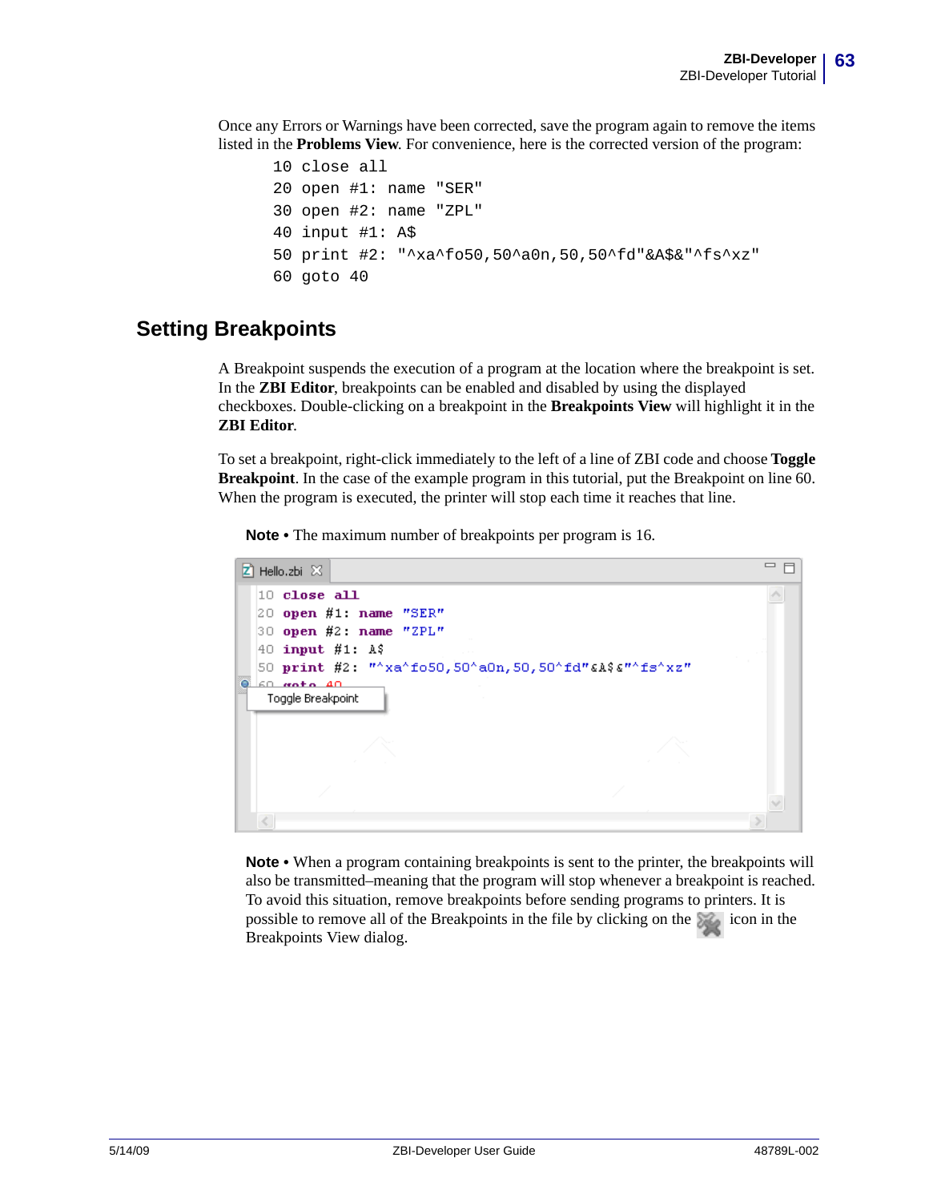Once any Errors or Warnings have been corrected, save the program again to remove the items listed in the **Problems View**. For convenience, here is the corrected version of the program:

```
10 close all
20 open #1: name "SER"
30 open #2: name "ZPL"
40 input #1: A$
50 print #2: "^xa^fo50,50^a0n,50,50^fd"&A$&"^fs^xz"
60 goto 40
```

## Setting Breakpoints

A Breakpoint suspends the execution of a program at the location where the breakpoint is set. In the **ZBI Editor**, breakpoints can be enabled and disabled by using the displayed checkboxes. Double-clicking on a breakpoint in the **Breakpoints View** will highlight it in the **ZBI Editor**.

To set a breakpoint, right-click immediately to the left of a line of ZBI code and choose **Toggle Breakpoint**. In the case of the example program in this tutorial, put the Breakpoint on line 60. When the program is executed, the printer will stop each time it reaches that line.

**Note** • The maximum number of breakpoints per program is 16.

```
10 close all
20 open #1: name "SER"
30 open #2: name "ZPL"
40 input #1: A$
50 print #2: "^xa^fo50,50^a0n,50,50^fd"&A$&"^fs^xz"
60 goto 40
```

Toggle Breakpoint

**Note** • When a program containing breakpoints is sent to the printer, the breakpoints will also be transmitted–meaning that the program will stop whenever a breakpoint is reached. To avoid this situation, remove breakpoints before sending programs to printers. It is possible to remove all of the Breakpoints in the file by clicking on the icon in the Breakpoints View dialog.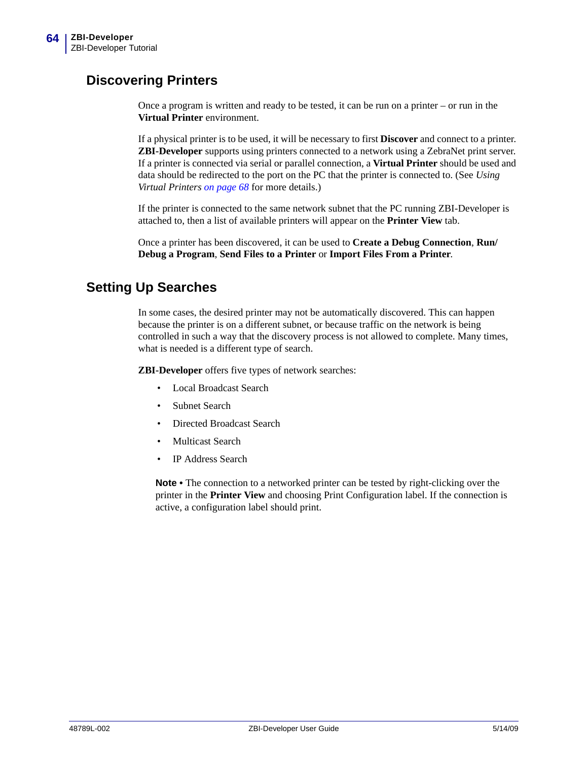## Discovering Printers

Once a program is written and ready to be tested, it can be run on a printer – or run in the **Virtual Printer** environment.

If a physical printer is to be used, it will be necessary to first **Discover** and connect to a printer. **ZBI-Developer** supports using printers connected to a network using a ZebraNet print server. If a printer is connected via serial or parallel connection, a **Virtual Printer** should be used and data should be redirected to the port on the PC that the printer is connected to. (See *Using Virtual Printers on page 68* for more details.)

If the printer is connected to the same network subnet that the PC running ZBI-Developer is attached to, then a list of available printers will appear on the **Printer View** tab.

Once a printer has been discovered, it can be used to **Create a Debug Connection**, **Run/ Debug a Program**, **Send Files to a Printer** or **Import Files From a Printer**.

## Setting Up Searches

In some cases, the desired printer may not be automatically discovered. This can happen because the printer is on a different subnet, or because traffic on the network is being controlled in such a way that the discovery process is not allowed to complete. Many times, what is needed is a different type of search.

**ZBI-Developer** offers five types of network searches:

- Local Broadcast Search
- Subnet Search
- Directed Broadcast Search
- Multicast Search
- IP Address Search

**Note •** The connection to a networked printer can be tested by right-clicking over the printer in the **Printer View** and choosing Print Configuration label. If the connection is active, a configuration label should print.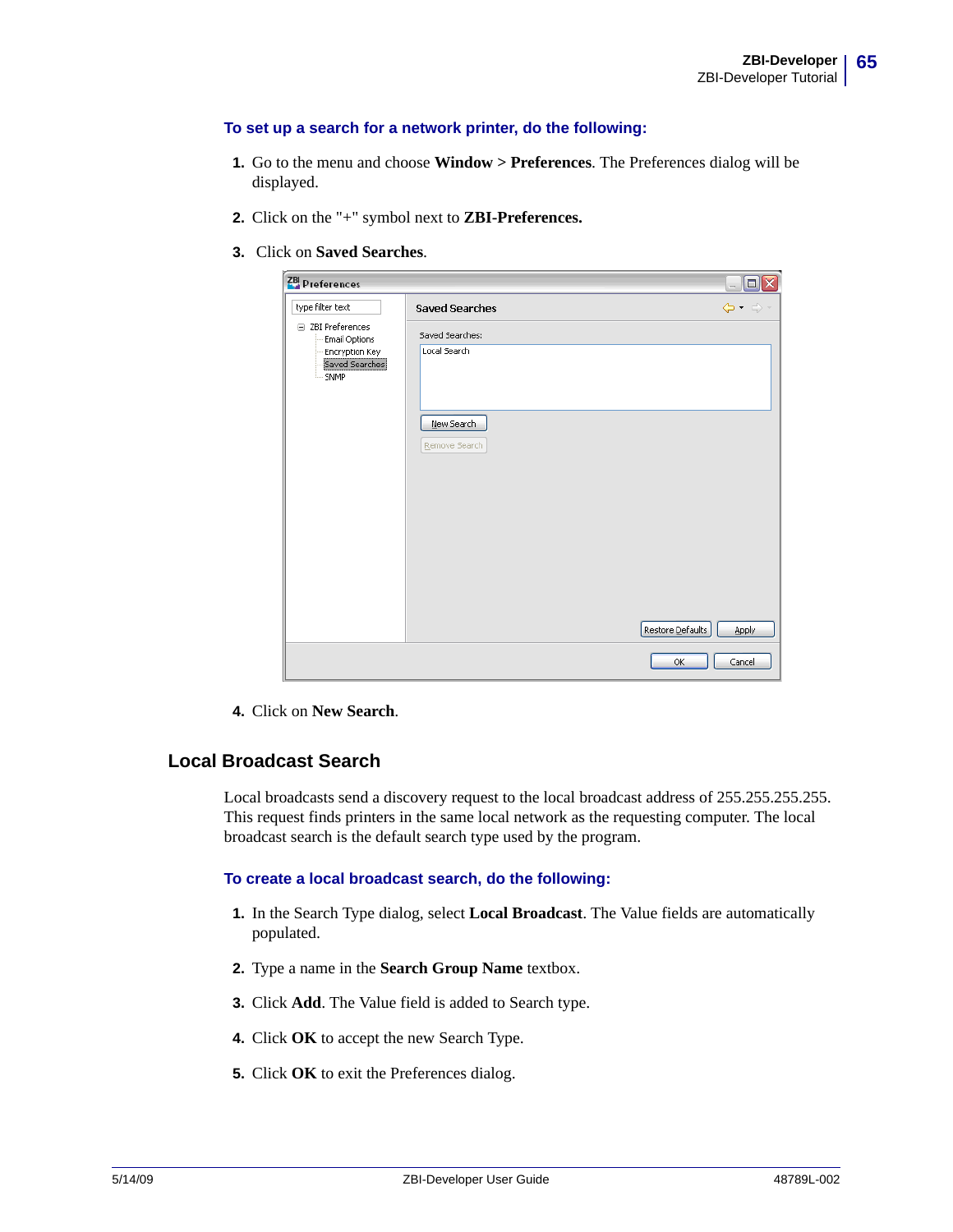**To set up a search for a network printer, do the following:**

1. Go to the menu and choose **Window > Preferences**. The Preferences dialog will be displayed.
2. Click on the "+" symbol next to **ZBI-Preferences.**
3. Click on **Saved Searches**.
4. Click on **New Search**.

## Local Broadcast Search

Local broadcasts send a discovery request to the local broadcast address of 255.255.255.255. This request finds printers in the same local network as the requesting computer. The local broadcast search is the default search type used by the program.

**To create a local broadcast search, do the following:**

1. In the Search Type dialog, select **Local Broadcast**. The Value fields are automatically populated.
2. Type a name in the **Search Group Name** textbox.
3. Click **Add**. The Value field is added to Search type.
4. Click **OK** to accept the new Search Type.
5. Click **OK** to exit the Preferences dialog.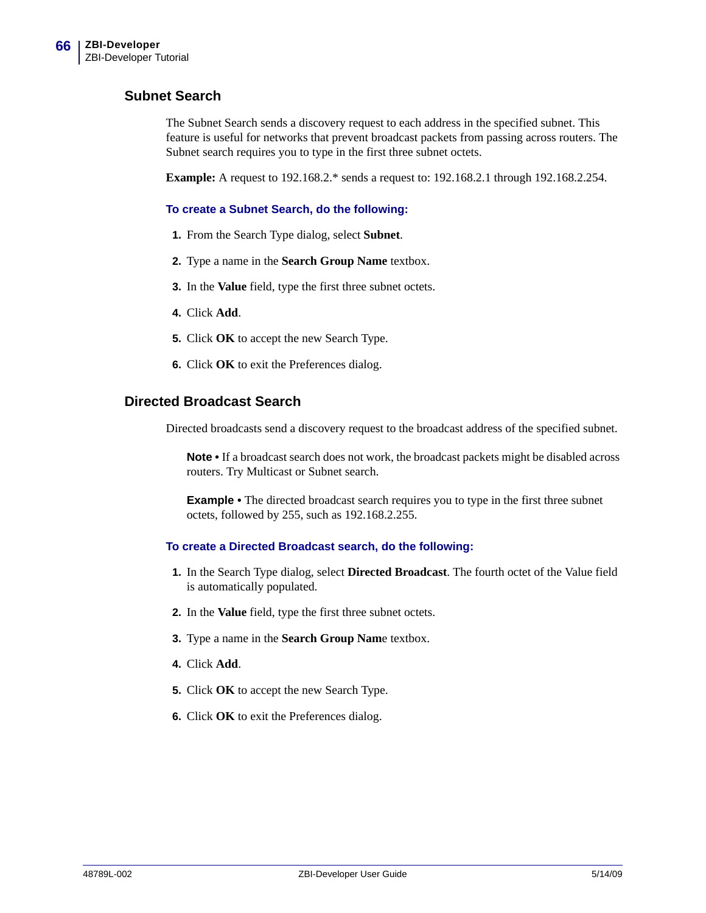## Subnet Search

The Subnet Search sends a discovery request to each address in the specified subnet. This feature is useful for networks that prevent broadcast packets from passing across routers. The Subnet search requires you to type in the first three subnet octets.

**Example:** A request to 192.168.2.* sends a request to: 192.168.2.1 through 192.168.2.254.

### To create a Subnet Search, do the following:

1. From the Search Type dialog, select **Subnet**.
2. Type a name in the **Search Group Name** textbox.
3. In the **Value** field, type the first three subnet octets.
4. Click **Add**.
5. Click **OK** to accept the new Search Type.
6. Click **OK** to exit the Preferences dialog.

## Directed Broadcast Search

Directed broadcasts send a discovery request to the broadcast address of the specified subnet.

> **Note •** If a broadcast search does not work, the broadcast packets might be disabled across routers. Try Multicast or Subnet search.

> **Example •** The directed broadcast search requires you to type in the first three subnet octets, followed by 255, such as 192.168.2.255.

### To create a Directed Broadcast search, do the following:

1. In the Search Type dialog, select **Directed Broadcast**. The fourth octet of the Value field is automatically populated.
2. In the **Value** field, type the first three subnet octets.
3. Type a name in the **Search Group Name** textbox.
4. Click **Add**.
5. Click **OK** to accept the new Search Type.
6. Click **OK** to exit the Preferences dialog.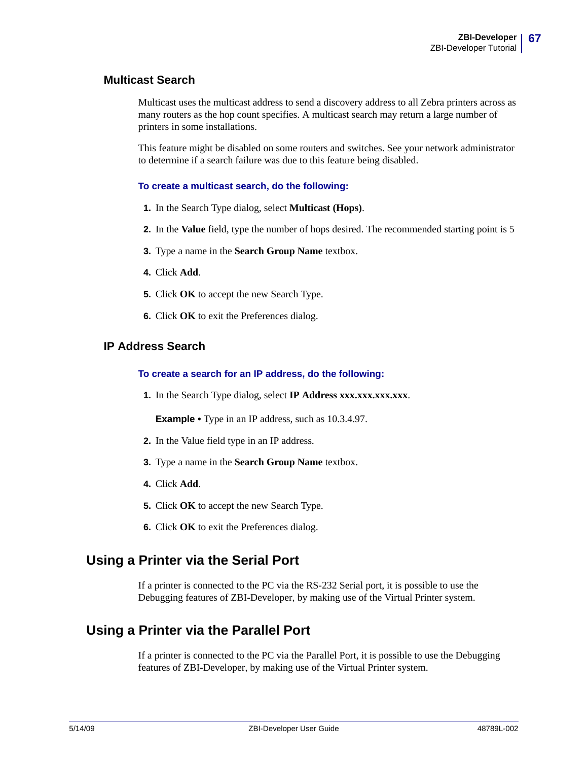### Multicast Search

Multicast uses the multicast address to send a discovery address to all Zebra printers across as many routers as the hop count specifies. A multicast search may return a large number of printers in some installations.

This feature might be disabled on some routers and switches. See your network administrator to determine if a search failure was due to this feature being disabled.

**To create a multicast search, do the following:**

1. In the Search Type dialog, select **Multicast (Hops)**.
2. In the **Value** field, type the number of hops desired. The recommended starting point is 5
3. Type a name in the **Search Group Name** textbox.
4. Click **Add**.
5. Click **OK** to accept the new Search Type.
6. Click **OK** to exit the Preferences dialog.

### IP Address Search

**To create a search for an IP address, do the following:**

1. In the Search Type dialog, select **IP Address xxx.xxx.xxx.xxx**.

   **Example •** Type in an IP address, such as 10.3.4.97.

2. In the Value field type in an IP address.
3. Type a name in the **Search Group Name** textbox.
4. Click **Add**.
5. Click **OK** to accept the new Search Type.
6. Click **OK** to exit the Preferences dialog.

## Using a Printer via the Serial Port

If a printer is connected to the PC via the RS-232 Serial port, it is possible to use the Debugging features of ZBI-Developer, by making use of the Virtual Printer system.

## Using a Printer via the Parallel Port

If a printer is connected to the PC via the Parallel Port, it is possible to use the Debugging features of ZBI-Developer, by making use of the Virtual Printer system.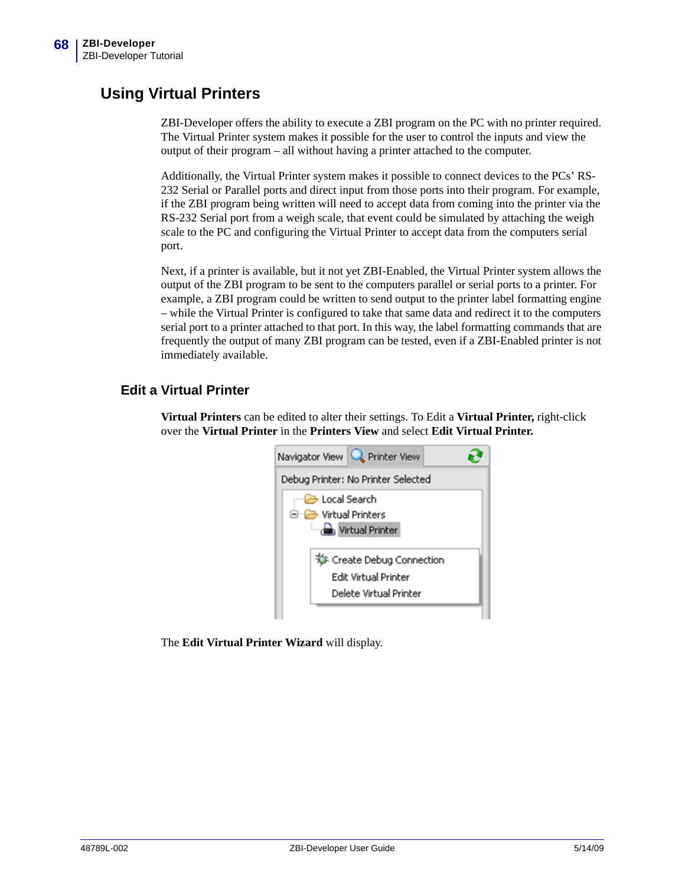## Using Virtual Printers

ZBI-Developer offers the ability to execute a ZBI program on the PC with no printer required. The Virtual Printer system makes it possible for the user to control the inputs and view the output of their program – all without having a printer attached to the computer.

Additionally, the Virtual Printer system makes it possible to connect devices to the PCs' RS-232 Serial or Parallel ports and direct input from those ports into their program. For example, if the ZBI program being written will need to accept data from coming into the printer via the RS-232 Serial port from a weigh scale, that event could be simulated by attaching the weigh scale to the PC and configuring the Virtual Printer to accept data from the computers serial port.

Next, if a printer is available, but it not yet ZBI-Enabled, the Virtual Printer system allows the output of the ZBI program to be sent to the computers parallel or serial ports to a printer. For example, a ZBI program could be written to send output to the printer label formatting engine – while the Virtual Printer is configured to take that same data and redirect it to the computers serial port to a printer attached to that port. In this way, the label formatting commands that are frequently the output of many ZBI program can be tested, even if a ZBI-Enabled printer is not immediately available.

### Edit a Virtual Printer

**Virtual Printers** can be edited to alter their settings. To Edit a **Virtual Printer,** right-click over the **Virtual Printer** in the **Printers View** and select **Edit Virtual Printer.**

Navigator View | Printer View

Debug Printer: No Printer Selected

- Local Search
- Virtual Printers
  - Virtual Printer

Create Debug Connection
Edit Virtual Printer
Delete Virtual Printer

The **Edit Virtual Printer Wizard** will display.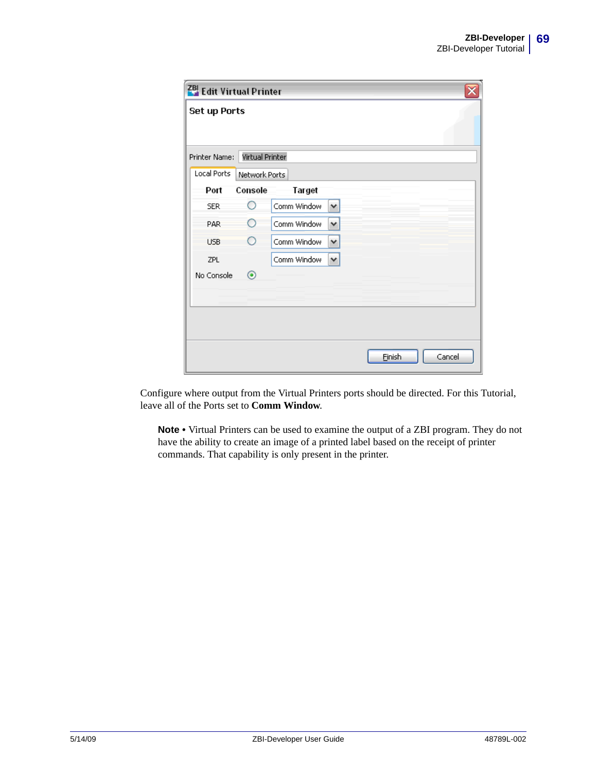Configure where output from the Virtual Printers ports should be directed. For this Tutorial, leave all of the Ports set to **Comm Window**.

> **Note •** Virtual Printers can be used to examine the output of a ZBI program. They do not have the ability to create an image of a printed label based on the receipt of printer commands. That capability is only present in the printer.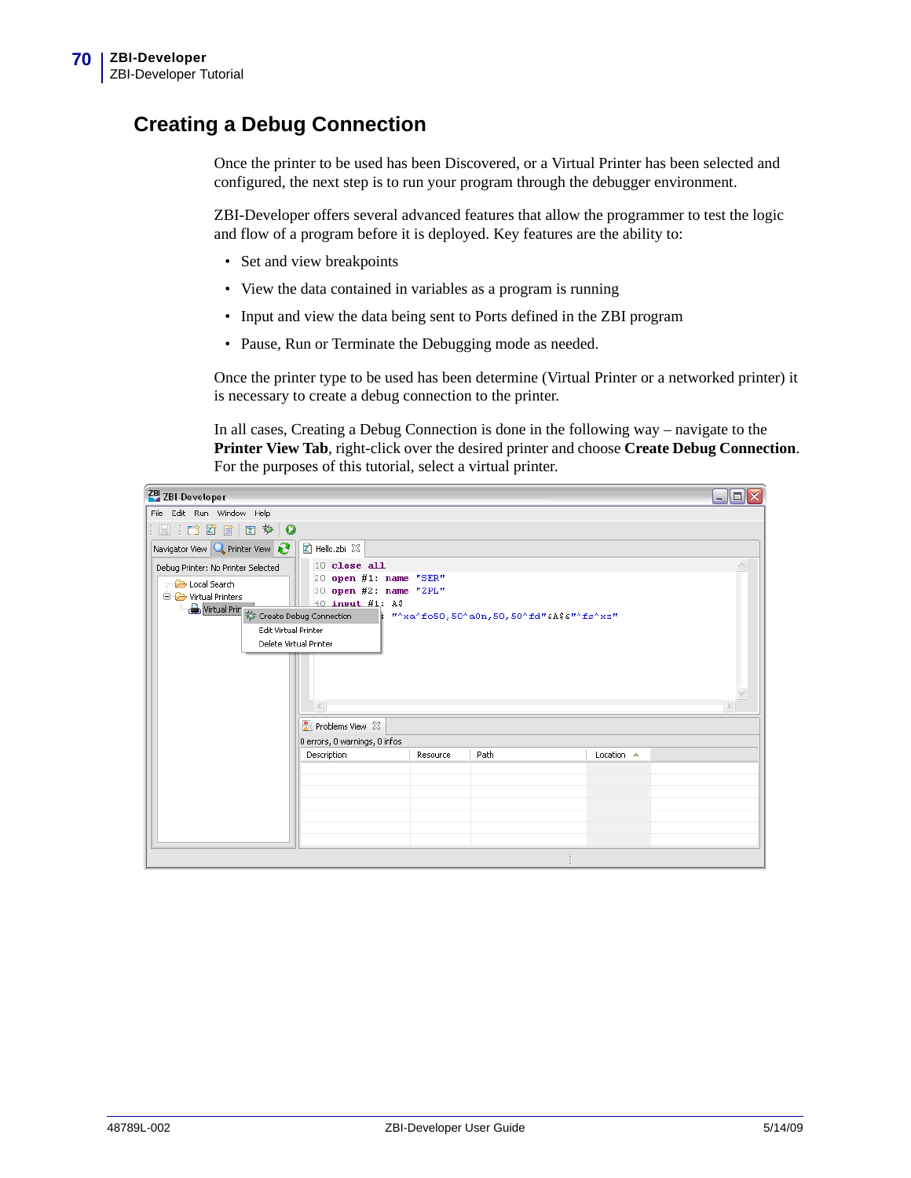## Creating a Debug Connection

Once the printer to be used has been Discovered, or a Virtual Printer has been selected and configured, the next step is to run your program through the debugger environment.

ZBI-Developer offers several advanced features that allow the programmer to test the logic and flow of a program before it is deployed. Key features are the ability to:

- Set and view breakpoints
- View the data contained in variables as a program is running
- Input and view the data being sent to Ports defined in the ZBI program
- Pause, Run or Terminate the Debugging mode as needed.

Once the printer type to be used has been determine (Virtual Printer or a networked printer) it is necessary to create a debug connection to the printer.

In all cases, Creating a Debug Connection is done in the following way – navigate to the **Printer View Tab**, right-click over the desired printer and choose **Create Debug Connection**. For the purposes of this tutorial, select a virtual printer.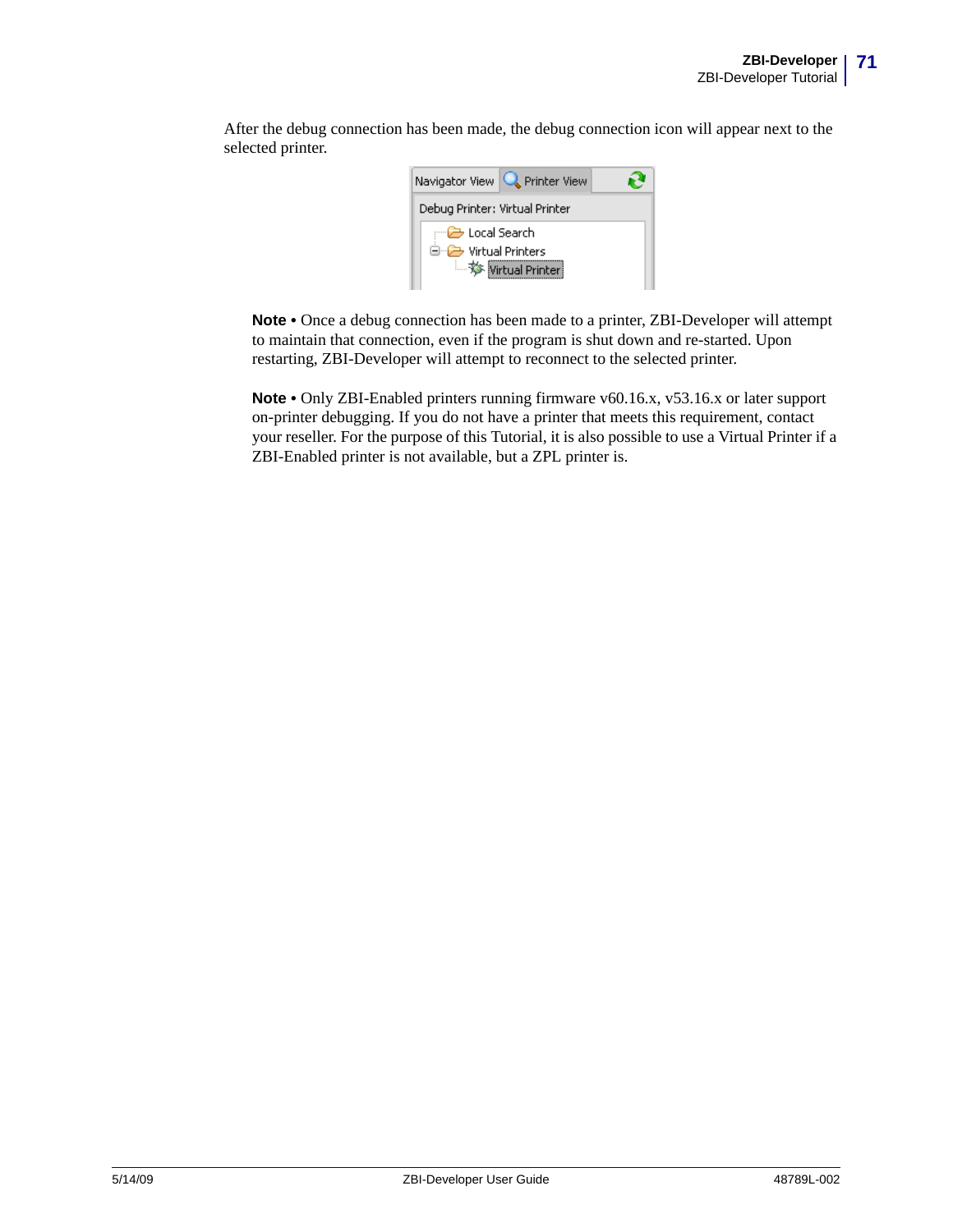After the debug connection has been made, the debug connection icon will appear next to the selected printer.

**Note •** Once a debug connection has been made to a printer, ZBI-Developer will attempt to maintain that connection, even if the program is shut down and re-started. Upon restarting, ZBI-Developer will attempt to reconnect to the selected printer.

**Note •** Only ZBI-Enabled printers running firmware v60.16.x, v53.16.x or later support on-printer debugging. If you do not have a printer that meets this requirement, contact your reseller. For the purpose of this Tutorial, it is also possible to use a Virtual Printer if a ZBI-Enabled printer is not available, but a ZPL printer is.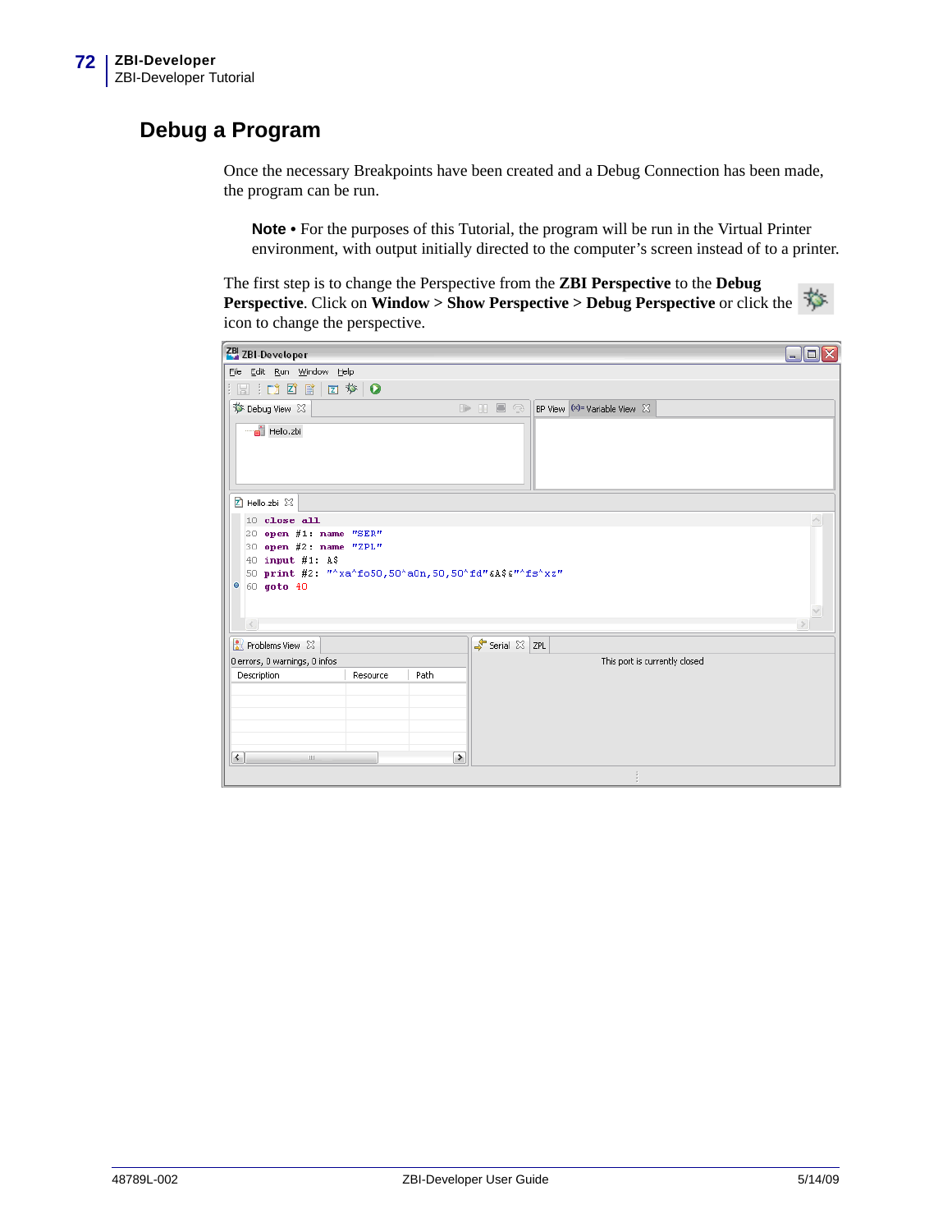## Debug a Program

Once the necessary Breakpoints have been created and a Debug Connection has been made, the program can be run.

> **Note** • For the purposes of this Tutorial, the program will be run in the Virtual Printer environment, with output initially directed to the computer's screen instead of to a printer.

The first step is to change the Perspective from the **ZBI Perspective** to the **Debug Perspective**. Click on **Window > Show Perspective > Debug Perspective** or click the icon to change the perspective.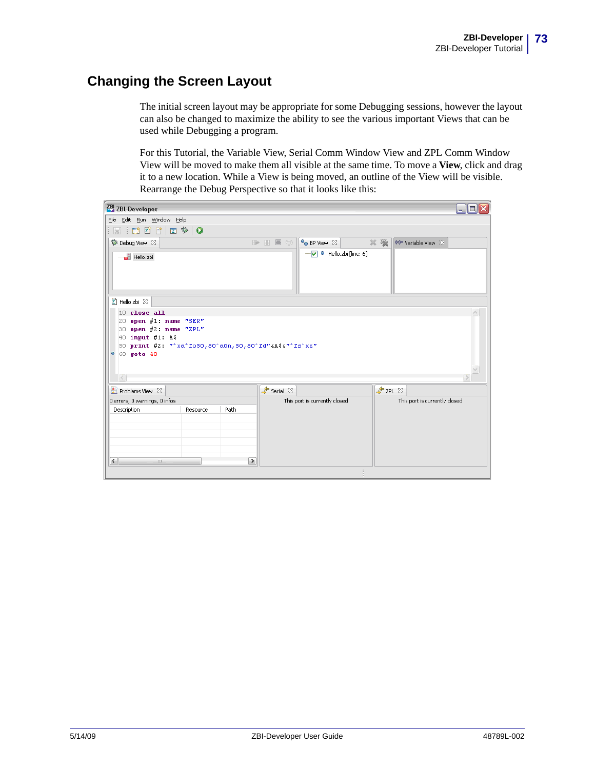## Changing the Screen Layout

The initial screen layout may be appropriate for some Debugging sessions, however the layout can also be changed to maximize the ability to see the various important Views that can be used while Debugging a program.

For this Tutorial, the Variable View, Serial Comm Window View and ZPL Comm Window View will be moved to make them all visible at the same time. To move a **View**, click and drag it to a new location. While a View is being moved, an outline of the View will be visible. Rearrange the Debug Perspective so that it looks like this: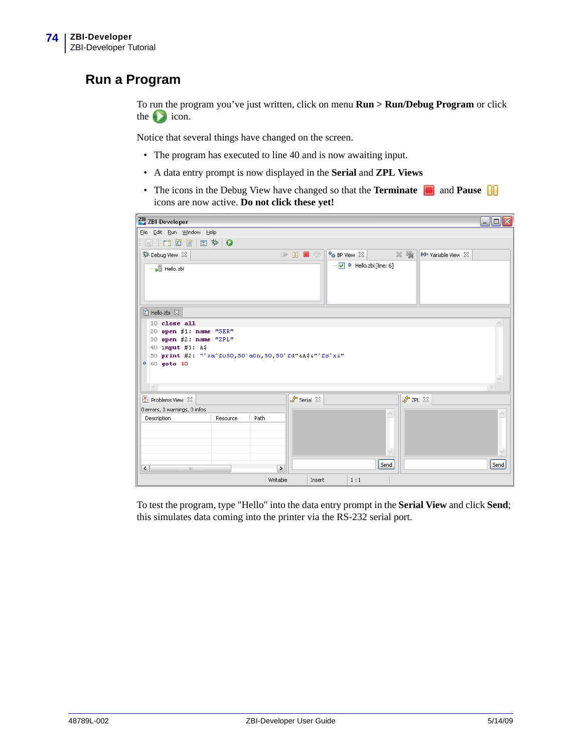## Run a Program

To run the program you've just written, click on menu **Run > Run/Debug Program** or click the icon.

Notice that several things have changed on the screen.

- The program has executed to line 40 and is now awaiting input.
- A data entry prompt is now displayed in the **Serial** and **ZPL Views**
- The icons in the Debug View have changed so that the **Terminate** and **Pause** icons are now active. **Do not click these yet!**

To test the program, type "Hello" into the data entry prompt in the **Serial View** and click **Send**; this simulates data coming into the printer via the RS-232 serial port.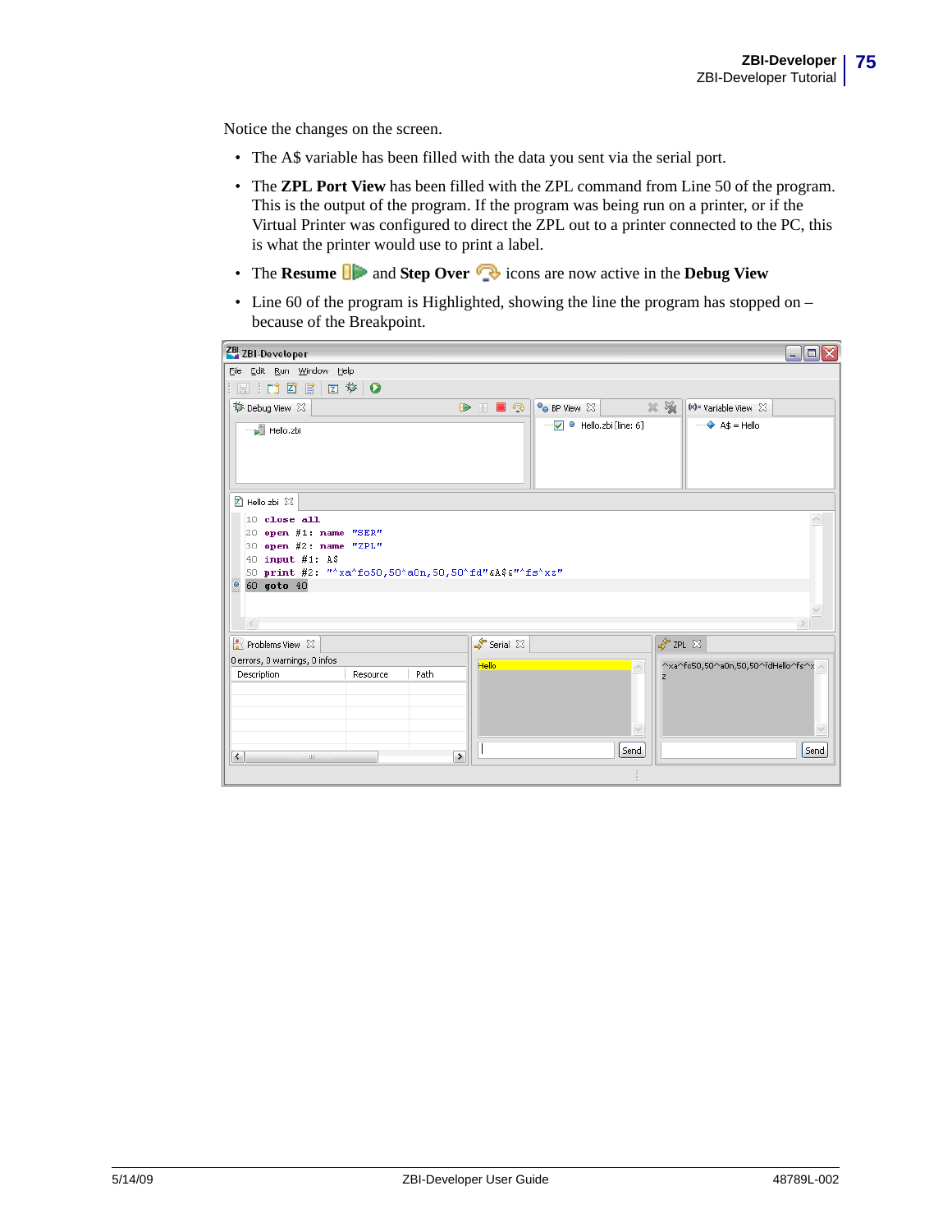Notice the changes on the screen.

- The A$ variable has been filled with the data you sent via the serial port.
- The **ZPL Port View** has been filled with the ZPL command from Line 50 of the program. This is the output of the program. If the program was being run on a printer, or if the Virtual Printer was configured to direct the ZPL out to a printer connected to the PC, this is what the printer would use to print a label.
- The **Resume** and **Step Over** icons are now active in the **Debug View**
- Line 60 of the program is Highlighted, showing the line the program has stopped on – because of the Breakpoint.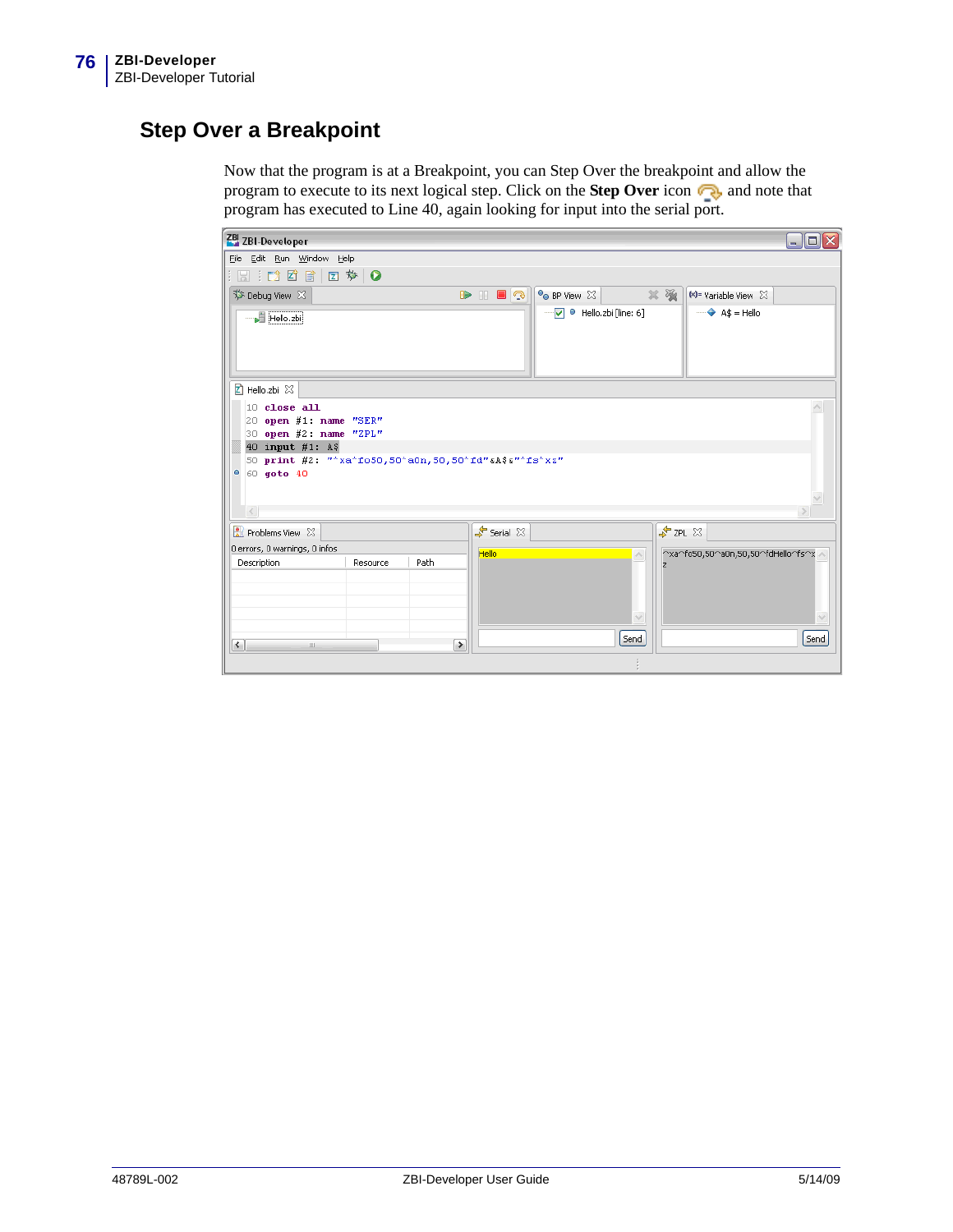## Step Over a Breakpoint

Now that the program is at a Breakpoint, you can Step Over the breakpoint and allow the program to execute to its next logical step. Click on the **Step Over** icon and note that program has executed to Line 40, again looking for input into the serial port.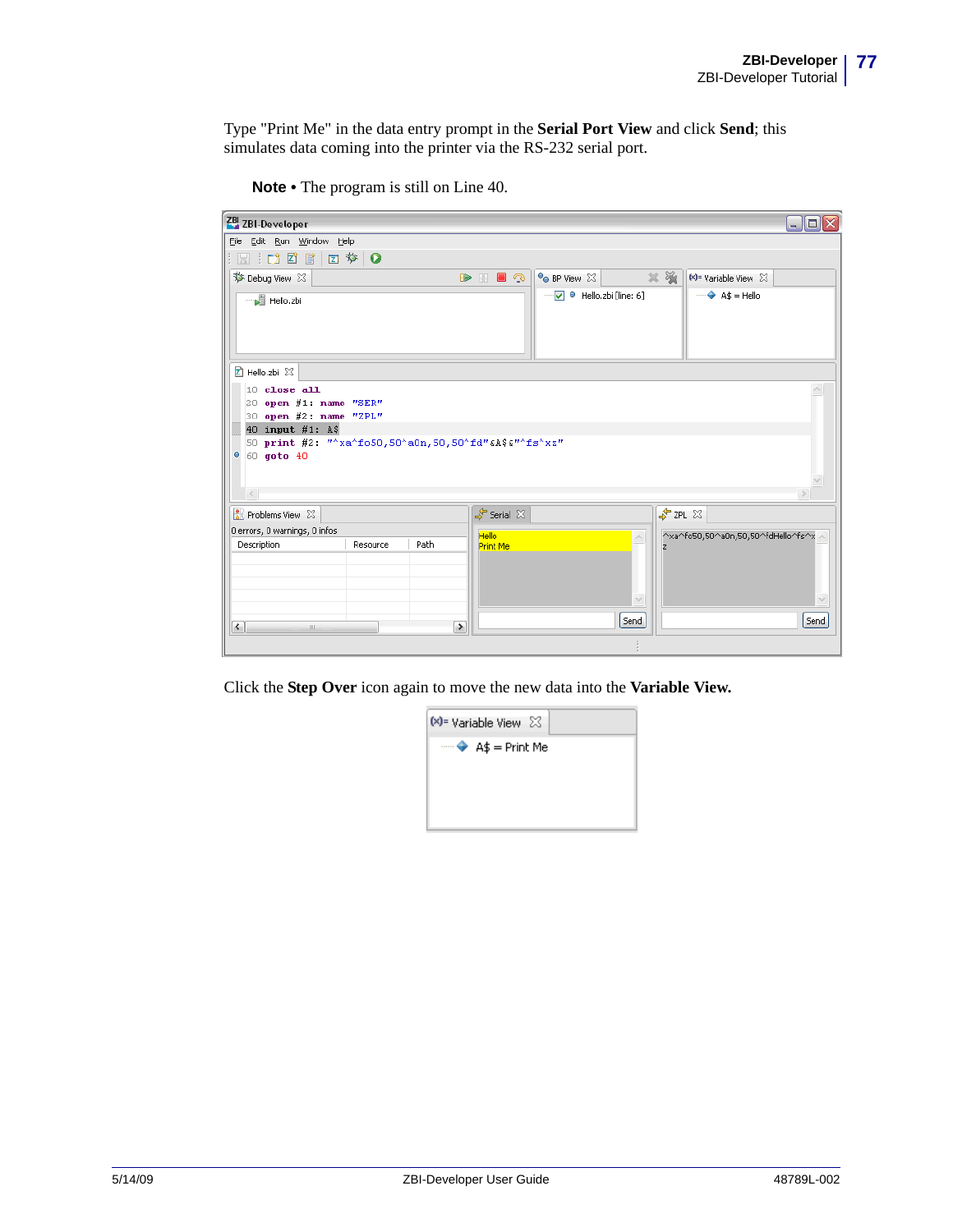Type "Print Me" in the data entry prompt in the **Serial Port View** and click **Send**; this simulates data coming into the printer via the RS-232 serial port.

> **Note •** The program is still on Line 40.

Click the **Step Over** icon again to move the new data into the **Variable View.**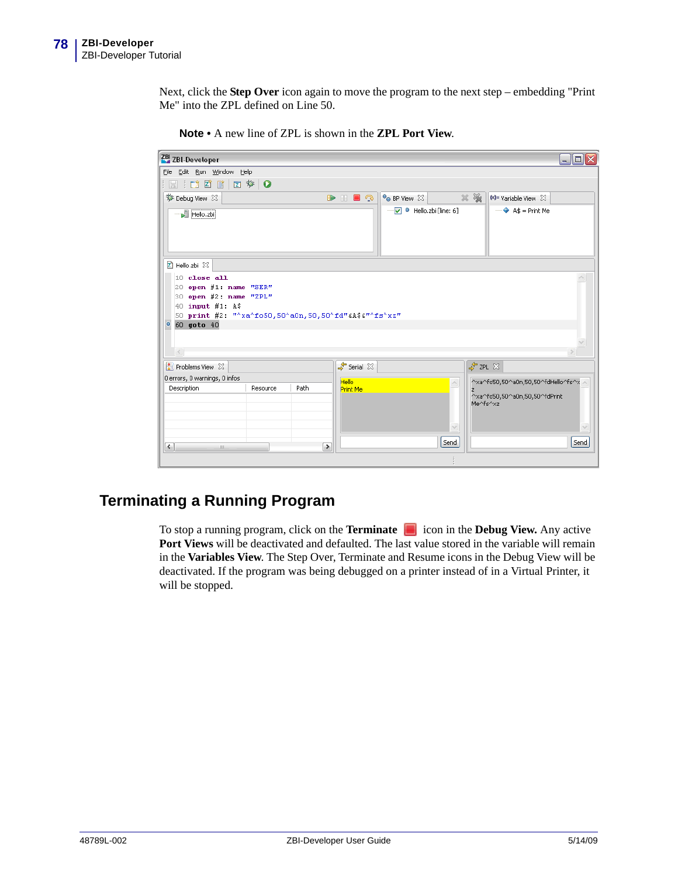Next, click the **Step Over** icon again to move the program to the next step – embedding "Print Me" into the ZPL defined on Line 50.

**Note •** A new line of ZPL is shown in the **ZPL Port View**.

## Terminating a Running Program

To stop a running program, click on the **Terminate** icon in the **Debug View.** Any active **Port Views** will be deactivated and defaulted. The last value stored in the variable will remain in the **Variables View**. The Step Over, Terminate and Resume icons in the Debug View will be deactivated. If the program was being debugged on a printer instead of in a Virtual Printer, it will be stopped.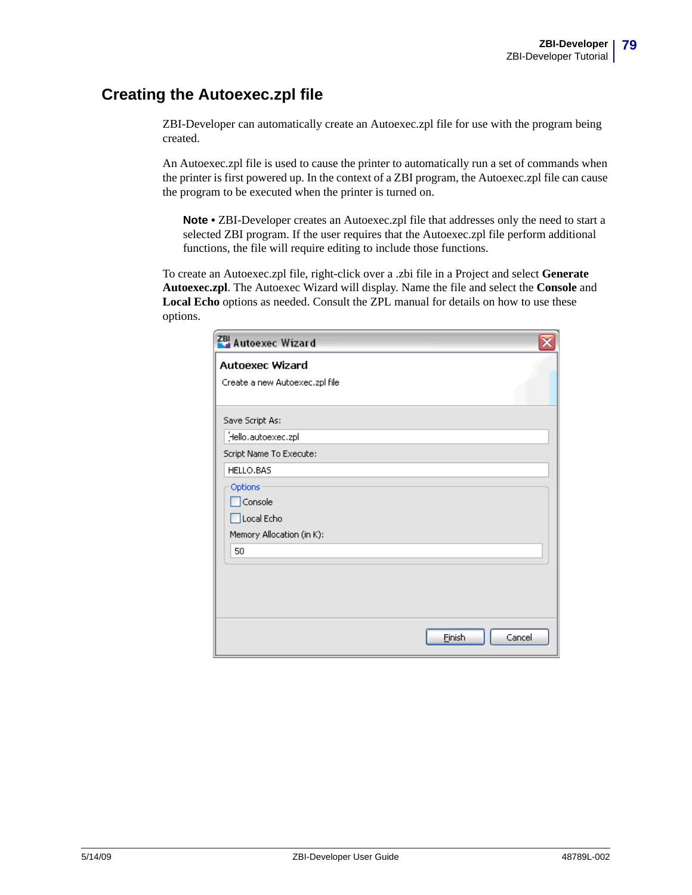## Creating the Autoexec.zpl file

ZBI-Developer can automatically create an Autoexec.zpl file for use with the program being created.

An Autoexec.zpl file is used to cause the printer to automatically run a set of commands when the printer is first powered up. In the context of a ZBI program, the Autoexec.zpl file can cause the program to be executed when the printer is turned on.

> **Note •** ZBI-Developer creates an Autoexec.zpl file that addresses only the need to start a selected ZBI program. If the user requires that the Autoexec.zpl file perform additional functions, the file will require editing to include those functions.

To create an Autoexec.zpl file, right-click over a .zbi file in a Project and select **Generate Autoexec.zpl**. The Autoexec Wizard will display. Name the file and select the **Console** and **Local Echo** options as needed. Consult the ZPL manual for details on how to use these options.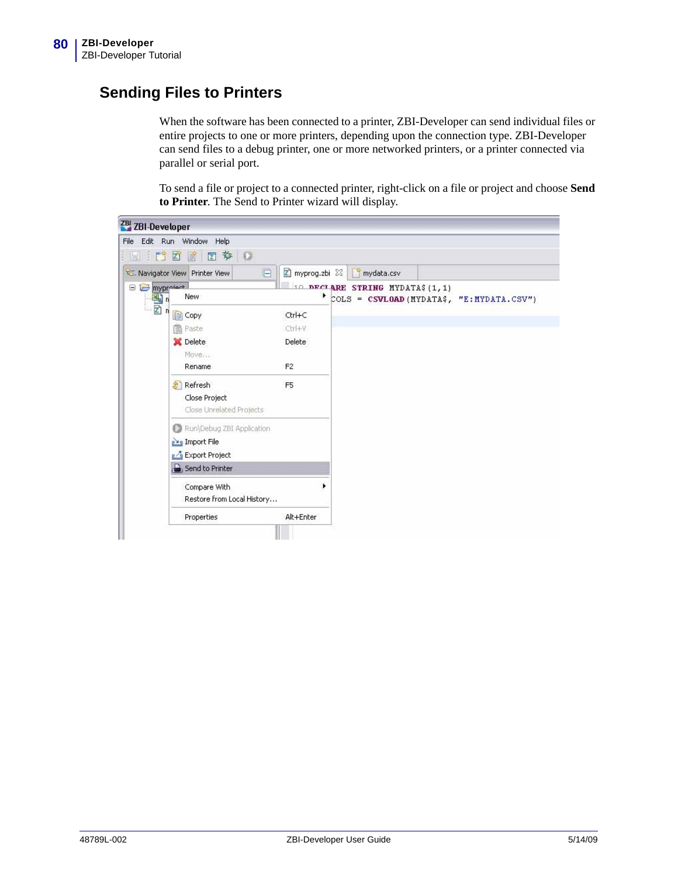## Sending Files to Printers

When the software has been connected to a printer, ZBI-Developer can send individual files or entire projects to one or more printers, depending upon the connection type. ZBI-Developer can send files to a debug printer, one or more networked printers, or a printer connected via parallel or serial port.

To send a file or project to a connected printer, right-click on a file or project and choose **Send to Printer**. The Send to Printer wizard will display.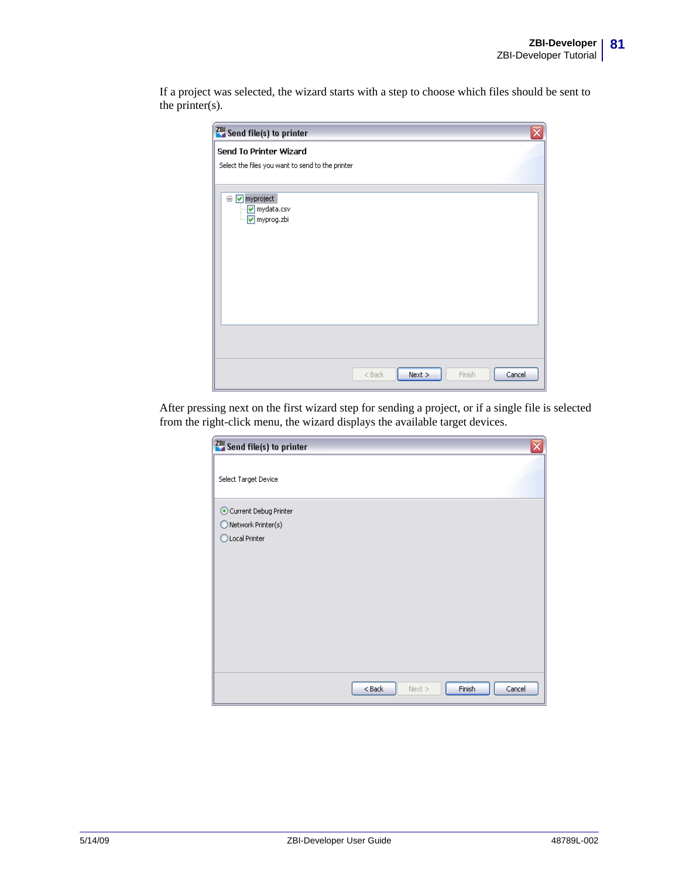If a project was selected, the wizard starts with a step to choose which files should be sent to the printer(s).

After pressing next on the first wizard step for sending a project, or if a single file is selected from the right-click menu, the wizard displays the available target devices.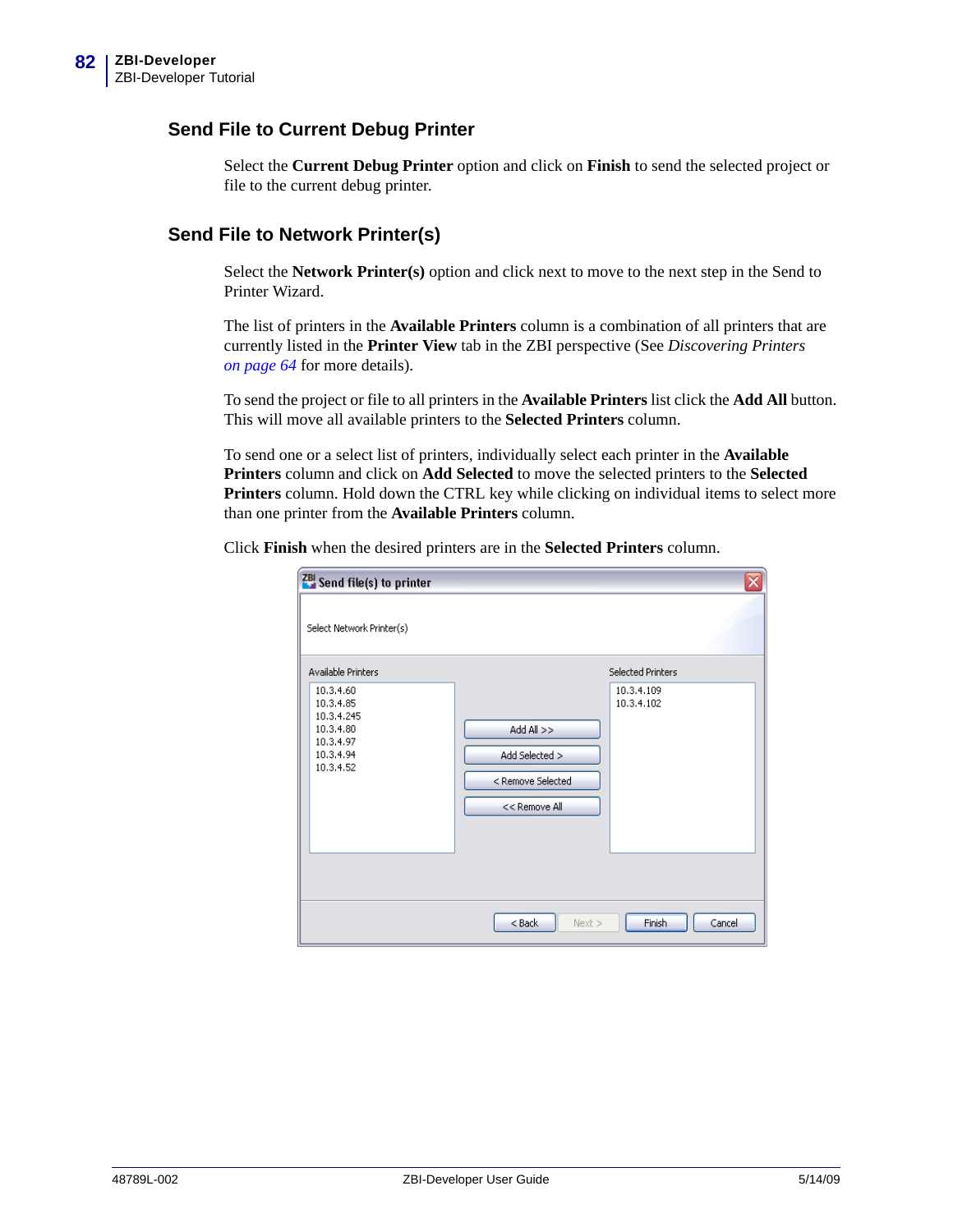## Send File to Current Debug Printer

Select the **Current Debug Printer** option and click on **Finish** to send the selected project or file to the current debug printer.

## Send File to Network Printer(s)

Select the **Network Printer(s)** option and click next to move to the next step in the Send to Printer Wizard.

The list of printers in the **Available Printers** column is a combination of all printers that are currently listed in the **Printer View** tab in the ZBI perspective (See *Discovering Printers on page 64* for more details).

To send the project or file to all printers in the **Available Printers** list click the **Add All** button. This will move all available printers to the **Selected Printers** column.

To send one or a select list of printers, individually select each printer in the **Available Printers** column and click on **Add Selected** to move the selected printers to the **Selected Printers** column. Hold down the CTRL key while clicking on individual items to select more than one printer from the **Available Printers** column.

Click **Finish** when the desired printers are in the **Selected Printers** column.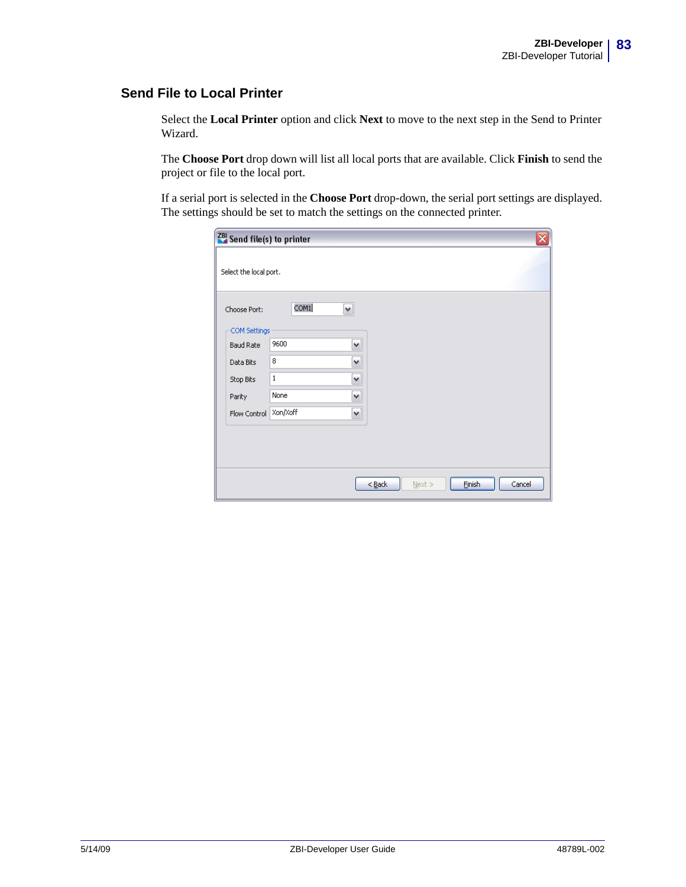## Send File to Local Printer

Select the **Local Printer** option and click **Next** to move to the next step in the Send to Printer Wizard.

The **Choose Port** drop down will list all local ports that are available. Click **Finish** to send the project or file to the local port.

If a serial port is selected in the **Choose Port** drop-down, the serial port settings are displayed. The settings should be set to match the settings on the connected printer.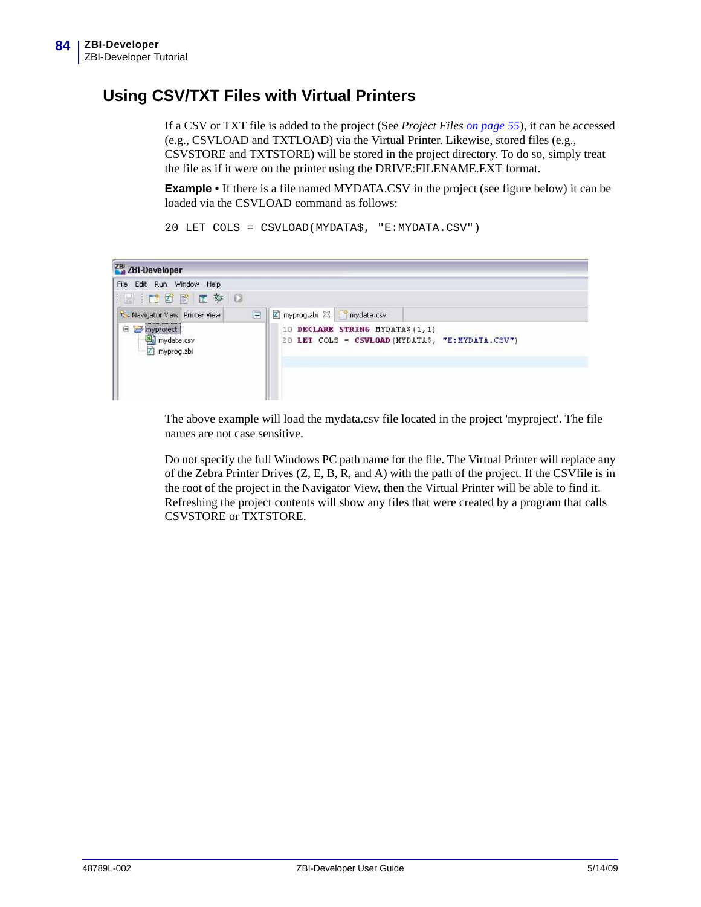## Using CSV/TXT Files with Virtual Printers

If a CSV or TXT file is added to the project (See *Project Files on page 55*), it can be accessed (e.g., CSVLOAD and TXTLOAD) via the Virtual Printer. Likewise, stored files (e.g., CSVSTORE and TXTSTORE) will be stored in the project directory. To do so, simply treat the file as if it were on the printer using the DRIVE:FILENAME.EXT format.

**Example •** If there is a file named MYDATA.CSV in the project (see figure below) it can be loaded via the CSVLOAD command as follows:

```
20 LET COLS = CSVLOAD(MYDATA$, "E:MYDATA.CSV")
```

The above example will load the mydata.csv file located in the project 'myproject'. The file names are not case sensitive.

Do not specify the full Windows PC path name for the file. The Virtual Printer will replace any of the Zebra Printer Drives (Z, E, B, R, and A) with the path of the project. If the CSVfile is in the root of the project in the Navigator View, then the Virtual Printer will be able to find it. Refreshing the project contents will show any files that were created by a program that calls CSVSTORE or TXTSTORE.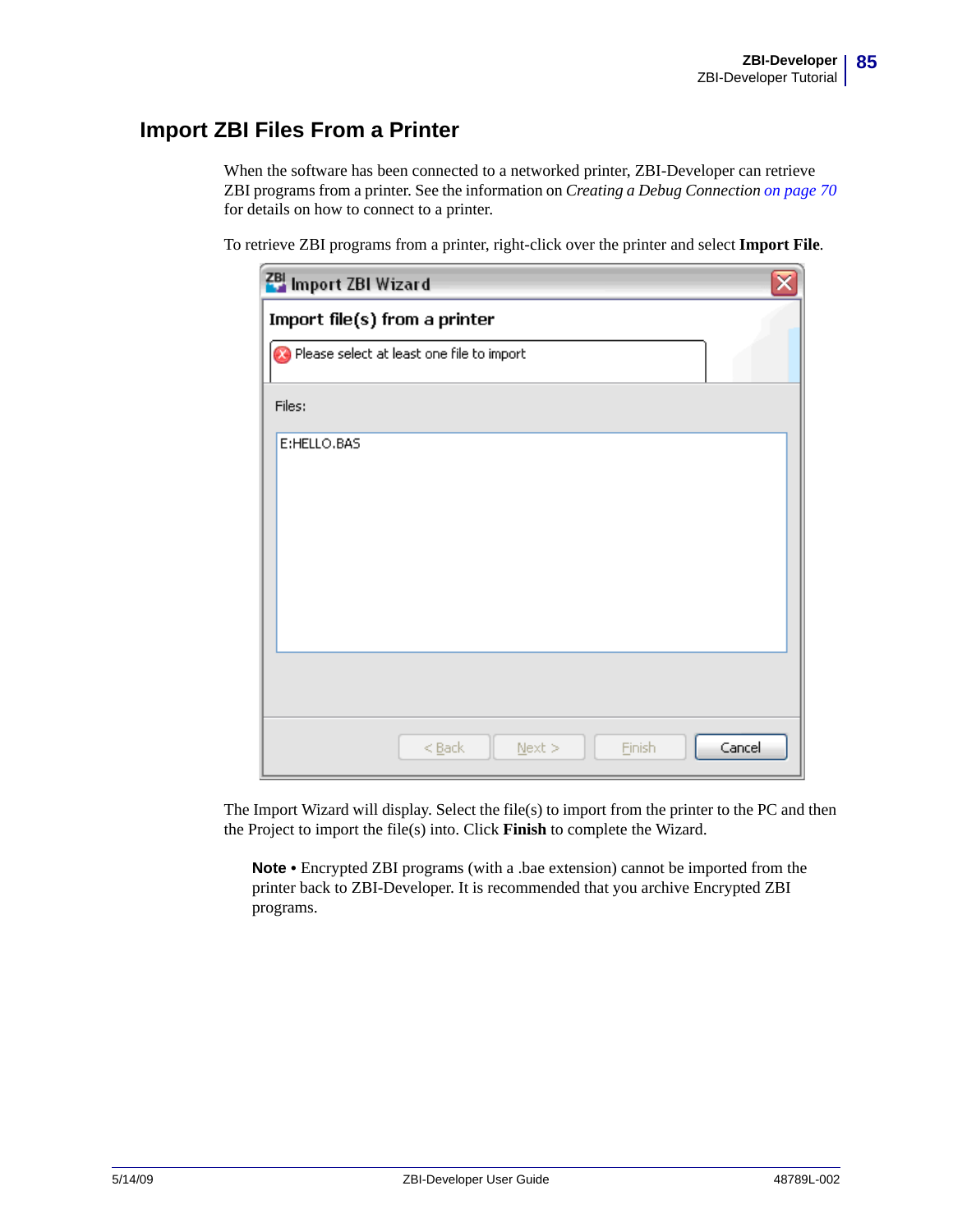## Import ZBI Files From a Printer

When the software has been connected to a networked printer, ZBI-Developer can retrieve ZBI programs from a printer. See the information on *Creating a Debug Connection on page 70* for details on how to connect to a printer.

To retrieve ZBI programs from a printer, right-click over the printer and select **Import File**.

The Import Wizard will display. Select the file(s) to import from the printer to the PC and then the Project to import the file(s) into. Click **Finish** to complete the Wizard.

> **Note •** Encrypted ZBI programs (with a .bae extension) cannot be imported from the printer back to ZBI-Developer. It is recommended that you archive Encrypted ZBI programs.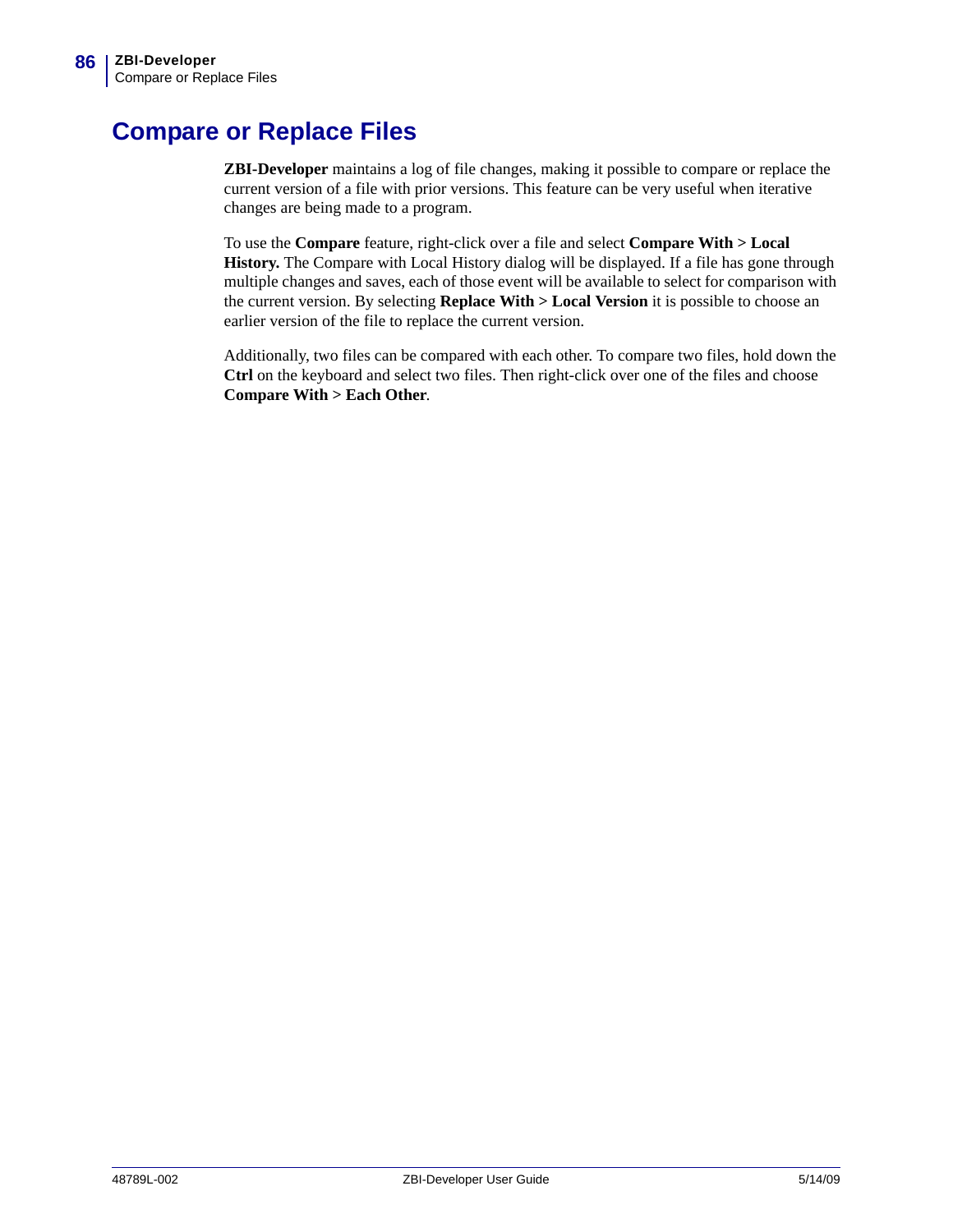# Compare or Replace Files

**ZBI-Developer** maintains a log of file changes, making it possible to compare or replace the current version of a file with prior versions. This feature can be very useful when iterative changes are being made to a program.

To use the **Compare** feature, right-click over a file and select **Compare With > Local History.** The Compare with Local History dialog will be displayed. If a file has gone through multiple changes and saves, each of those event will be available to select for comparison with the current version. By selecting **Replace With > Local Version** it is possible to choose an earlier version of the file to replace the current version.

Additionally, two files can be compared with each other. To compare two files, hold down the **Ctrl** on the keyboard and select two files. Then right-click over one of the files and choose **Compare With > Each Other**.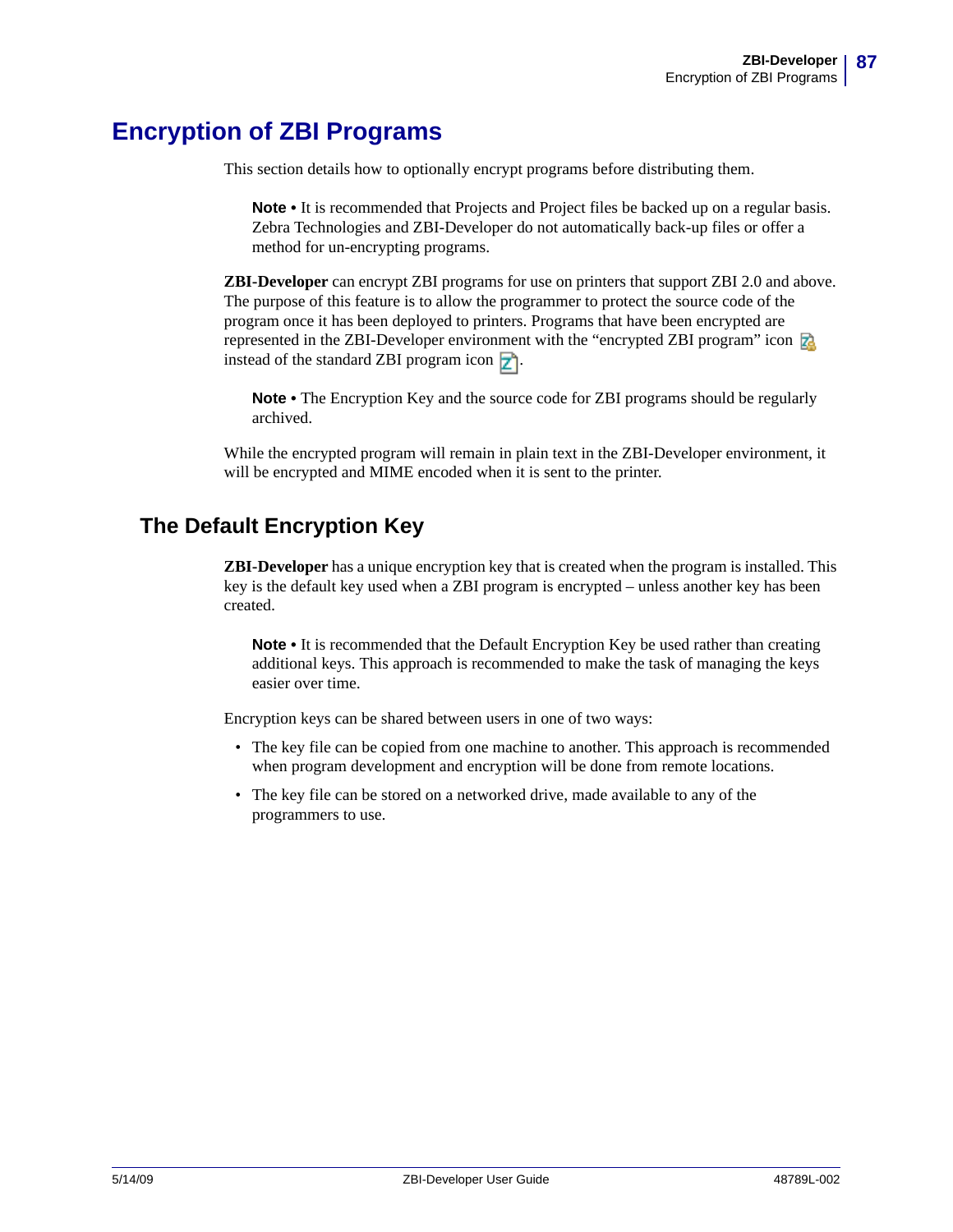# Encryption of ZBI Programs

This section details how to optionally encrypt programs before distributing them.

> **Note •** It is recommended that Projects and Project files be backed up on a regular basis. Zebra Technologies and ZBI-Developer do not automatically back-up files or offer a method for un-encrypting programs.

**ZBI-Developer** can encrypt ZBI programs for use on printers that support ZBI 2.0 and above. The purpose of this feature is to allow the programmer to protect the source code of the program once it has been deployed to printers. Programs that have been encrypted are represented in the ZBI-Developer environment with the “encrypted ZBI program” icon instead of the standard ZBI program icon .

> **Note •** The Encryption Key and the source code for ZBI programs should be regularly archived.

While the encrypted program will remain in plain text in the ZBI-Developer environment, it will be encrypted and MIME encoded when it is sent to the printer.

## The Default Encryption Key

**ZBI-Developer** has a unique encryption key that is created when the program is installed. This key is the default key used when a ZBI program is encrypted – unless another key has been created.

> **Note •** It is recommended that the Default Encryption Key be used rather than creating additional keys. This approach is recommended to make the task of managing the keys easier over time.

Encryption keys can be shared between users in one of two ways:

- The key file can be copied from one machine to another. This approach is recommended when program development and encryption will be done from remote locations.
- The key file can be stored on a networked drive, made available to any of the programmers to use.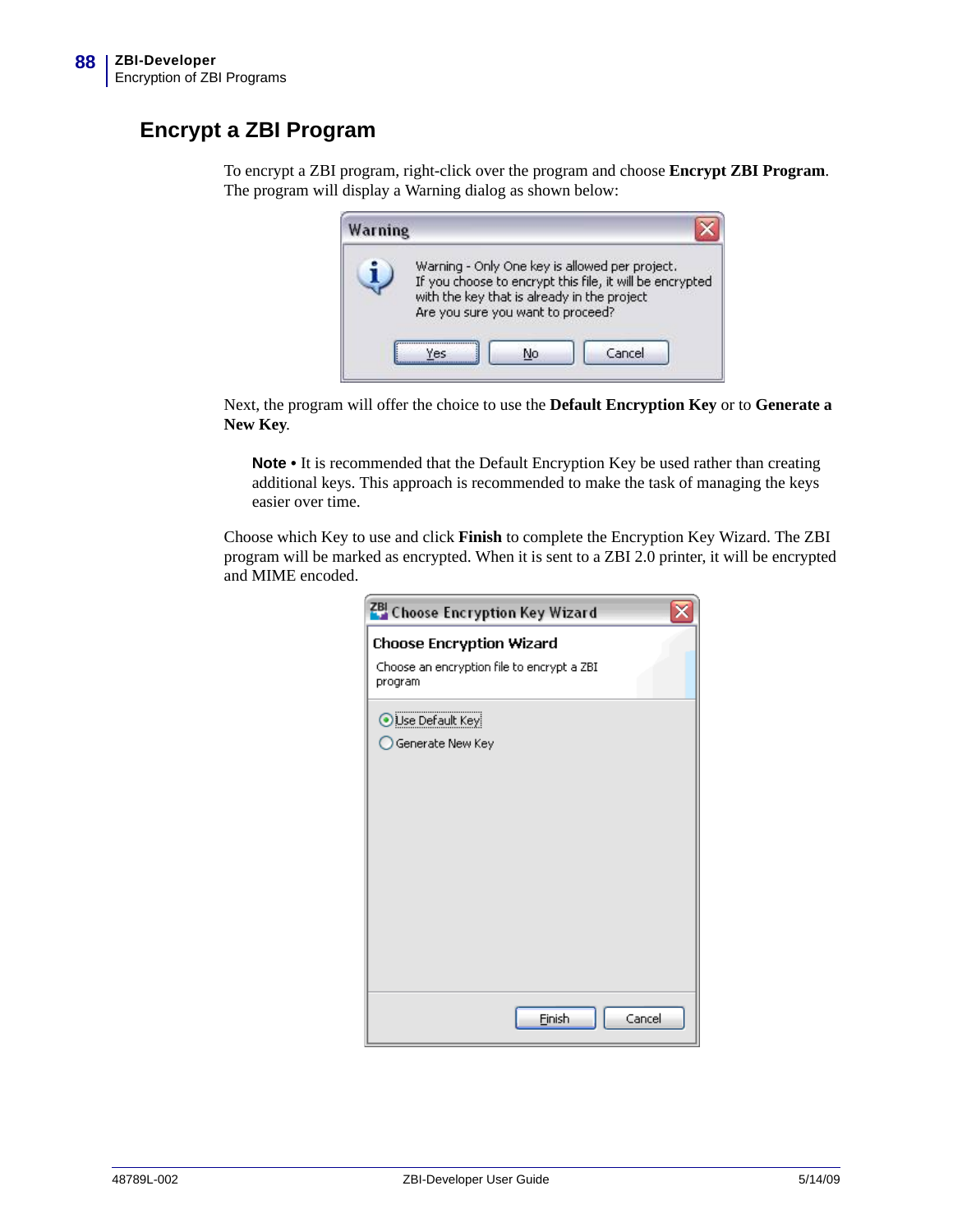## Encrypt a ZBI Program

To encrypt a ZBI program, right-click over the program and choose **Encrypt ZBI Program**. The program will display a Warning dialog as shown below:

Next, the program will offer the choice to use the **Default Encryption Key** or to **Generate a New Key**.

**Note •** It is recommended that the Default Encryption Key be used rather than creating additional keys. This approach is recommended to make the task of managing the keys easier over time.

Choose which Key to use and click **Finish** to complete the Encryption Key Wizard. The ZBI program will be marked as encrypted. When it is sent to a ZBI 2.0 printer, it will be encrypted and MIME encoded.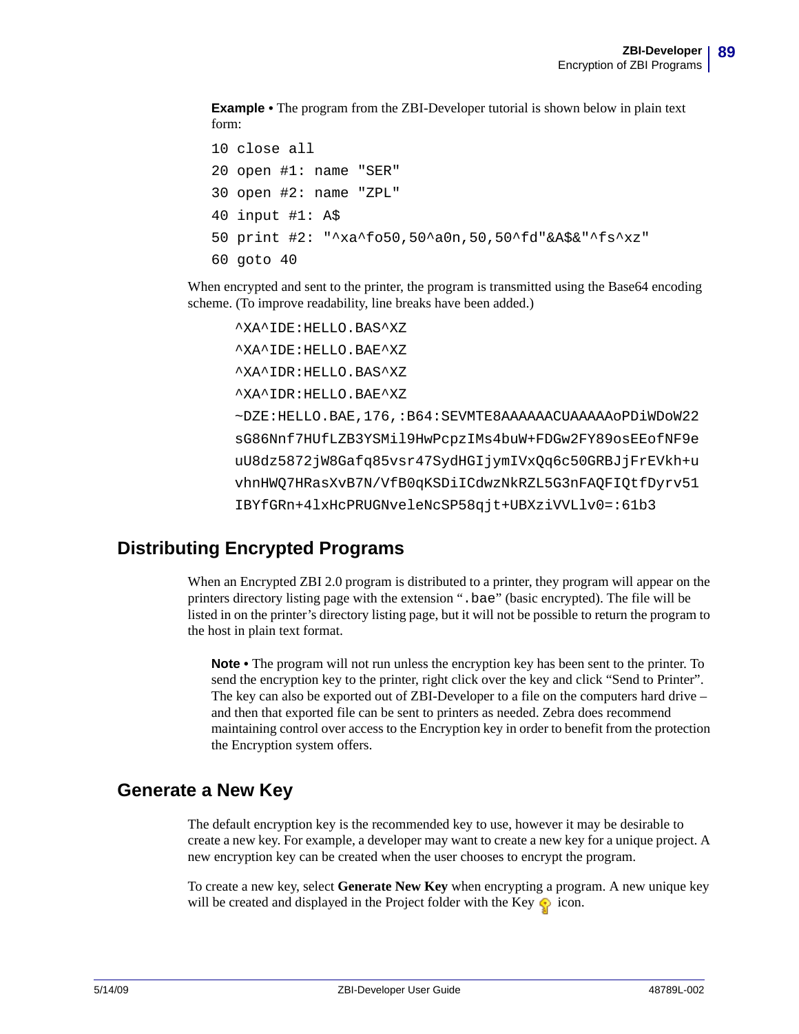**Example** • The program from the ZBI-Developer tutorial is shown below in plain text form:

```
10 close all
20 open #1: name "SER"
30 open #2: name "ZPL"
40 input #1: A$
50 print #2: "^xa^fo50,50^a0n,50,50^fd"&A$&"^fs^xz"
60 goto 40
```

When encrypted and sent to the printer, the program is transmitted using the Base64 encoding scheme. (To improve readability, line breaks have been added.)

```
^XA^IDE:HELLO.BAS^XZ
^XA^IDE:HELLO.BAE^XZ
^XA^IDR:HELLO.BAS^XZ
^XA^IDR:HELLO.BAE^XZ
~DZE:HELLO.BAE,176,:B64:SEVMTE8AAAAAACUAAAAAoPDiWDoW22
sG86Nnf7HUfLZB3YSMil9HwPcpzIMs4buW+FDGw2FY89osEEofNF9e
uU8dz5872jW8Gafq85vsr47SydHGIjymIVxQq6c50GRBJjFrEVkh+u
vhnHWQ7HRasXvB7N/VfB0qKSDiICdwzNkRZL5G3nFAQFIQtfDyrv51
IBYfGRn+4lxHcPRUGNveleNcSP58qjt+UBXziVVLlv0=:61b3
```

## Distributing Encrypted Programs

When an Encrypted ZBI 2.0 program is distributed to a printer, they program will appear on the printers directory listing page with the extension "`.bae`" (basic encrypted). The file will be listed in on the printer's directory listing page, but it will not be possible to return the program to the host in plain text format.

**Note** • The program will not run unless the encryption key has been sent to the printer. To send the encryption key to the printer, right click over the key and click "Send to Printer". The key can also be exported out of ZBI-Developer to a file on the computers hard drive – and then that exported file can be sent to printers as needed. Zebra does recommend maintaining control over access to the Encryption key in order to benefit from the protection the Encryption system offers.

## Generate a New Key

The default encryption key is the recommended key to use, however it may be desirable to create a new key. For example, a developer may want to create a new key for a unique project. A new encryption key can be created when the user chooses to encrypt the program.

To create a new key, select **Generate New Key** when encrypting a program. A new unique key will be created and displayed in the Project folder with the Key icon.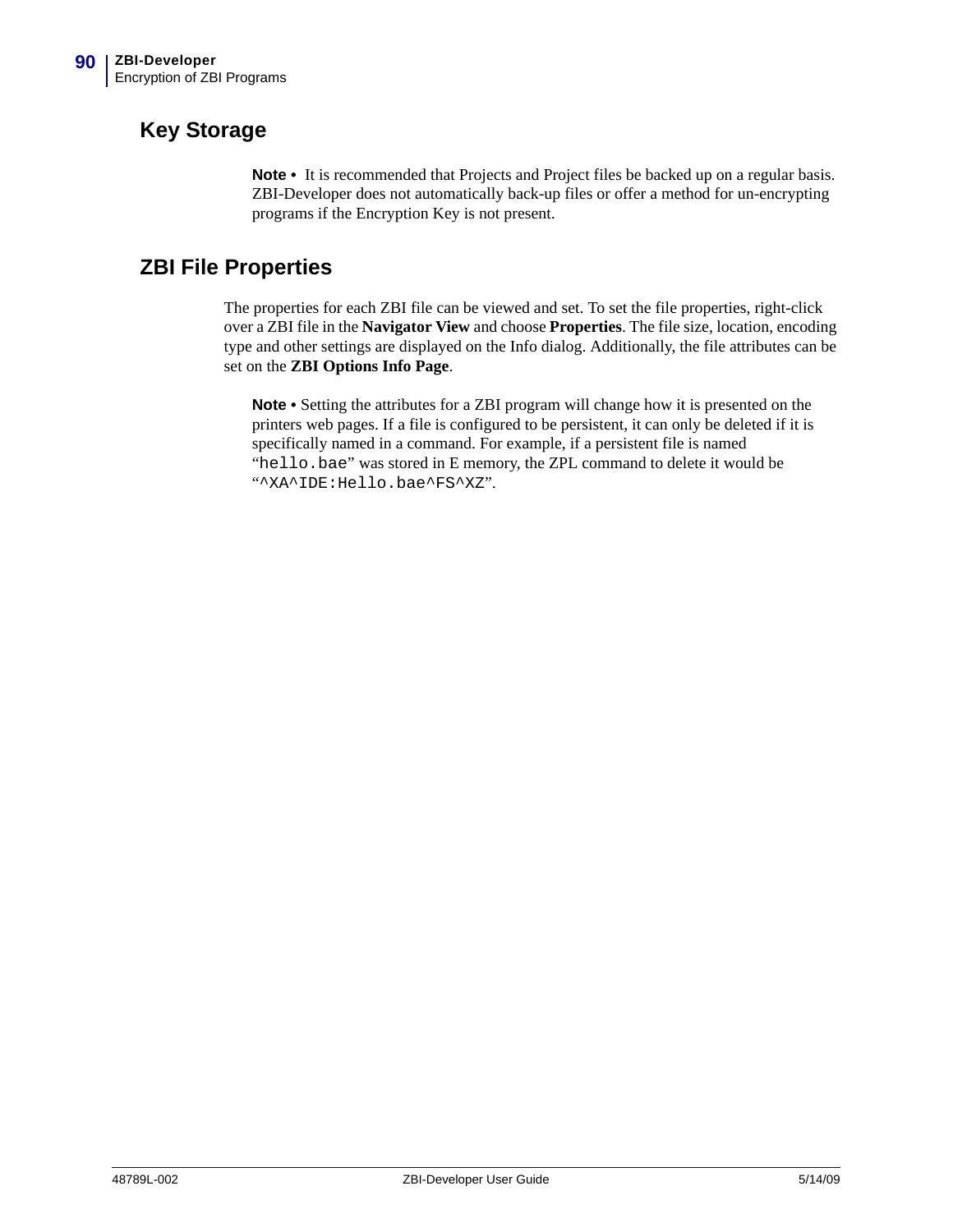## Key Storage

**Note •** It is recommended that Projects and Project files be backed up on a regular basis. ZBI-Developer does not automatically back-up files or offer a method for un-encrypting programs if the Encryption Key is not present.

## ZBI File Properties

The properties for each ZBI file can be viewed and set. To set the file properties, right-click over a ZBI file in the **Navigator View** and choose **Properties**. The file size, location, encoding type and other settings are displayed on the Info dialog. Additionally, the file attributes can be set on the **ZBI Options Info Page**.

**Note •** Setting the attributes for a ZBI program will change how it is presented on the printers web pages. If a file is configured to be persistent, it can only be deleted if it is specifically named in a command. For example, if a persistent file is named "`hello.bae`" was stored in E memory, the ZPL command to delete it would be "`^XA^IDE:Hello.bae^FS^XZ`".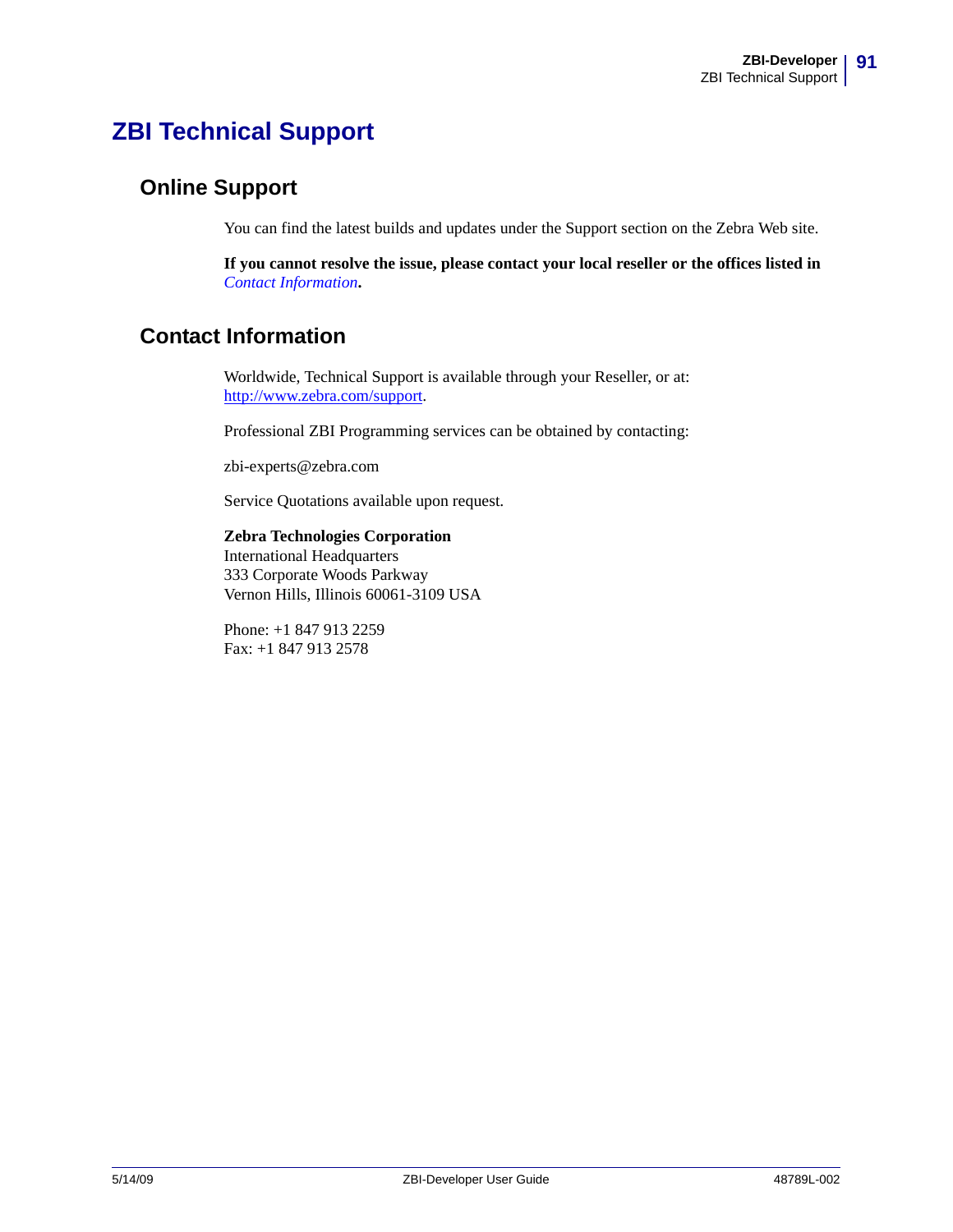# ZBI Technical Support

## Online Support

You can find the latest builds and updates under the Support section on the Zebra Web site.

**If you cannot resolve the issue, please contact your local reseller or the offices listed in *Contact Information*.**

## Contact Information

Worldwide, Technical Support is available through your Reseller, or at: http://www.zebra.com/support.

Professional ZBI Programming services can be obtained by contacting:

zbi-experts@zebra.com

Service Quotations available upon request.

**Zebra Technologies Corporation**
International Headquarters
333 Corporate Woods Parkway
Vernon Hills, Illinois 60061-3109 USA

Phone: +1 847 913 2259
Fax: +1 847 913 2578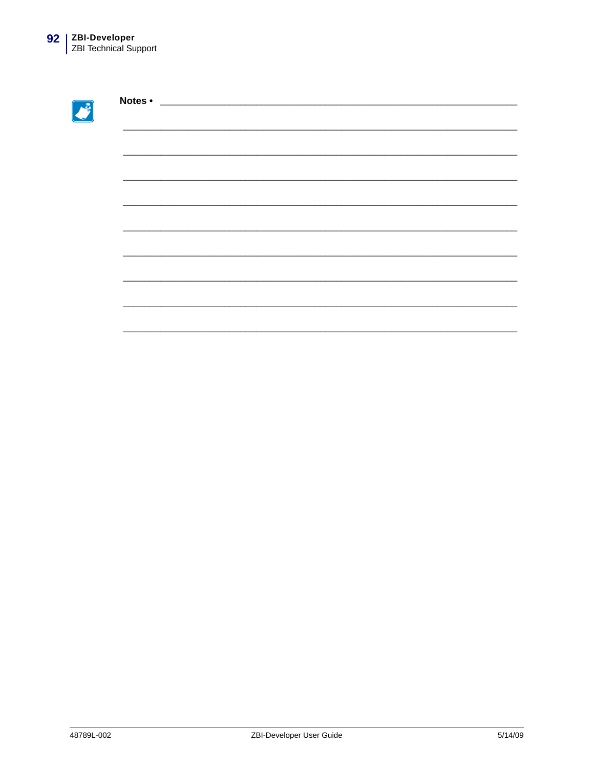**Notes •** ___________________________________________________________________

_______________________________________________________________________________

_______________________________________________________________________________

_______________________________________________________________________________

_______________________________________________________________________________

_______________________________________________________________________________

_______________________________________________________________________________

_______________________________________________________________________________

_______________________________________________________________________________

_______________________________________________________________________________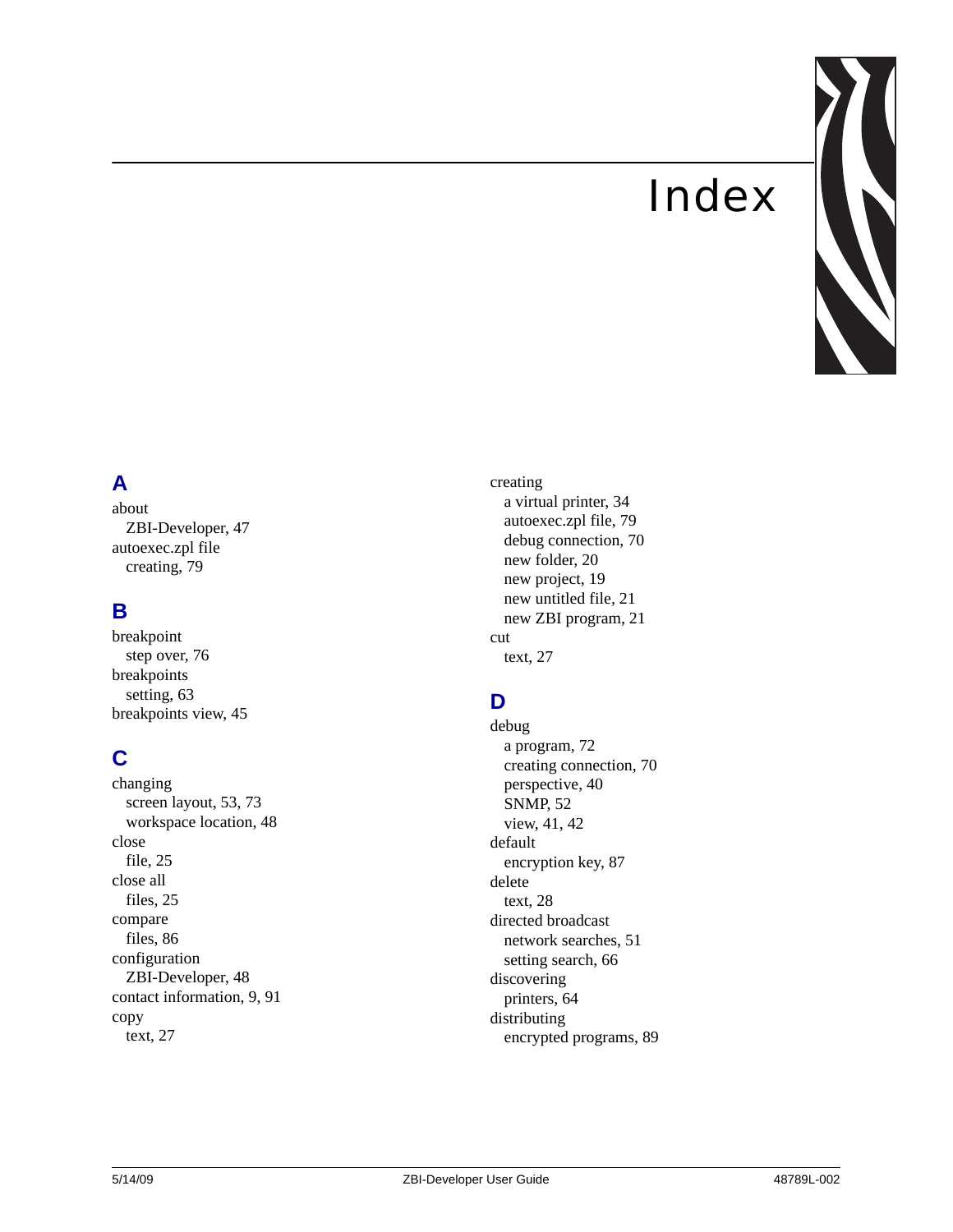# Index

## A

about
  ZBI-Developer, 47
autoexec.zpl file
  creating, 79

## B

breakpoint
  step over, 76
breakpoints
  setting, 63
breakpoints view, 45

## C

changing
  screen layout, 53, 73
  workspace location, 48
close
  file, 25
close all
  files, 25
compare
  files, 86
configuration
  ZBI-Developer, 48
contact information, 9, 91
copy
  text, 27
creating
  a virtual printer, 34
  autoexec.zpl file, 79
  debug connection, 70
  new folder, 20
  new project, 19
  new untitled file, 21
  new ZBI program, 21
cut
  text, 27

## D

debug
  a program, 72
  creating connection, 70
  perspective, 40
  SNMP, 52
  view, 41, 42
default
  encryption key, 87
delete
  text, 28
directed broadcast
  network searches, 51
  setting search, 66
discovering
  printers, 64
distributing
  encrypted programs, 89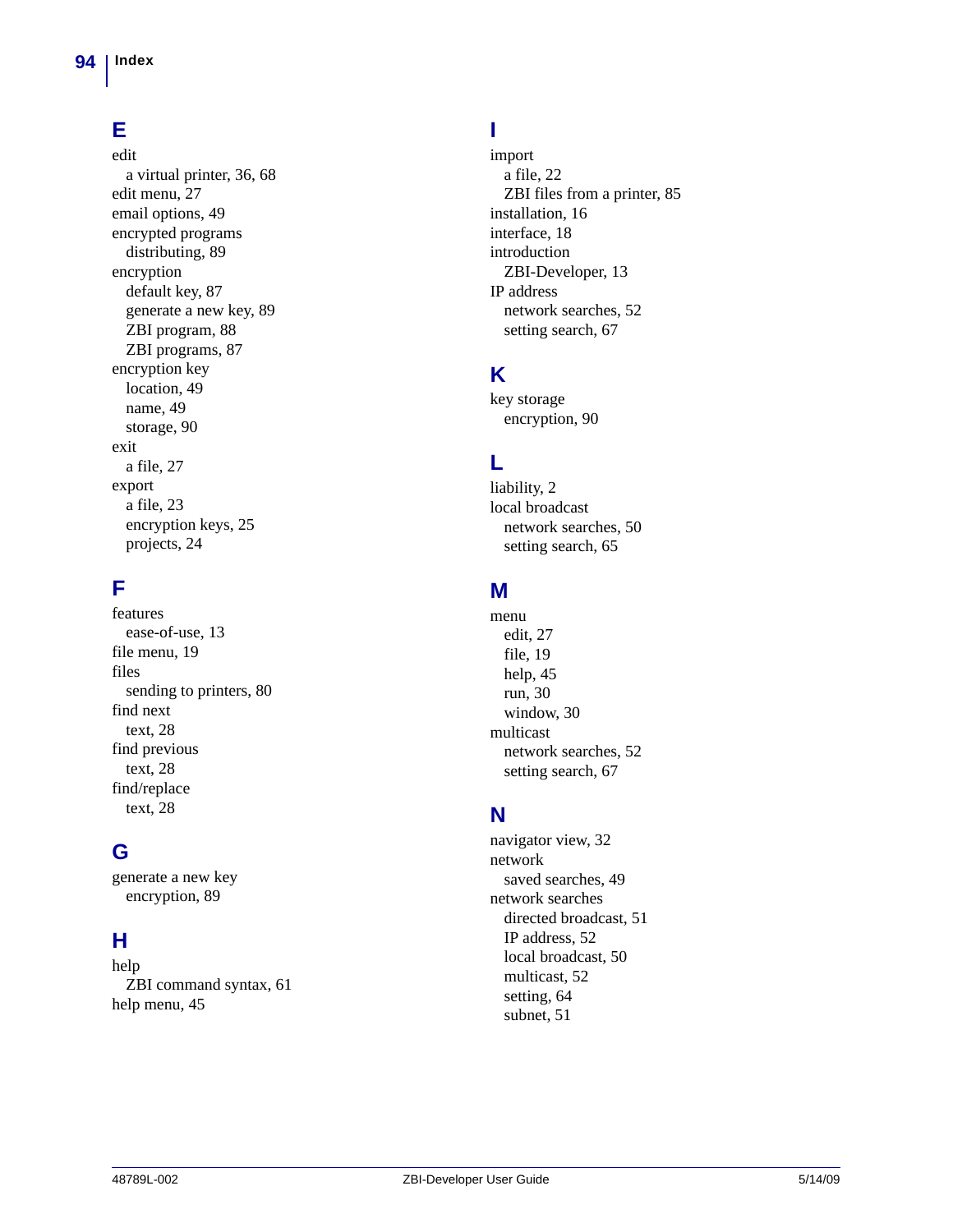## E

edit
- a virtual printer, 36, 68

edit menu, 27
email options, 49
encrypted programs
- distributing, 89

encryption
- default key, 87
- generate a new key, 89
- ZBI program, 88
- ZBI programs, 87

encryption key
- location, 49
- name, 49
- storage, 90

exit
- a file, 27

export
- a file, 23
- encryption keys, 25
- projects, 24

## F

features
- ease-of-use, 13

file menu, 19
files
- sending to printers, 80

find next
- text, 28

find previous
- text, 28

find/replace
- text, 28

## G

generate a new key
- encryption, 89

## H

help
- ZBI command syntax, 61

help menu, 45

## I

import
- a file, 22
- ZBI files from a printer, 85

installation, 16
interface, 18
introduction
- ZBI-Developer, 13

IP address
- network searches, 52
- setting search, 67

## K

key storage
- encryption, 90

## L

liability, 2
local broadcast
- network searches, 50
- setting search, 65

## M

menu
- edit, 27
- file, 19
- help, 45
- run, 30
- window, 30

multicast
- network searches, 52
- setting search, 67

## N

navigator view, 32
network
- saved searches, 49

network searches
- directed broadcast, 51
- IP address, 52
- local broadcast, 50
- multicast, 52
- setting, 64
- subnet, 51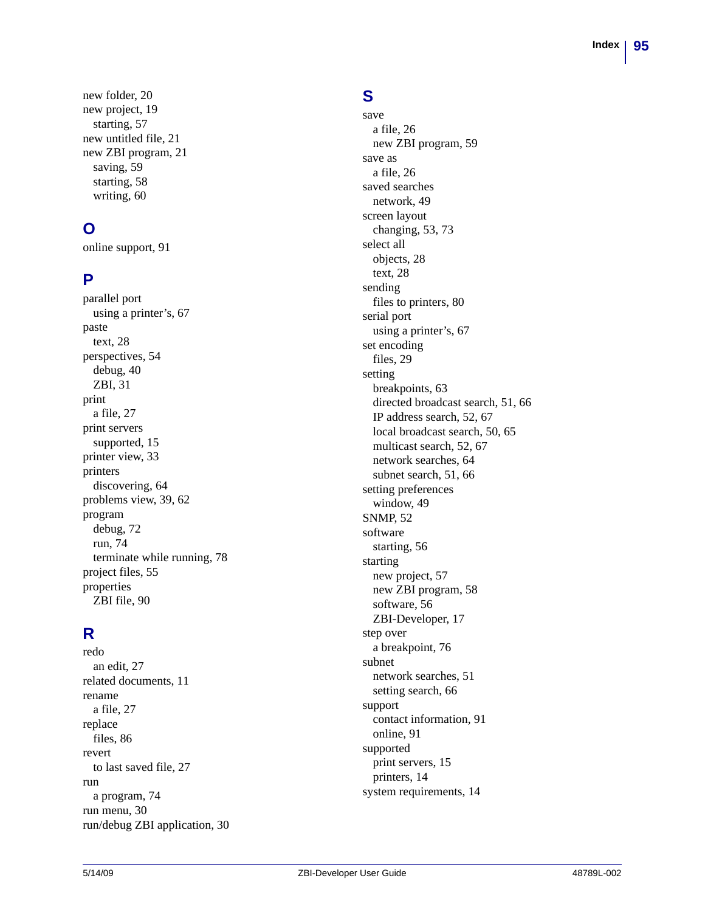new folder, 20
new project, 19
  starting, 57
new untitled file, 21
new ZBI program, 21
  saving, 59
  starting, 58
  writing, 60

## O

online support, 91

## P

parallel port
  using a printer's, 67
paste
  text, 28
perspectives, 54
  debug, 40
  ZBI, 31
print
  a file, 27
print servers
  supported, 15
printer view, 33
printers
  discovering, 64
problems view, 39, 62
program
  debug, 72
  run, 74
  terminate while running, 78
project files, 55
properties
  ZBI file, 90

## R

redo
  an edit, 27
related documents, 11
rename
  a file, 27
replace
  files, 86
revert
  to last saved file, 27
run
  a program, 74
run menu, 30
run/debug ZBI application, 30

## S

save
  a file, 26
  new ZBI program, 59
save as
  a file, 26
saved searches
  network, 49
screen layout
  changing, 53, 73
select all
  objects, 28
  text, 28
sending
  files to printers, 80
serial port
  using a printer's, 67
set encoding
  files, 29
setting
  breakpoints, 63
  directed broadcast search, 51, 66
  IP address search, 52, 67
  local broadcast search, 50, 65
  multicast search, 52, 67
  network searches, 64
  subnet search, 51, 66
setting preferences
  window, 49
SNMP, 52
software
  starting, 56
starting
  new project, 57
  new ZBI program, 58
  software, 56
  ZBI-Developer, 17
step over
  a breakpoint, 76
subnet
  network searches, 51
  setting search, 66
support
  contact information, 91
  online, 91
supported
  print servers, 15
  printers, 14
system requirements, 14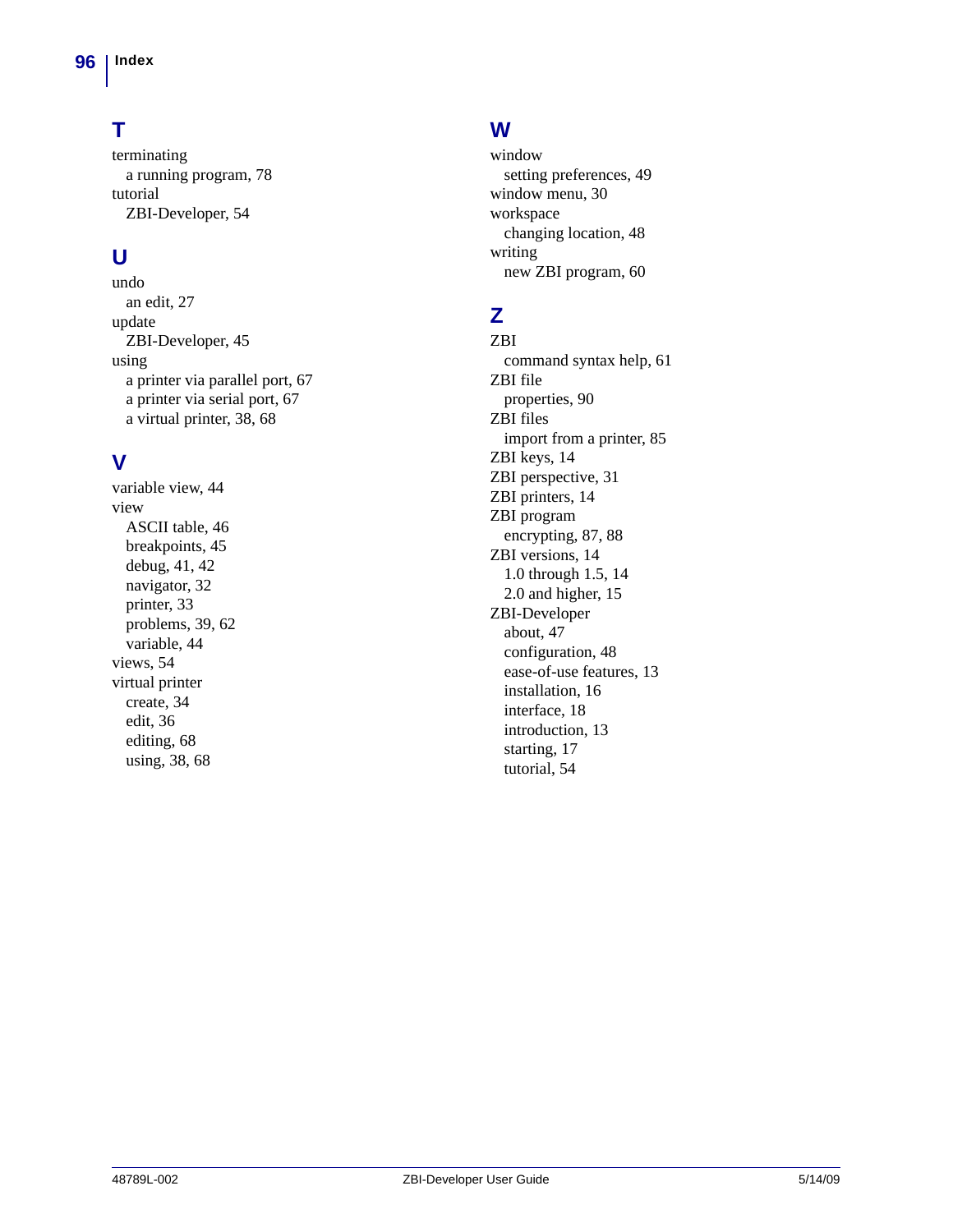## T

terminating
- a running program, 78

tutorial
- ZBI-Developer, 54

## U

undo
- an edit, 27

update
- ZBI-Developer, 45

using
- a printer via parallel port, 67
- a printer via serial port, 67
- a virtual printer, 38, 68

## V

variable view, 44

view
- ASCII table, 46
- breakpoints, 45
- debug, 41, 42
- navigator, 32
- printer, 33
- problems, 39, 62
- variable, 44

views, 54

virtual printer
- create, 34
- edit, 36
- editing, 68
- using, 38, 68

## W

window
- setting preferences, 49

window menu, 30

workspace
- changing location, 48

writing
- new ZBI program, 60

## Z

ZBI
- command syntax help, 61

ZBI file
- properties, 90

ZBI files
- import from a printer, 85

ZBI keys, 14

ZBI perspective, 31

ZBI printers, 14

ZBI program
- encrypting, 87, 88

ZBI versions, 14
- 1.0 through 1.5, 14
- 2.0 and higher, 15

ZBI-Developer
- about, 47
- configuration, 48
- ease-of-use features, 13
- installation, 16
- interface, 18
- introduction, 13
- starting, 17
- tutorial, 54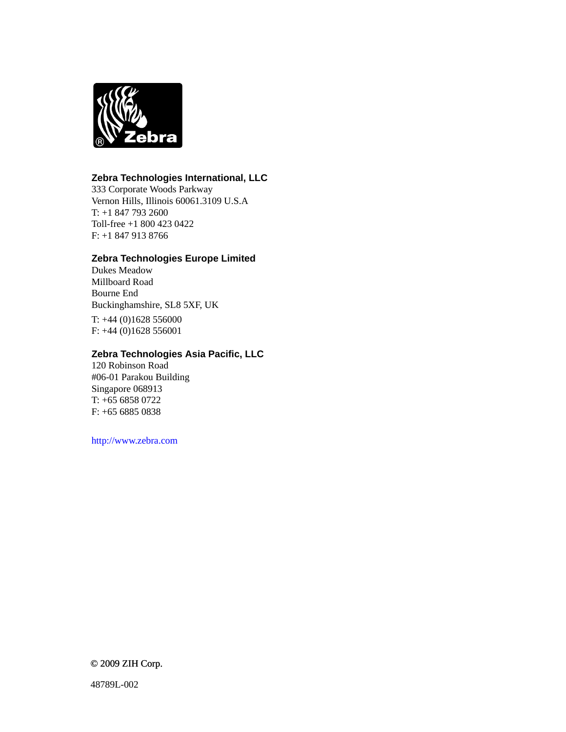**Zebra Technologies International, LLC**
333 Corporate Woods Parkway
Vernon Hills, Illinois 60061.3109 U.S.A
T: +1 847 793 2600
Toll-free +1 800 423 0422
F: +1 847 913 8766

**Zebra Technologies Europe Limited**
Dukes Meadow
Millboard Road
Bourne End
Buckinghamshire, SL8 5XF, UK
T: +44 (0)1628 556000
F: +44 (0)1628 556001

**Zebra Technologies Asia Pacific, LLC**
120 Robinson Road
#06-01 Parakou Building
Singapore 068913
T: +65 6858 0722
F: +65 6885 0838

http://www.zebra.com

© 2009 ZIH Corp.

48789L-002